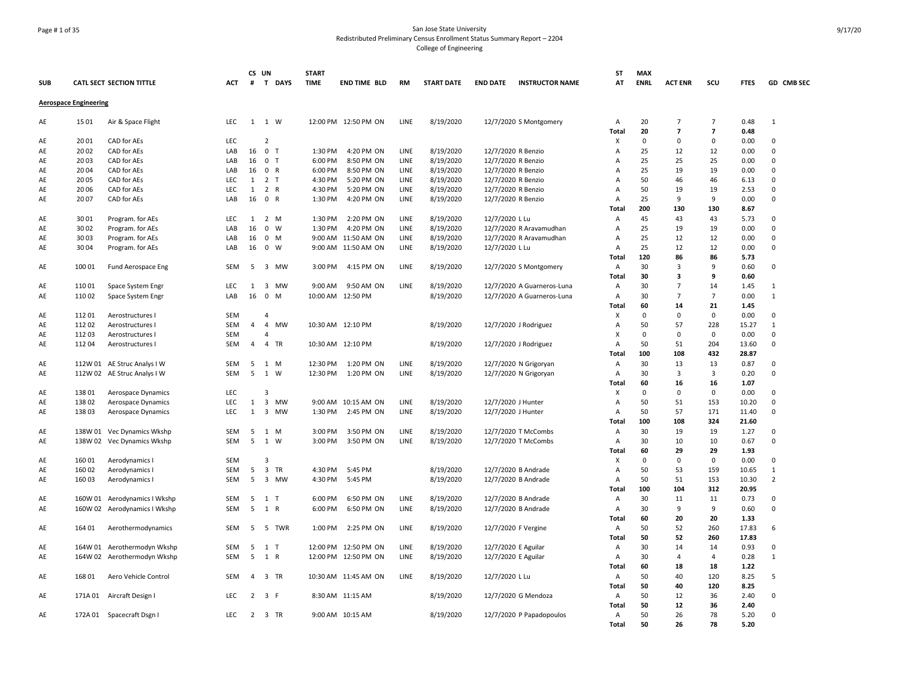San Jose State University
Redistributed Preliminary Census Enrollment Status Summary Report – 2204
College of Engineering

| SUB | CATL SECT | SECTION TITTLE | ACT | CS # | UN T | DAYS | START TIME | END TIME | BLD | RM | START DATE | END DATE | INSTRUCTOR NAME | ST AT | MAX ENRL | ACT ENR | SCU | FTES | GD | CMB SEC |
|---|---|---|---|---|---|---|---|---|---|---|---|---|---|---|---|---|---|---|---|---|
| **Aerospace Engineering** | | | | | | | | | | | | | | | | | | | | |
| AE | 15 01 | Air & Space Flight | LEC | 1 | 1 | W | 12:00 PM | 12:50 PM | ON | LINE | 8/19/2020 | 12/7/2020 | S Montgomery | A | 20 | 7 | 7 | 0.48 | 1 | |
| | | | | | | | | | | | | | | **Total** | **20** | **7** | **7** | **0.48** | | |
| AE | 20 01 | CAD for AEs | LEC | | 2 | | | | | | | | | X | 0 | 0 | 0 | 0.00 | 0 | |
| AE | 20 02 | CAD for AEs | LAB | 16 | 0 | T | 1:30 PM | 4:20 PM | ON | LINE | 8/19/2020 | 12/7/2020 | R Benzio | A | 25 | 12 | 12 | 0.00 | 0 | |
| AE | 20 03 | CAD for AEs | LAB | 16 | 0 | T | 6:00 PM | 8:50 PM | ON | LINE | 8/19/2020 | 12/7/2020 | R Benzio | A | 25 | 25 | 25 | 0.00 | 0 | |
| AE | 20 04 | CAD for AEs | LAB | 16 | 0 | R | 6:00 PM | 8:50 PM | ON | LINE | 8/19/2020 | 12/7/2020 | R Benzio | A | 25 | 19 | 19 | 0.00 | 0 | |
| AE | 20 05 | CAD for AEs | LEC | 1 | 2 | T | 4:30 PM | 5:20 PM | ON | LINE | 8/19/2020 | 12/7/2020 | R Benzio | A | 50 | 46 | 46 | 6.13 | 0 | |
| AE | 20 06 | CAD for AEs | LEC | 1 | 2 | R | 4:30 PM | 5:20 PM | ON | LINE | 8/19/2020 | 12/7/2020 | R Benzio | A | 50 | 19 | 19 | 2.53 | 0 | |
| AE | 20 07 | CAD for AEs | LAB | 16 | 0 | R | 1:30 PM | 4:20 PM | ON | LINE | 8/19/2020 | 12/7/2020 | R Benzio | A | 25 | 9 | 9 | 0.00 | 0 | |
| | | | | | | | | | | | | | | **Total** | **200** | **130** | **130** | **8.67** | | |
| AE | 30 01 | Program. for AEs | LEC | 1 | 2 | M | 1:30 PM | 2:20 PM | ON | LINE | 8/19/2020 | 12/7/2020 | L Lu | A | 45 | 43 | 43 | 5.73 | 0 | |
| AE | 30 02 | Program. for AEs | LAB | 16 | 0 | W | 1:30 PM | 4:20 PM | ON | LINE | 8/19/2020 | 12/7/2020 | R Aravamudhan | A | 25 | 19 | 19 | 0.00 | 0 | |
| AE | 30 03 | Program. for AEs | LAB | 16 | 0 | M | 9:00 AM | 11:50 AM | ON | LINE | 8/19/2020 | 12/7/2020 | R Aravamudhan | A | 25 | 12 | 12 | 0.00 | 0 | |
| AE | 30 04 | Program. for AEs | LAB | 16 | 0 | W | 9:00 AM | 11:50 AM | ON | LINE | 8/19/2020 | 12/7/2020 | L Lu | A | 25 | 12 | 12 | 0.00 | 0 | |
| | | | | | | | | | | | | | | **Total** | **120** | **86** | **86** | **5.73** | | |
| AE | 100 01 | Fund Aerospace Eng | SEM | 5 | 3 | MW | 3:00 PM | 4:15 PM | ON | LINE | 8/19/2020 | 12/7/2020 | S Montgomery | A | 30 | 3 | 9 | 0.60 | 0 | |
| | | | | | | | | | | | | | | **Total** | **30** | **3** | **9** | **0.60** | | |
| AE | 110 01 | Space System Engr | LEC | 1 | 3 | MW | 9:00 AM | 9:50 AM | ON | LINE | 8/19/2020 | 12/7/2020 | A Guarneros-Luna | A | 30 | 7 | 14 | 1.45 | 1 | |
| AE | 110 02 | Space System Engr | LAB | 16 | 0 | M | 10:00 AM | 12:50 PM | | | 8/19/2020 | 12/7/2020 | A Guarneros-Luna | A | 30 | 7 | 7 | 0.00 | 1 | |
| | | | | | | | | | | | | | | **Total** | **60** | **14** | **21** | **1.45** | | |
| AE | 112 01 | Aerostructures I | SEM | | 4 | | | | | | | | | X | 0 | 0 | 0 | 0.00 | 0 | |
| AE | 112 02 | Aerostructures I | SEM | 4 | 4 | MW | 10:30 AM | 12:10 PM | | | 8/19/2020 | 12/7/2020 | J Rodriguez | A | 50 | 57 | 228 | 15.27 | 1 | |
| AE | 112 03 | Aerostructures I | SEM | | 4 | | | | | | | | | X | 0 | 0 | 0 | 0.00 | 0 | |
| AE | 112 04 | Aerostructures I | SEM | 4 | 4 | TR | 10:30 AM | 12:10 PM | | | 8/19/2020 | 12/7/2020 | J Rodriguez | A | 50 | 51 | 204 | 13.60 | 0 | |
| | | | | | | | | | | | | | | **Total** | **100** | **108** | **432** | **28.87** | | |
| AE | 112W 01 | AE Struc Analys I W | SEM | 5 | 1 | M | 12:30 PM | 1:20 PM | ON | LINE | 8/19/2020 | 12/7/2020 | N Grigoryan | A | 30 | 13 | 13 | 0.87 | 0 | |
| AE | 112W 02 | AE Struc Analys I W | SEM | 5 | 1 | W | 12:30 PM | 1:20 PM | ON | LINE | 8/19/2020 | 12/7/2020 | N Grigoryan | A | 30 | 3 | 3 | 0.20 | 0 | |
| | | | | | | | | | | | | | | **Total** | **60** | **16** | **16** | **1.07** | | |
| AE | 138 01 | Aerospace Dynamics | LEC | | 3 | | | | | | | | | X | 0 | 0 | 0 | 0.00 | 0 | |
| AE | 138 02 | Aerospace Dynamics | LEC | 1 | 3 | MW | 9:00 AM | 10:15 AM | ON | LINE | 8/19/2020 | 12/7/2020 | J Hunter | A | 50 | 51 | 153 | 10.20 | 0 | |
| AE | 138 03 | Aerospace Dynamics | LEC | 1 | 3 | MW | 1:30 PM | 2:45 PM | ON | LINE | 8/19/2020 | 12/7/2020 | J Hunter | A | 50 | 57 | 171 | 11.40 | 0 | |
| | | | | | | | | | | | | | | **Total** | **100** | **108** | **324** | **21.60** | | |
| AE | 138W 01 | Vec Dynamics Wkshp | SEM | 5 | 1 | M | 3:00 PM | 3:50 PM | ON | LINE | 8/19/2020 | 12/7/2020 | T McCombs | A | 30 | 19 | 19 | 1.27 | 0 | |
| AE | 138W 02 | Vec Dynamics Wkshp | SEM | 5 | 1 | W | 3:00 PM | 3:50 PM | ON | LINE | 8/19/2020 | 12/7/2020 | T McCombs | A | 30 | 10 | 10 | 0.67 | 0 | |
| | | | | | | | | | | | | | | **Total** | **60** | **29** | **29** | **1.93** | | |
| AE | 160 01 | Aerodynamics I | SEM | | 3 | | | | | | | | | X | 0 | 0 | 0 | 0.00 | 0 | |
| AE | 160 02 | Aerodynamics I | SEM | 5 | 3 | TR | 4:30 PM | 5:45 PM | | | 8/19/2020 | 12/7/2020 | B Andrade | A | 50 | 53 | 159 | 10.65 | 1 | |
| AE | 160 03 | Aerodynamics I | SEM | 5 | 3 | MW | 4:30 PM | 5:45 PM | | | 8/19/2020 | 12/7/2020 | B Andrade | A | 50 | 51 | 153 | 10.30 | 2 | |
| | | | | | | | | | | | | | | **Total** | **100** | **104** | **312** | **20.95** | | |
| AE | 160W 01 | Aerodynamics I Wkshp | SEM | 5 | 1 | T | 6:00 PM | 6:50 PM | ON | LINE | 8/19/2020 | 12/7/2020 | B Andrade | A | 30 | 11 | 11 | 0.73 | 0 | |
| AE | 160W 02 | Aerodynamics I Wkshp | SEM | 5 | 1 | R | 6:00 PM | 6:50 PM | ON | LINE | 8/19/2020 | 12/7/2020 | B Andrade | A | 30 | 9 | 9 | 0.60 | 0 | |
| | | | | | | | | | | | | | | **Total** | **60** | **20** | **20** | **1.33** | | |
| AE | 164 01 | Aerothermodynamics | SEM | 5 | 5 | TWR | 1:00 PM | 2:25 PM | ON | LINE | 8/19/2020 | 12/7/2020 | F Vergine | A | 50 | 52 | 260 | 17.83 | 6 | |
| | | | | | | | | | | | | | | **Total** | **50** | **52** | **260** | **17.83** | | |
| AE | 164W 01 | Aerothermodyn Wkshp | SEM | 5 | 1 | T | 12:00 PM | 12:50 PM | ON | LINE | 8/19/2020 | 12/7/2020 | E Aguilar | A | 30 | 14 | 14 | 0.93 | 0 | |
| AE | 164W 02 | Aerothermodyn Wkshp | SEM | 5 | 1 | R | 12:00 PM | 12:50 PM | ON | LINE | 8/19/2020 | 12/7/2020 | E Aguilar | A | 30 | 4 | 4 | 0.28 | 1 | |
| | | | | | | | | | | | | | | **Total** | **60** | **18** | **18** | **1.22** | | |
| AE | 168 01 | Aero Vehicle Control | SEM | 4 | 3 | TR | 10:30 AM | 11:45 AM | ON | LINE | 8/19/2020 | 12/7/2020 | L Lu | A | 50 | 40 | 120 | 8.25 | 5 | |
| | | | | | | | | | | | | | | **Total** | **50** | **40** | **120** | **8.25** | | |
| AE | 171A 01 | Aircraft Design I | LEC | 2 | 3 | F | 8:30 AM | 11:15 AM | | | 8/19/2020 | 12/7/2020 | G Mendoza | A | 50 | 12 | 36 | 2.40 | 0 | |
| | | | | | | | | | | | | | | **Total** | **50** | **12** | **36** | **2.40** | | |
| AE | 172A 01 | Spacecraft Dsgn I | LEC | 2 | 3 | TR | 9:00 AM | 10:15 AM | | | 8/19/2020 | 12/7/2020 | P Papadopoulos | A | 50 | 26 | 78 | 5.20 | 0 | |
| | | | | | | | | | | | | | | **Total** | **50** | **26** | **78** | **5.20** | | |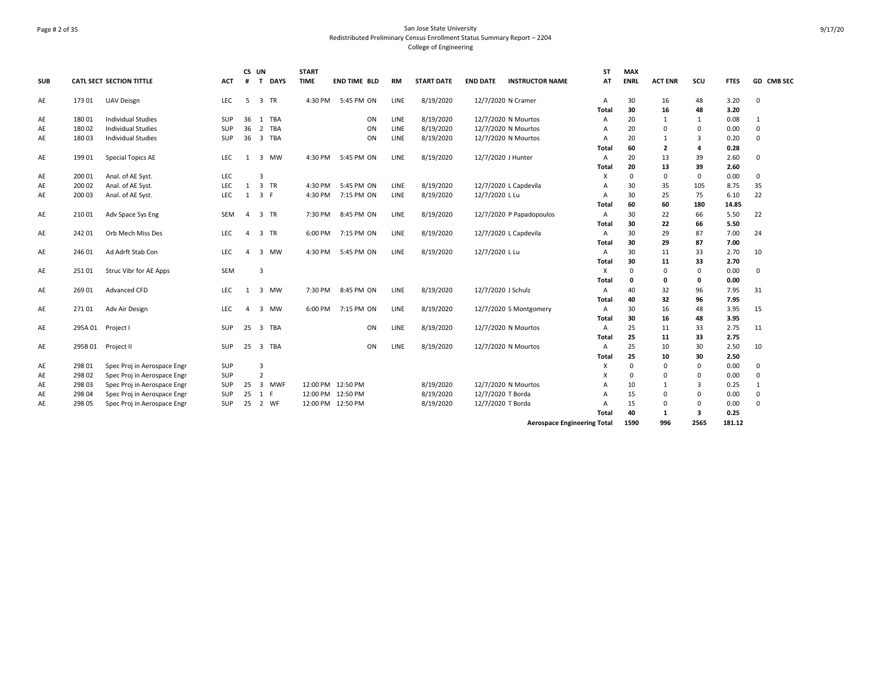San Jose State University
Redistributed Preliminary Census Enrollment Status Summary Report – 2204
College of Engineering

| SUB | CATL SECT | SECTION TITTLE | ACT | CS # | UN T | DAYS | START TIME | END TIME | BLD | RM | START DATE | END DATE | INSTRUCTOR NAME | ST AT | MAX ENRL | ACT ENR | SCU | FTES | GD | CMB SEC |
|---|---|---|---|---|---|---|---|---|---|---|---|---|---|---|---|---|---|---|---|---|
| AE | 173 01 | UAV Deisgn | LEC | 5 | 3 | TR | 4:30 PM | 5:45 PM | ON | LINE | 8/19/2020 | 12/7/2020 | N Cramer | A | 30 | 16 | 48 | 3.20 | 0 | |
| | | | | | | | | | | | | | | **Total** | **30** | **16** | **48** | **3.20** | | |
| AE | 180 01 | Individual Studies | SUP | 36 | 1 | TBA | | | ON | LINE | 8/19/2020 | 12/7/2020 | N Mourtos | A | 20 | 1 | 1 | 0.08 | 1 | |
| AE | 180 02 | Individual Studies | SUP | 36 | 2 | TBA | | | ON | LINE | 8/19/2020 | 12/7/2020 | N Mourtos | A | 20 | 0 | 0 | 0.00 | 0 | |
| AE | 180 03 | Individual Studies | SUP | 36 | 3 | TBA | | | ON | LINE | 8/19/2020 | 12/7/2020 | N Mourtos | A | 20 | 1 | 3 | 0.20 | 0 | |
| | | | | | | | | | | | | | | **Total** | **60** | **2** | **4** | **0.28** | | |
| AE | 199 01 | Special Topics AE | LEC | 1 | 3 | MW | 4:30 PM | 5:45 PM | ON | LINE | 8/19/2020 | 12/7/2020 | J Hunter | A | 20 | 13 | 39 | 2.60 | 0 | |
| | | | | | | | | | | | | | | **Total** | **20** | **13** | **39** | **2.60** | | |
| AE | 200 01 | Anal. of AE Syst. | LEC | | 3 | | | | | | | | | X | 0 | 0 | 0 | 0.00 | 0 | |
| AE | 200 02 | Anal. of AE Syst. | LEC | 1 | 3 | TR | 4:30 PM | 5:45 PM | ON | LINE | 8/19/2020 | 12/7/2020 | L Capdevila | A | 30 | 35 | 105 | 8.75 | 35 | |
| AE | 200 03 | Anal. of AE Syst. | LEC | 1 | 3 | F | 4:30 PM | 7:15 PM | ON | LINE | 8/19/2020 | 12/7/2020 | L Lu | A | 30 | 25 | 75 | 6.10 | 22 | |
| | | | | | | | | | | | | | | **Total** | **60** | **60** | **180** | **14.85** | | |
| AE | 210 01 | Adv Space Sys Eng | SEM | 4 | 3 | TR | 7:30 PM | 8:45 PM | ON | LINE | 8/19/2020 | 12/7/2020 | P Papadopoulos | A | 30 | 22 | 66 | 5.50 | 22 | |
| | | | | | | | | | | | | | | **Total** | **30** | **22** | **66** | **5.50** | | |
| AE | 242 01 | Orb Mech Miss Des | LEC | 4 | 3 | TR | 6:00 PM | 7:15 PM | ON | LINE | 8/19/2020 | 12/7/2020 | L Capdevila | A | 30 | 29 | 87 | 7.00 | 24 | |
| | | | | | | | | | | | | | | **Total** | **30** | **29** | **87** | **7.00** | | |
| AE | 246 01 | Ad Adrft Stab Con | LEC | 4 | 3 | MW | 4:30 PM | 5:45 PM | ON | LINE | 8/19/2020 | 12/7/2020 | L Lu | A | 30 | 11 | 33 | 2.70 | 10 | |
| | | | | | | | | | | | | | | **Total** | **30** | **11** | **33** | **2.70** | | |
| AE | 251 01 | Struc Vibr for AE Apps | SEM | | 3 | | | | | | | | | X | 0 | 0 | 0 | 0.00 | 0 | |
| | | | | | | | | | | | | | | **Total** | **0** | **0** | **0** | **0.00** | | |
| AE | 269 01 | Advanced CFD | LEC | 1 | 3 | MW | 7:30 PM | 8:45 PM | ON | LINE | 8/19/2020 | 12/7/2020 | J Schulz | A | 40 | 32 | 96 | 7.95 | 31 | |
| | | | | | | | | | | | | | | **Total** | **40** | **32** | **96** | **7.95** | | |
| AE | 271 01 | Adv Air Design | LEC | 4 | 3 | MW | 6:00 PM | 7:15 PM | ON | LINE | 8/19/2020 | 12/7/2020 | S Montgomery | A | 30 | 16 | 48 | 3.95 | 15 | |
| | | | | | | | | | | | | | | **Total** | **30** | **16** | **48** | **3.95** | | |
| AE | 295A 01 | Project I | SUP | 25 | 3 | TBA | | | ON | LINE | 8/19/2020 | 12/7/2020 | N Mourtos | A | 25 | 11 | 33 | 2.75 | 11 | |
| | | | | | | | | | | | | | | **Total** | **25** | **11** | **33** | **2.75** | | |
| AE | 295B 01 | Project II | SUP | 25 | 3 | TBA | | | ON | LINE | 8/19/2020 | 12/7/2020 | N Mourtos | A | 25 | 10 | 30 | 2.50 | 10 | |
| | | | | | | | | | | | | | | **Total** | **25** | **10** | **30** | **2.50** | | |
| AE | 298 01 | Spec Proj in Aerospace Engr | SUP | | 3 | | | | | | | | | X | 0 | 0 | 0 | 0.00 | 0 | |
| AE | 298 02 | Spec Proj in Aerospace Engr | SUP | | 2 | | | | | | | | | X | 0 | 0 | 0 | 0.00 | 0 | |
| AE | 298 03 | Spec Proj in Aerospace Engr | SUP | 25 | 3 | MWF | 12:00 PM | 12:50 PM | | | 8/19/2020 | 12/7/2020 | N Mourtos | A | 10 | 1 | 3 | 0.25 | 1 | |
| AE | 298 04 | Spec Proj in Aerospace Engr | SUP | 25 | 1 | F | 12:00 PM | 12:50 PM | | | 8/19/2020 | 12/7/2020 | T Borda | A | 15 | 0 | 0 | 0.00 | 0 | |
| AE | 298 05 | Spec Proj in Aerospace Engr | SUP | 25 | 2 | WF | 12:00 PM | 12:50 PM | | | 8/19/2020 | 12/7/2020 | T Borda | A | 15 | 0 | 0 | 0.00 | 0 | |
| | | | | | | | | | | | | | | **Total** | **40** | **1** | **3** | **0.25** | | |
| | | | | | | | | | | | | | **Aerospace Engineering Total** | | **1590** | **996** | **2565** | **181.12** | | |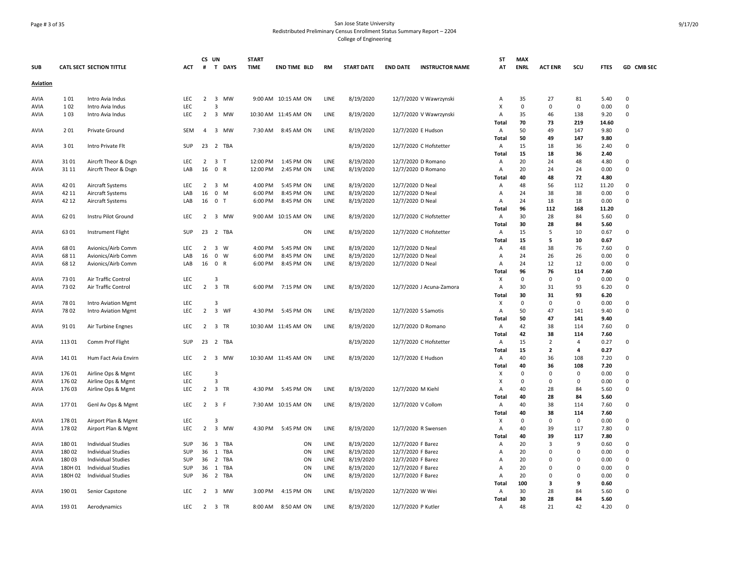San Jose State University
Redistributed Preliminary Census Enrollment Status Summary Report – 2204
College of Engineering

| SUB | CATL SECT | SECTION TITTLE | ACT | CS # | UN T | DAYS | START TIME | END TIME | BLD | RM | START DATE | END DATE | INSTRUCTOR NAME | ST AT | MAX ENRL | ACT ENR | SCU | FTES | GD | CMB SEC |
|---|---|---|---|---|---|---|---|---|---|---|---|---|---|---|---|---|---|---|---|---|
| **Aviation** | | | | | | | | | | | | | | | | | | | | |
| AVIA | 1 01 | Intro Avia Indus | LEC | 2 | 3 | MW | 9:00 AM | 10:15 AM | ON | LINE | 8/19/2020 | 12/7/2020 | V Wawrzynski | A | 35 | 27 | 81 | 5.40 | 0 | |
| AVIA | 1 02 | Intro Avia Indus | LEC | | 3 | | | | | | | | | X | 0 | 0 | 0 | 0.00 | 0 | |
| AVIA | 1 03 | Intro Avia Indus | LEC | 2 | 3 | MW | 10:30 AM | 11:45 AM | ON | LINE | 8/19/2020 | 12/7/2020 | V Wawrzynski | A | 35 | 46 | 138 | 9.20 | 0 | |
| | | | | | | | | | | | | | | **Total** | **70** | **73** | **219** | **14.60** | | |
| AVIA | 2 01 | Private Ground | SEM | 4 | 3 | MW | 7:30 AM | 8:45 AM | ON | LINE | 8/19/2020 | 12/7/2020 | E Hudson | A | 50 | 49 | 147 | 9.80 | 0 | |
| | | | | | | | | | | | | | | **Total** | **50** | **49** | **147** | **9.80** | | |
| AVIA | 3 01 | Intro Private Flt | SUP | 23 | 2 | TBA | | | | | 8/19/2020 | 12/7/2020 | C Hofstetter | A | 15 | 18 | 36 | 2.40 | 0 | |
| | | | | | | | | | | | | | | **Total** | **15** | **18** | **36** | **2.40** | | |
| AVIA | 31 01 | Aircrft Theor & Dsgn | LEC | 2 | 3 | T | 12:00 PM | 1:45 PM | ON | LINE | 8/19/2020 | 12/7/2020 | D Romano | A | 20 | 24 | 48 | 4.80 | 0 | |
| AVIA | 31 11 | Aircrft Theor & Dsgn | LAB | 16 | 0 | R | 12:00 PM | 2:45 PM | ON | LINE | 8/19/2020 | 12/7/2020 | D Romano | A | 20 | 24 | 24 | 0.00 | 0 | |
| | | | | | | | | | | | | | | **Total** | **40** | **48** | **72** | **4.80** | | |
| AVIA | 42 01 | Aircraft Systems | LEC | 2 | 3 | M | 4:00 PM | 5:45 PM | ON | LINE | 8/19/2020 | 12/7/2020 | D Neal | A | 48 | 56 | 112 | 11.20 | 0 | |
| AVIA | 42 11 | Aircraft Systems | LAB | 16 | 0 | M | 6:00 PM | 8:45 PM | ON | LINE | 8/19/2020 | 12/7/2020 | D Neal | A | 24 | 38 | 38 | 0.00 | 0 | |
| AVIA | 42 12 | Aircraft Systems | LAB | 16 | 0 | T | 6:00 PM | 8:45 PM | ON | LINE | 8/19/2020 | 12/7/2020 | D Neal | A | 24 | 18 | 18 | 0.00 | 0 | |
| | | | | | | | | | | | | | | **Total** | **96** | **112** | **168** | **11.20** | | |
| AVIA | 62 01 | Instru Pilot Ground | LEC | 2 | 3 | MW | 9:00 AM | 10:15 AM | ON | LINE | 8/19/2020 | 12/7/2020 | C Hofstetter | A | 30 | 28 | 84 | 5.60 | 0 | |
| | | | | | | | | | | | | | | **Total** | **30** | **28** | **84** | **5.60** | | |
| AVIA | 63 01 | Instrument Flight | SUP | 23 | 2 | TBA | | | ON | LINE | 8/19/2020 | 12/7/2020 | C Hofstetter | A | 15 | 5 | 10 | 0.67 | 0 | |
| | | | | | | | | | | | | | | **Total** | **15** | **5** | **10** | **0.67** | | |
| AVIA | 68 01 | Avionics/Airb Comm | LEC | 2 | 3 | W | 4:00 PM | 5:45 PM | ON | LINE | 8/19/2020 | 12/7/2020 | D Neal | A | 48 | 38 | 76 | 7.60 | 0 | |
| AVIA | 68 11 | Avionics/Airb Comm | LAB | 16 | 0 | W | 6:00 PM | 8:45 PM | ON | LINE | 8/19/2020 | 12/7/2020 | D Neal | A | 24 | 26 | 26 | 0.00 | 0 | |
| AVIA | 68 12 | Avionics/Airb Comm | LAB | 16 | 0 | R | 6:00 PM | 8:45 PM | ON | LINE | 8/19/2020 | 12/7/2020 | D Neal | A | 24 | 12 | 12 | 0.00 | 0 | |
| | | | | | | | | | | | | | | **Total** | **96** | **76** | **114** | **7.60** | | |
| AVIA | 73 01 | Air Traffic Control | LEC | | 3 | | | | | | | | | X | 0 | 0 | 0 | 0.00 | 0 | |
| AVIA | 73 02 | Air Traffic Control | LEC | 2 | 3 | TR | 6:00 PM | 7:15 PM | ON | LINE | 8/19/2020 | 12/7/2020 | J Acuna-Zamora | A | 30 | 31 | 93 | 6.20 | 0 | |
| | | | | | | | | | | | | | | **Total** | **30** | **31** | **93** | **6.20** | | |
| AVIA | 78 01 | Intro Aviation Mgmt | LEC | | 3 | | | | | | | | | X | 0 | 0 | 0 | 0.00 | 0 | |
| AVIA | 78 02 | Intro Aviation Mgmt | LEC | 2 | 3 | WF | 4:30 PM | 5:45 PM | ON | LINE | 8/19/2020 | 12/7/2020 | S Samotis | A | 50 | 47 | 141 | 9.40 | 0 | |
| | | | | | | | | | | | | | | **Total** | **50** | **47** | **141** | **9.40** | | |
| AVIA | 91 01 | Air Turbine Engnes | LEC | 2 | 3 | TR | 10:30 AM | 11:45 AM | ON | LINE | 8/19/2020 | 12/7/2020 | D Romano | A | 42 | 38 | 114 | 7.60 | 0 | |
| | | | | | | | | | | | | | | **Total** | **42** | **38** | **114** | **7.60** | | |
| AVIA | 113 01 | Comm Prof Flight | SUP | 23 | 2 | TBA | | | | | 8/19/2020 | 12/7/2020 | C Hofstetter | A | 15 | 2 | 4 | 0.27 | 0 | |
| | | | | | | | | | | | | | | **Total** | **15** | **2** | **4** | **0.27** | | |
| AVIA | 141 01 | Hum Fact Avia Envirn | LEC | 2 | 3 | MW | 10:30 AM | 11:45 AM | ON | LINE | 8/19/2020 | 12/7/2020 | E Hudson | A | 40 | 36 | 108 | 7.20 | 0 | |
| | | | | | | | | | | | | | | **Total** | **40** | **36** | **108** | **7.20** | | |
| AVIA | 176 01 | Airline Ops & Mgmt | LEC | | 3 | | | | | | | | | X | 0 | 0 | 0 | 0.00 | 0 | |
| AVIA | 176 02 | Airline Ops & Mgmt | LEC | | 3 | | | | | | | | | X | 0 | 0 | 0 | 0.00 | 0 | |
| AVIA | 176 03 | Airline Ops & Mgmt | LEC | 2 | 3 | TR | 4:30 PM | 5:45 PM | ON | LINE | 8/19/2020 | 12/7/2020 | M Kiehl | A | 40 | 28 | 84 | 5.60 | 0 | |
| | | | | | | | | | | | | | | **Total** | **40** | **28** | **84** | **5.60** | | |
| AVIA | 177 01 | Genl Av Ops & Mgmt | LEC | 2 | 3 | F | 7:30 AM | 10:15 AM | ON | LINE | 8/19/2020 | 12/7/2020 | V Collom | A | 40 | 38 | 114 | 7.60 | 0 | |
| | | | | | | | | | | | | | | **Total** | **40** | **38** | **114** | **7.60** | | |
| AVIA | 178 01 | Airport Plan & Mgmt | LEC | | 3 | | | | | | | | | X | 0 | 0 | 0 | 0.00 | 0 | |
| AVIA | 178 02 | Airport Plan & Mgmt | LEC | 2 | 3 | MW | 4:30 PM | 5:45 PM | ON | LINE | 8/19/2020 | 12/7/2020 | R Swensen | A | 40 | 39 | 117 | 7.80 | 0 | |
| | | | | | | | | | | | | | | **Total** | **40** | **39** | **117** | **7.80** | | |
| AVIA | 180 01 | Individual Studies | SUP | 36 | 3 | TBA | | | ON | LINE | 8/19/2020 | 12/7/2020 | F Barez | A | 20 | 3 | 9 | 0.60 | 0 | |
| AVIA | 180 02 | Individual Studies | SUP | 36 | 1 | TBA | | | ON | LINE | 8/19/2020 | 12/7/2020 | F Barez | A | 20 | 0 | 0 | 0.00 | 0 | |
| AVIA | 180 03 | Individual Studies | SUP | 36 | 2 | TBA | | | ON | LINE | 8/19/2020 | 12/7/2020 | F Barez | A | 20 | 0 | 0 | 0.00 | 0 | |
| AVIA | 180H 01 | Individual Studies | SUP | 36 | 1 | TBA | | | ON | LINE | 8/19/2020 | 12/7/2020 | F Barez | A | 20 | 0 | 0 | 0.00 | 0 | |
| AVIA | 180H 02 | Individual Studies | SUP | 36 | 2 | TBA | | | ON | LINE | 8/19/2020 | 12/7/2020 | F Barez | A | 20 | 0 | 0 | 0.00 | 0 | |
| | | | | | | | | | | | | | | **Total** | **100** | **3** | **9** | **0.60** | | |
| AVIA | 190 01 | Senior Capstone | LEC | 2 | 3 | MW | 3:00 PM | 4:15 PM | ON | LINE | 8/19/2020 | 12/7/2020 | W Wei | A | 30 | 28 | 84 | 5.60 | 0 | |
| | | | | | | | | | | | | | | **Total** | **30** | **28** | **84** | **5.60** | | |
| AVIA | 193 01 | Aerodynamics | LEC | 2 | 3 | TR | 8:00 AM | 8:50 AM | ON | LINE | 8/19/2020 | 12/7/2020 | P Kutler | A | 48 | 21 | 42 | 4.20 | 0 | |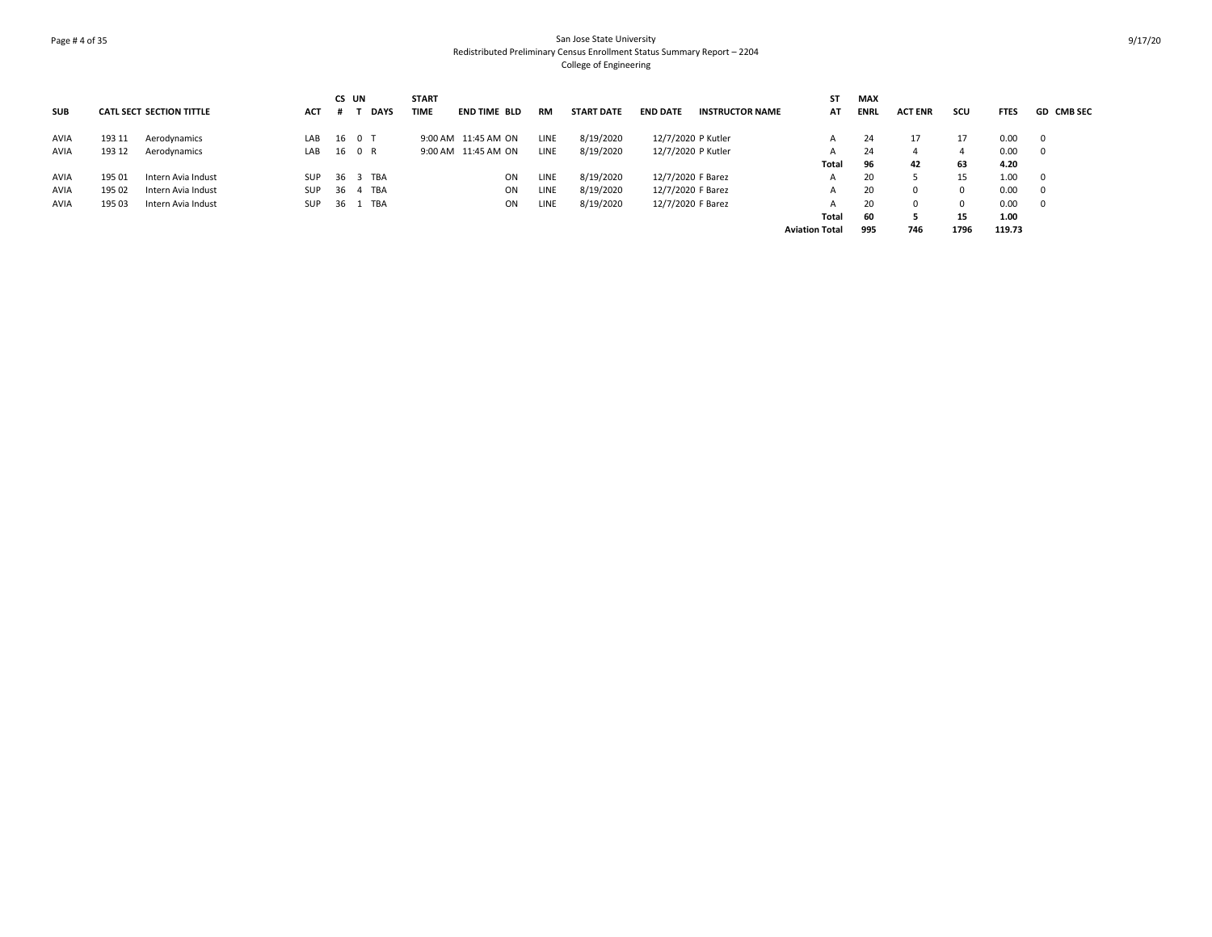San Jose State University
Redistributed Preliminary Census Enrollment Status Summary Report – 2204
College of Engineering

| SUB | CATL | SECT | SECTION TITTLE | ACT | CS # | UN T | DAYS | START TIME | END TIME | BLD | RM | START DATE | END DATE | INSTRUCTOR NAME | ST AT | MAX ENRL | ACT ENR | SCU | FTES | GD | CMB SEC |
|---|---|---|---|---|---|---|---|---|---|---|---|---|---|---|---|---|---|---|---|---|---|
| AVIA | 193 | 11 | Aerodynamics | LAB | 16 | 0 | T | 9:00 AM | 11:45 AM | ON | LINE | 8/19/2020 | 12/7/2020 | P Kutler | A | 24 | 17 | 17 | 0.00 | 0 | |
| AVIA | 193 | 12 | Aerodynamics | LAB | 16 | 0 | R | 9:00 AM | 11:45 AM | ON | LINE | 8/19/2020 | 12/7/2020 | P Kutler | A | 24 | 4 | 4 | 0.00 | 0 | |
| | | | | | | | | | | | | | | | **Total** | **96** | **42** | **63** | **4.20** | | |
| AVIA | 195 | 01 | Intern Avia Indust | SUP | 36 | 3 | TBA | | | ON | LINE | 8/19/2020 | 12/7/2020 | F Barez | A | 20 | 5 | 15 | 1.00 | 0 | |
| AVIA | 195 | 02 | Intern Avia Indust | SUP | 36 | 4 | TBA | | | ON | LINE | 8/19/2020 | 12/7/2020 | F Barez | A | 20 | 0 | 0 | 0.00 | 0 | |
| AVIA | 195 | 03 | Intern Avia Indust | SUP | 36 | 1 | TBA | | | ON | LINE | 8/19/2020 | 12/7/2020 | F Barez | A | 20 | 0 | 0 | 0.00 | 0 | |
| | | | | | | | | | | | | | | | **Total** | **60** | **5** | **15** | **1.00** | | |
| | | | | | | | | | | | | | | | **Aviation Total** | **995** | **746** | **1796** | **119.73** | | |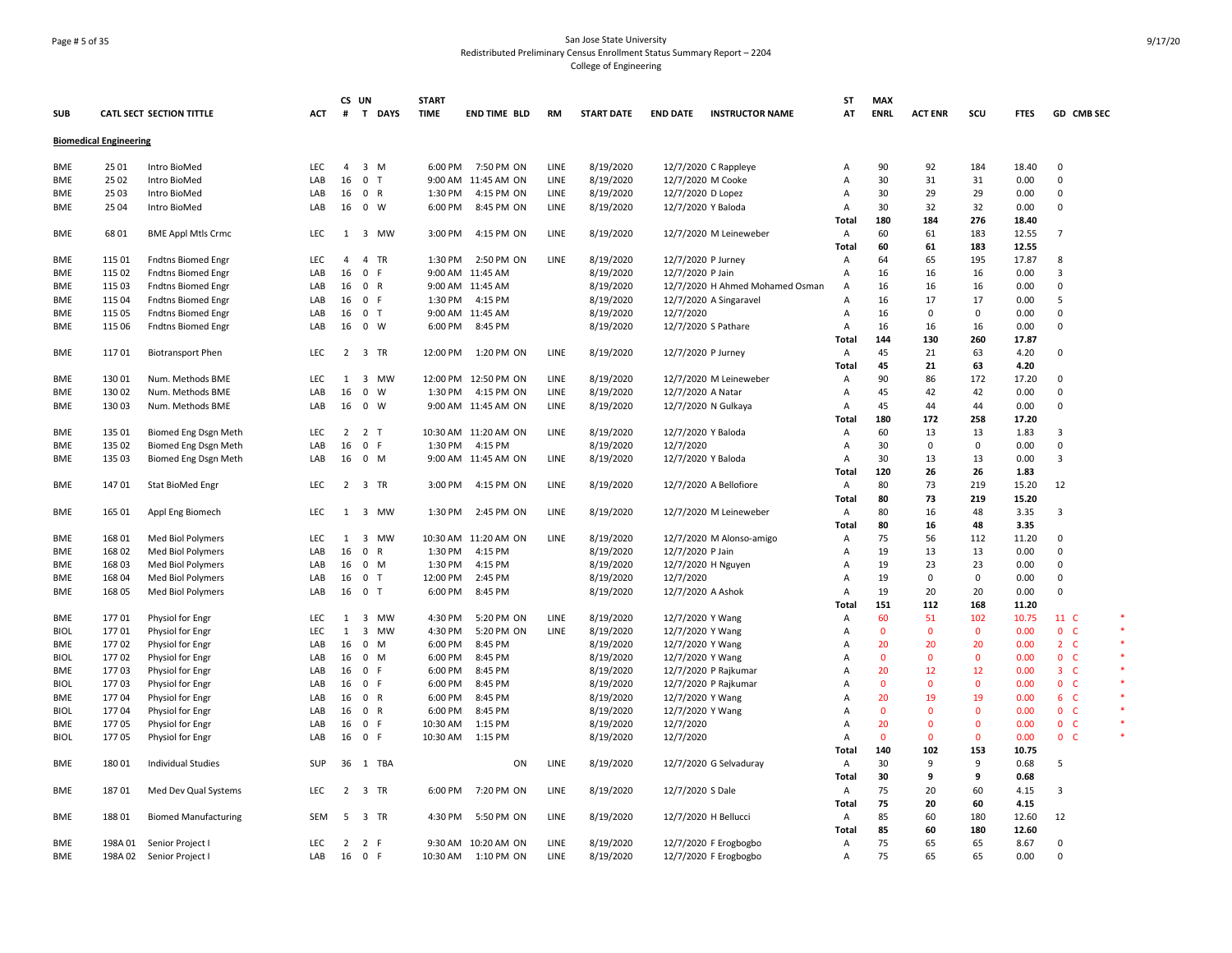San Jose State University
Redistributed Preliminary Census Enrollment Status Summary Report – 2204
College of Engineering

| SUB | CATL SECT | SECTION TITTLE | ACT | CS # | UN T | DAYS | START TIME | END TIME | BLD | RM | START DATE | END DATE | INSTRUCTOR NAME | ST AT | MAX ENRL | ACT ENR | SCU | FTES | GD | CMB SEC |
|---|---|---|---|---|---|---|---|---|---|---|---|---|---|---|---|---|---|---|---|---|
| **Biomedical Engineering** | | | | | | | | | | | | | | | | | | | | |
| BME | 25 01 | Intro BioMed | LEC | 4 | 3 | M | 6:00 PM | 7:50 PM | ON | LINE | 8/19/2020 | 12/7/2020 | C Rappleye | A | 90 | 92 | 184 | 18.40 | 0 | |
| BME | 25 02 | Intro BioMed | LAB | 16 | 0 | T | 9:00 AM | 11:45 AM | ON | LINE | 8/19/2020 | 12/7/2020 | M Cooke | A | 30 | 31 | 31 | 0.00 | 0 | |
| BME | 25 03 | Intro BioMed | LAB | 16 | 0 | R | 1:30 PM | 4:15 PM | ON | LINE | 8/19/2020 | 12/7/2020 | D Lopez | A | 30 | 29 | 29 | 0.00 | 0 | |
| BME | 25 04 | Intro BioMed | LAB | 16 | 0 | W | 6:00 PM | 8:45 PM | ON | LINE | 8/19/2020 | 12/7/2020 | Y Baloda | A | 30 | 32 | 32 | 0.00 | 0 | |
| | | | | | | | | | | | | | | **Total** | **180** | **184** | **276** | **18.40** | | |
| BME | 68 01 | BME Appl Mtls Crmc | LEC | 1 | 3 | MW | 3:00 PM | 4:15 PM | ON | LINE | 8/19/2020 | 12/7/2020 | M Leineweber | A | 60 | 61 | 183 | 12.55 | 7 | |
| | | | | | | | | | | | | | | **Total** | **60** | **61** | **183** | **12.55** | | |
| BME | 115 01 | Fndtns Biomed Engr | LEC | 4 | 4 | TR | 1:30 PM | 2:50 PM | ON | LINE | 8/19/2020 | 12/7/2020 | P Jurney | A | 64 | 65 | 195 | 17.87 | 8 | |
| BME | 115 02 | Fndtns Biomed Engr | LAB | 16 | 0 | F | 9:00 AM | 11:45 AM | | | 8/19/2020 | 12/7/2020 | P Jain | A | 16 | 16 | 16 | 0.00 | 3 | |
| BME | 115 03 | Fndtns Biomed Engr | LAB | 16 | 0 | R | 9:00 AM | 11:45 AM | | | 8/19/2020 | 12/7/2020 | H Ahmed Mohamed Osman | A | 16 | 16 | 16 | 0.00 | 0 | |
| BME | 115 04 | Fndtns Biomed Engr | LAB | 16 | 0 | F | 1:30 PM | 4:15 PM | | | 8/19/2020 | 12/7/2020 | A Singaravel | A | 16 | 17 | 17 | 0.00 | 5 | |
| BME | 115 05 | Fndtns Biomed Engr | LAB | 16 | 0 | T | 9:00 AM | 11:45 AM | | | 8/19/2020 | 12/7/2020 | | A | 16 | 0 | 0 | 0.00 | 0 | |
| BME | 115 06 | Fndtns Biomed Engr | LAB | 16 | 0 | W | 6:00 PM | 8:45 PM | | | 8/19/2020 | 12/7/2020 | S Pathare | A | 16 | 16 | 16 | 0.00 | 0 | |
| | | | | | | | | | | | | | | **Total** | **144** | **130** | **260** | **17.87** | | |
| BME | 117 01 | Biotransport Phen | LEC | 2 | 3 | TR | 12:00 PM | 1:20 PM | ON | LINE | 8/19/2020 | 12/7/2020 | P Jurney | A | 45 | 21 | 63 | 4.20 | 0 | |
| | | | | | | | | | | | | | | **Total** | **45** | **21** | **63** | **4.20** | | |
| BME | 130 01 | Num. Methods BME | LEC | 1 | 3 | MW | 12:00 PM | 12:50 PM | ON | LINE | 8/19/2020 | 12/7/2020 | M Leineweber | A | 90 | 86 | 172 | 17.20 | 0 | |
| BME | 130 02 | Num. Methods BME | LAB | 16 | 0 | W | 1:30 PM | 4:15 PM | ON | LINE | 8/19/2020 | 12/7/2020 | A Natar | A | 45 | 42 | 42 | 0.00 | 0 | |
| BME | 130 03 | Num. Methods BME | LAB | 16 | 0 | W | 9:00 AM | 11:45 AM | ON | LINE | 8/19/2020 | 12/7/2020 | N Gulkaya | A | 45 | 44 | 44 | 0.00 | 0 | |
| | | | | | | | | | | | | | | **Total** | **180** | **172** | **258** | **17.20** | | |
| BME | 135 01 | Biomed Eng Dsgn Meth | LEC | 2 | 2 | T | 10:30 AM | 11:20 AM | ON | LINE | 8/19/2020 | 12/7/2020 | Y Baloda | A | 60 | 13 | 13 | 1.83 | 3 | |
| BME | 135 02 | Biomed Eng Dsgn Meth | LAB | 16 | 0 | F | 1:30 PM | 4:15 PM | | | 8/19/2020 | 12/7/2020 | | A | 30 | 0 | 0 | 0.00 | 0 | |
| BME | 135 03 | Biomed Eng Dsgn Meth | LAB | 16 | 0 | M | 9:00 AM | 11:45 AM | ON | LINE | 8/19/2020 | 12/7/2020 | Y Baloda | A | 30 | 13 | 13 | 0.00 | 3 | |
| | | | | | | | | | | | | | | **Total** | **120** | **26** | **26** | **1.83** | | |
| BME | 147 01 | Stat BioMed Engr | LEC | 2 | 3 | TR | 3:00 PM | 4:15 PM | ON | LINE | 8/19/2020 | 12/7/2020 | A Bellofiore | A | 80 | 73 | 219 | 15.20 | 12 | |
| | | | | | | | | | | | | | | **Total** | **80** | **73** | **219** | **15.20** | | |
| BME | 165 01 | Appl Eng Biomech | LEC | 1 | 3 | MW | 1:30 PM | 2:45 PM | ON | LINE | 8/19/2020 | 12/7/2020 | M Leineweber | A | 80 | 16 | 48 | 3.35 | 3 | |
| | | | | | | | | | | | | | | **Total** | **80** | **16** | **48** | **3.35** | | |
| BME | 168 01 | Med Biol Polymers | LEC | 1 | 3 | MW | 10:30 AM | 11:20 AM | ON | LINE | 8/19/2020 | 12/7/2020 | M Alonso-amigo | A | 75 | 56 | 112 | 11.20 | 0 | |
| BME | 168 02 | Med Biol Polymers | LAB | 16 | 0 | R | 1:30 PM | 4:15 PM | | | 8/19/2020 | 12/7/2020 | P Jain | A | 19 | 13 | 13 | 0.00 | 0 | |
| BME | 168 03 | Med Biol Polymers | LAB | 16 | 0 | M | 1:30 PM | 4:15 PM | | | 8/19/2020 | 12/7/2020 | H Nguyen | A | 19 | 23 | 23 | 0.00 | 0 | |
| BME | 168 04 | Med Biol Polymers | LAB | 16 | 0 | T | 12:00 PM | 2:45 PM | | | 8/19/2020 | 12/7/2020 | | A | 19 | 0 | 0 | 0.00 | 0 | |
| BME | 168 05 | Med Biol Polymers | LAB | 16 | 0 | T | 6:00 PM | 8:45 PM | | | 8/19/2020 | 12/7/2020 | A Ashok | A | 19 | 20 | 20 | 0.00 | 0 | |
| | | | | | | | | | | | | | | **Total** | **151** | **112** | **168** | **11.20** | | |
| BME | 177 01 | Physiol for Engr | LEC | 1 | 3 | MW | 4:30 PM | 5:20 PM | ON | LINE | 8/19/2020 | 12/7/2020 | Y Wang | A | 60 | 51 | 102 | 10.75 | 11 | C * |
| BIOL | 177 01 | Physiol for Engr | LEC | 1 | 3 | MW | 4:30 PM | 5:20 PM | ON | LINE | 8/19/2020 | 12/7/2020 | Y Wang | A | 0 | 0 | 0 | 0.00 | 0 | C * |
| BME | 177 02 | Physiol for Engr | LAB | 16 | 0 | M | 6:00 PM | 8:45 PM | | | 8/19/2020 | 12/7/2020 | Y Wang | A | 20 | 20 | 20 | 0.00 | 2 | C * |
| BIOL | 177 02 | Physiol for Engr | LAB | 16 | 0 | M | 6:00 PM | 8:45 PM | | | 8/19/2020 | 12/7/2020 | Y Wang | A | 0 | 0 | 0 | 0.00 | 0 | C * |
| BME | 177 03 | Physiol for Engr | LAB | 16 | 0 | F | 6:00 PM | 8:45 PM | | | 8/19/2020 | 12/7/2020 | P Rajkumar | A | 20 | 12 | 12 | 0.00 | 3 | C * |
| BIOL | 177 03 | Physiol for Engr | LAB | 16 | 0 | F | 6:00 PM | 8:45 PM | | | 8/19/2020 | 12/7/2020 | P Rajkumar | A | 0 | 0 | 0 | 0.00 | 0 | C * |
| BME | 177 04 | Physiol for Engr | LAB | 16 | 0 | R | 6:00 PM | 8:45 PM | | | 8/19/2020 | 12/7/2020 | Y Wang | A | 20 | 19 | 19 | 0.00 | 6 | C * |
| BIOL | 177 04 | Physiol for Engr | LAB | 16 | 0 | R | 6:00 PM | 8:45 PM | | | 8/19/2020 | 12/7/2020 | Y Wang | A | 0 | 0 | 0 | 0.00 | 0 | C * |
| BME | 177 05 | Physiol for Engr | LAB | 16 | 0 | F | 10:30 AM | 1:15 PM | | | 8/19/2020 | 12/7/2020 | | A | 20 | 0 | 0 | 0.00 | 0 | C * |
| BIOL | 177 05 | Physiol for Engr | LAB | 16 | 0 | F | 10:30 AM | 1:15 PM | | | 8/19/2020 | 12/7/2020 | | A | 0 | 0 | 0 | 0.00 | 0 | C * |
| | | | | | | | | | | | | | | **Total** | **140** | **102** | **153** | **10.75** | | |
| BME | 180 01 | Individual Studies | SUP | 36 | 1 | TBA | | | ON | LINE | 8/19/2020 | 12/7/2020 | G Selvaduray | A | 30 | 9 | 9 | 0.68 | 5 | |
| | | | | | | | | | | | | | | **Total** | **30** | **9** | **9** | **0.68** | | |
| BME | 187 01 | Med Dev Qual Systems | LEC | 2 | 3 | TR | 6:00 PM | 7:20 PM | ON | LINE | 8/19/2020 | 12/7/2020 | S Dale | A | 75 | 20 | 60 | 4.15 | 3 | |
| | | | | | | | | | | | | | | **Total** | **75** | **20** | **60** | **4.15** | | |
| BME | 188 01 | Biomed Manufacturing | SEM | 5 | 3 | TR | 4:30 PM | 5:50 PM | ON | LINE | 8/19/2020 | 12/7/2020 | H Bellucci | A | 85 | 60 | 180 | 12.60 | 12 | |
| | | | | | | | | | | | | | | **Total** | **85** | **60** | **180** | **12.60** | | |
| BME | 198A 01 | Senior Project I | LEC | 2 | 2 | F | 9:30 AM | 10:20 AM | ON | LINE | 8/19/2020 | 12/7/2020 | F Erogbogbo | A | 75 | 65 | 65 | 8.67 | 0 | |
| BME | 198A 02 | Senior Project I | LAB | 16 | 0 | F | 10:30 AM | 1:10 PM | ON | LINE | 8/19/2020 | 12/7/2020 | F Erogbogbo | A | 75 | 65 | 65 | 0.00 | 0 | |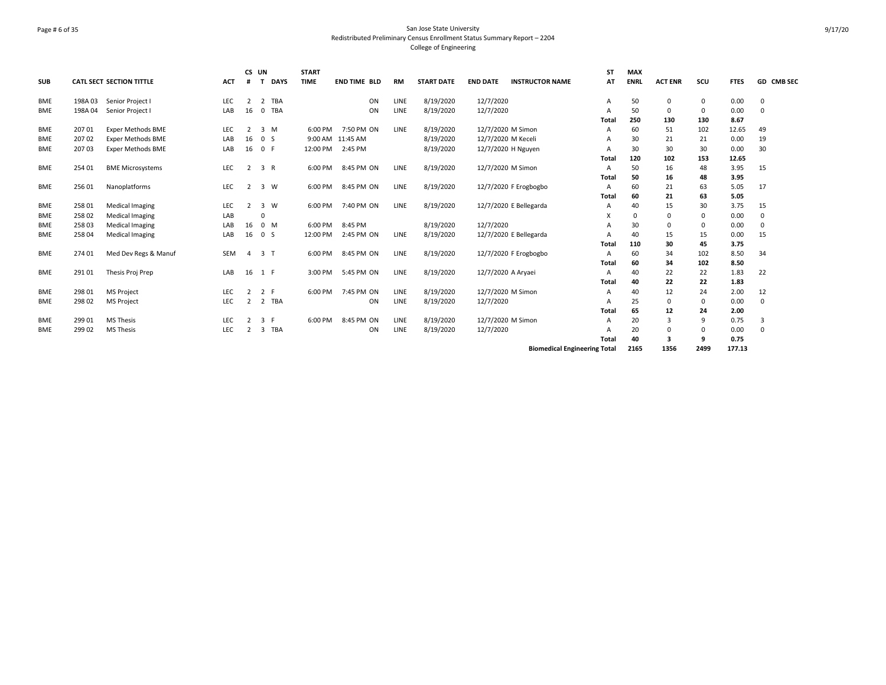San Jose State University
Redistributed Preliminary Census Enrollment Status Summary Report – 2204
College of Engineering

| SUB | CATL SECT | SECTION TITTLE | ACT | CS # | UN T | DAYS | START TIME | END TIME | BLD | RM | START DATE | END DATE | INSTRUCTOR NAME | ST AT | MAX ENRL | ACT ENR | SCU | FTES | GD | CMB SEC |
|---|---|---|---|---|---|---|---|---|---|---|---|---|---|---|---|---|---|---|---|---|
| BME | 198A 03 | Senior Project I | LEC | 2 | 2 | TBA | | | ON | LINE | 8/19/2020 | 12/7/2020 | | A | 50 | 0 | 0 | 0.00 | 0 | |
| BME | 198A 04 | Senior Project I | LAB | 16 | 0 | TBA | | | ON | LINE | 8/19/2020 | 12/7/2020 | | A | 50 | 0 | 0 | 0.00 | 0 | |
| | | | | | | | | | | | | | | **Total** | **250** | **130** | **130** | **8.67** | | |
| BME | 207 01 | Exper Methods BME | LEC | 2 | 3 | M | 6:00 PM | 7:50 PM | ON | LINE | 8/19/2020 | 12/7/2020 | M Simon | A | 60 | 51 | 102 | 12.65 | 49 | |
| BME | 207 02 | Exper Methods BME | LAB | 16 | 0 | S | 9:00 AM | 11:45 AM | | | 8/19/2020 | 12/7/2020 | M Keceli | A | 30 | 21 | 21 | 0.00 | 19 | |
| BME | 207 03 | Exper Methods BME | LAB | 16 | 0 | F | 12:00 PM | 2:45 PM | | | 8/19/2020 | 12/7/2020 | H Nguyen | A | 30 | 30 | 30 | 0.00 | 30 | |
| | | | | | | | | | | | | | | **Total** | **120** | **102** | **153** | **12.65** | | |
| BME | 254 01 | BME Microsystems | LEC | 2 | 3 | R | 6:00 PM | 8:45 PM | ON | LINE | 8/19/2020 | 12/7/2020 | M Simon | A | 50 | 16 | 48 | 3.95 | 15 | |
| | | | | | | | | | | | | | | **Total** | **50** | **16** | **48** | **3.95** | | |
| BME | 256 01 | Nanoplatforms | LEC | 2 | 3 | W | 6:00 PM | 8:45 PM | ON | LINE | 8/19/2020 | 12/7/2020 | F Erogbogbo | A | 60 | 21 | 63 | 5.05 | 17 | |
| | | | | | | | | | | | | | | **Total** | **60** | **21** | **63** | **5.05** | | |
| BME | 258 01 | Medical Imaging | LEC | 2 | 3 | W | 6:00 PM | 7:40 PM | ON | LINE | 8/19/2020 | 12/7/2020 | E Bellegarda | A | 40 | 15 | 30 | 3.75 | 15 | |
| BME | 258 02 | Medical Imaging | LAB | | 0 | | | | | | | | | X | 0 | 0 | 0 | 0.00 | 0 | |
| BME | 258 03 | Medical Imaging | LAB | 16 | 0 | M | 6:00 PM | 8:45 PM | | | 8/19/2020 | 12/7/2020 | | A | 30 | 0 | 0 | 0.00 | 0 | |
| BME | 258 04 | Medical Imaging | LAB | 16 | 0 | S | 12:00 PM | 2:45 PM | ON | LINE | 8/19/2020 | 12/7/2020 | E Bellegarda | A | 40 | 15 | 15 | 0.00 | 15 | |
| | | | | | | | | | | | | | | **Total** | **110** | **30** | **45** | **3.75** | | |
| BME | 274 01 | Med Dev Regs & Manuf | SEM | 4 | 3 | T | 6:00 PM | 8:45 PM | ON | LINE | 8/19/2020 | 12/7/2020 | F Erogbogbo | A | 60 | 34 | 102 | 8.50 | 34 | |
| | | | | | | | | | | | | | | **Total** | **60** | **34** | **102** | **8.50** | | |
| BME | 291 01 | Thesis Proj Prep | LAB | 16 | 1 | F | 3:00 PM | 5:45 PM | ON | LINE | 8/19/2020 | 12/7/2020 | A Aryaei | A | 40 | 22 | 22 | 1.83 | 22 | |
| | | | | | | | | | | | | | | **Total** | **40** | **22** | **22** | **1.83** | | |
| BME | 298 01 | MS Project | LEC | 2 | 2 | F | 6:00 PM | 7:45 PM | ON | LINE | 8/19/2020 | 12/7/2020 | M Simon | A | 40 | 12 | 24 | 2.00 | 12 | |
| BME | 298 02 | MS Project | LEC | 2 | 2 | TBA | | | ON | LINE | 8/19/2020 | 12/7/2020 | | A | 25 | 0 | 0 | 0.00 | 0 | |
| | | | | | | | | | | | | | | **Total** | **65** | **12** | **24** | **2.00** | | |
| BME | 299 01 | MS Thesis | LEC | 2 | 3 | F | 6:00 PM | 8:45 PM | ON | LINE | 8/19/2020 | 12/7/2020 | M Simon | A | 20 | 3 | 9 | 0.75 | 3 | |
| BME | 299 02 | MS Thesis | LEC | 2 | 3 | TBA | | | ON | LINE | 8/19/2020 | 12/7/2020 | | A | 20 | 0 | 0 | 0.00 | 0 | |
| | | | | | | | | | | | | | | **Total** | **40** | **3** | **9** | **0.75** | | |
| | | | | | | | | | | | | | **Biomedical Engineering Total** | | **2165** | **1356** | **2499** | **177.13** | | |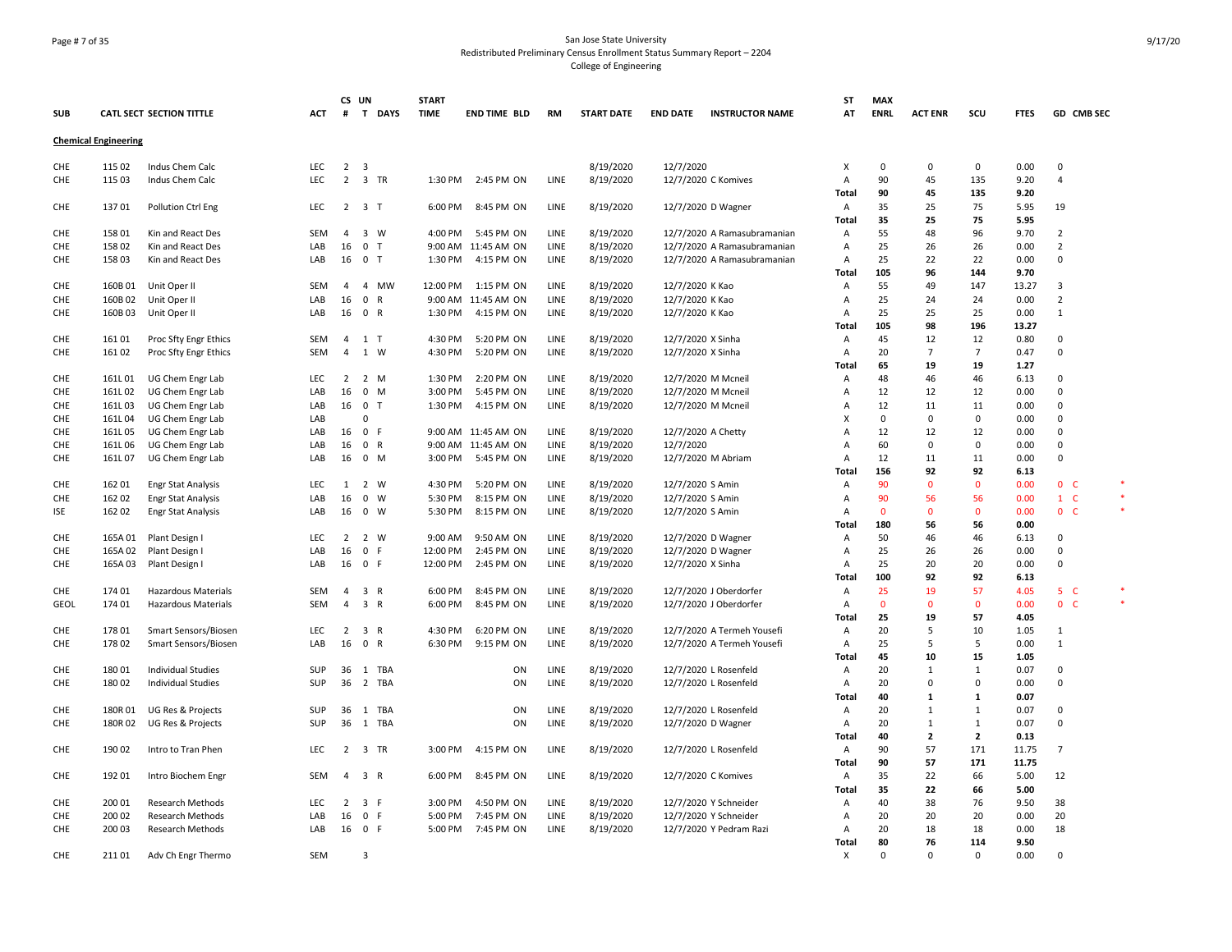San Jose State University
Redistributed Preliminary Census Enrollment Status Summary Report – 2204
College of Engineering

| SUB | CATL SECT | SECTION TITTLE | ACT | CS # | UN T | DAYS | START TIME | END TIME | BLD | RM | START DATE | END DATE | INSTRUCTOR NAME | ST AT | MAX ENRL | ACT ENR | SCU | FTES | GD | CMB SEC |
|---|---|---|---|---|---|---|---|---|---|---|---|---|---|---|---|---|---|---|---|---|
| **Chemical Engineering** | | | | | | | | | | | | | | | | | | | | |
| CHE | 115 02 | Indus Chem Calc | LEC | 2 | 3 | | | | | | 8/19/2020 | 12/7/2020 | | X | 0 | 0 | 0 | 0.00 | 0 | |
| CHE | 115 03 | Indus Chem Calc | LEC | 2 | 3 | TR | 1:30 PM | 2:45 PM | ON | LINE | 8/19/2020 | 12/7/2020 | C Komives | A | 90 | 45 | 135 | 9.20 | 4 | |
| | | | | | | | | | | | | | | **Total** | **90** | **45** | **135** | **9.20** | | |
| CHE | 137 01 | Pollution Ctrl Eng | LEC | 2 | 3 | T | 6:00 PM | 8:45 PM | ON | LINE | 8/19/2020 | 12/7/2020 | D Wagner | A | 35 | 25 | 75 | 5.95 | 19 | |
| | | | | | | | | | | | | | | **Total** | **35** | **25** | **75** | **5.95** | | |
| CHE | 158 01 | Kin and React Des | SEM | 4 | 3 | W | 4:00 PM | 5:45 PM | ON | LINE | 8/19/2020 | 12/7/2020 | A Ramasubramanian | A | 55 | 48 | 96 | 9.70 | 2 | |
| CHE | 158 02 | Kin and React Des | LAB | 16 | 0 | T | 9:00 AM | 11:45 AM | ON | LINE | 8/19/2020 | 12/7/2020 | A Ramasubramanian | A | 25 | 26 | 26 | 0.00 | 2 | |
| CHE | 158 03 | Kin and React Des | LAB | 16 | 0 | T | 1:30 PM | 4:15 PM | ON | LINE | 8/19/2020 | 12/7/2020 | A Ramasubramanian | A | 25 | 22 | 22 | 0.00 | 0 | |
| | | | | | | | | | | | | | | **Total** | **105** | **96** | **144** | **9.70** | | |
| CHE | 160B 01 | Unit Oper II | SEM | 4 | 4 | MW | 12:00 PM | 1:15 PM | ON | LINE | 8/19/2020 | 12/7/2020 | K Kao | A | 55 | 49 | 147 | 13.27 | 3 | |
| CHE | 160B 02 | Unit Oper II | LAB | 16 | 0 | R | 9:00 AM | 11:45 AM | ON | LINE | 8/19/2020 | 12/7/2020 | K Kao | A | 25 | 24 | 24 | 0.00 | 2 | |
| CHE | 160B 03 | Unit Oper II | LAB | 16 | 0 | R | 1:30 PM | 4:15 PM | ON | LINE | 8/19/2020 | 12/7/2020 | K Kao | A | 25 | 25 | 25 | 0.00 | 1 | |
| | | | | | | | | | | | | | | **Total** | **105** | **98** | **196** | **13.27** | | |
| CHE | 161 01 | Proc Sfty Engr Ethics | SEM | 4 | 1 | T | 4:30 PM | 5:20 PM | ON | LINE | 8/19/2020 | 12/7/2020 | X Sinha | A | 45 | 12 | 12 | 0.80 | 0 | |
| CHE | 161 02 | Proc Sfty Engr Ethics | SEM | 4 | 1 | W | 4:30 PM | 5:20 PM | ON | LINE | 8/19/2020 | 12/7/2020 | X Sinha | A | 20 | 7 | 7 | 0.47 | 0 | |
| | | | | | | | | | | | | | | **Total** | **65** | **19** | **19** | **1.27** | | |
| CHE | 161L 01 | UG Chem Engr Lab | LEC | 2 | 2 | M | 1:30 PM | 2:20 PM | ON | LINE | 8/19/2020 | 12/7/2020 | M Mcneil | A | 48 | 46 | 46 | 6.13 | 0 | |
| CHE | 161L 02 | UG Chem Engr Lab | LAB | 16 | 0 | M | 3:00 PM | 5:45 PM | ON | LINE | 8/19/2020 | 12/7/2020 | M Mcneil | A | 12 | 12 | 12 | 0.00 | 0 | |
| CHE | 161L 03 | UG Chem Engr Lab | LAB | 16 | 0 | T | 1:30 PM | 4:15 PM | ON | LINE | 8/19/2020 | 12/7/2020 | M Mcneil | A | 12 | 11 | 11 | 0.00 | 0 | |
| CHE | 161L 04 | UG Chem Engr Lab | LAB | | 0 | | | | | | | | | X | 0 | 0 | 0 | 0.00 | 0 | |
| CHE | 161L 05 | UG Chem Engr Lab | LAB | 16 | 0 | F | 9:00 AM | 11:45 AM | ON | LINE | 8/19/2020 | 12/7/2020 | A Chetty | A | 12 | 12 | 12 | 0.00 | 0 | |
| CHE | 161L 06 | UG Chem Engr Lab | LAB | 16 | 0 | R | 9:00 AM | 11:45 AM | ON | LINE | 8/19/2020 | 12/7/2020 | | A | 60 | 0 | 0 | 0.00 | 0 | |
| CHE | 161L 07 | UG Chem Engr Lab | LAB | 16 | 0 | M | 3:00 PM | 5:45 PM | ON | LINE | 8/19/2020 | 12/7/2020 | M Abriam | A | 12 | 11 | 11 | 0.00 | 0 | |
| | | | | | | | | | | | | | | **Total** | **156** | **92** | **92** | **6.13** | | |
| CHE | 162 01 | Engr Stat Analysis | LEC | 1 | 2 | W | 4:30 PM | 5:20 PM | ON | LINE | 8/19/2020 | 12/7/2020 | S Amin | A | 90 | 0 | 0 | 0.00 | 0 | C * |
| CHE | 162 02 | Engr Stat Analysis | LAB | 16 | 0 | W | 5:30 PM | 8:15 PM | ON | LINE | 8/19/2020 | 12/7/2020 | S Amin | A | 90 | 56 | 56 | 0.00 | 1 | C * |
| ISE | 162 02 | Engr Stat Analysis | LAB | 16 | 0 | W | 5:30 PM | 8:15 PM | ON | LINE | 8/19/2020 | 12/7/2020 | S Amin | A | 0 | 0 | 0 | 0.00 | 0 | C * |
| | | | | | | | | | | | | | | **Total** | **180** | **56** | **56** | **0.00** | | |
| CHE | 165A 01 | Plant Design I | LEC | 2 | 2 | W | 9:00 AM | 9:50 AM | ON | LINE | 8/19/2020 | 12/7/2020 | D Wagner | A | 50 | 46 | 46 | 6.13 | 0 | |
| CHE | 165A 02 | Plant Design I | LAB | 16 | 0 | F | 12:00 PM | 2:45 PM | ON | LINE | 8/19/2020 | 12/7/2020 | D Wagner | A | 25 | 26 | 26 | 0.00 | 0 | |
| CHE | 165A 03 | Plant Design I | LAB | 16 | 0 | F | 12:00 PM | 2:45 PM | ON | LINE | 8/19/2020 | 12/7/2020 | X Sinha | A | 25 | 20 | 20 | 0.00 | 0 | |
| | | | | | | | | | | | | | | **Total** | **100** | **92** | **92** | **6.13** | | |
| CHE | 174 01 | Hazardous Materials | SEM | 4 | 3 | R | 6:00 PM | 8:45 PM | ON | LINE | 8/19/2020 | 12/7/2020 | J Oberdorfer | A | 25 | 19 | 57 | 4.05 | 5 | C * |
| GEOL | 174 01 | Hazardous Materials | SEM | 4 | 3 | R | 6:00 PM | 8:45 PM | ON | LINE | 8/19/2020 | 12/7/2020 | J Oberdorfer | A | 0 | 0 | 0 | 0.00 | 0 | C * |
| | | | | | | | | | | | | | | **Total** | **25** | **19** | **57** | **4.05** | | |
| CHE | 178 01 | Smart Sensors/Biosen | LEC | 2 | 3 | R | 4:30 PM | 6:20 PM | ON | LINE | 8/19/2020 | 12/7/2020 | A Termeh Yousefi | A | 20 | 5 | 10 | 1.05 | 1 | |
| CHE | 178 02 | Smart Sensors/Biosen | LAB | 16 | 0 | R | 6:30 PM | 9:15 PM | ON | LINE | 8/19/2020 | 12/7/2020 | A Termeh Yousefi | A | 25 | 5 | 5 | 0.00 | 1 | |
| | | | | | | | | | | | | | | **Total** | **45** | **10** | **15** | **1.05** | | |
| CHE | 180 01 | Individual Studies | SUP | 36 | 1 | TBA | | | ON | LINE | 8/19/2020 | 12/7/2020 | L Rosenfeld | A | 20 | 1 | 1 | 0.07 | 0 | |
| CHE | 180 02 | Individual Studies | SUP | 36 | 2 | TBA | | | ON | LINE | 8/19/2020 | 12/7/2020 | L Rosenfeld | A | 20 | 0 | 0 | 0.00 | 0 | |
| | | | | | | | | | | | | | | **Total** | **40** | **1** | **1** | **0.07** | | |
| CHE | 180R 01 | UG Res & Projects | SUP | 36 | 1 | TBA | | | ON | LINE | 8/19/2020 | 12/7/2020 | L Rosenfeld | A | 20 | 1 | 1 | 0.07 | 0 | |
| CHE | 180R 02 | UG Res & Projects | SUP | 36 | 1 | TBA | | | ON | LINE | 8/19/2020 | 12/7/2020 | D Wagner | A | 20 | 1 | 1 | 0.07 | 0 | |
| | | | | | | | | | | | | | | **Total** | **40** | **2** | **2** | **0.13** | | |
| CHE | 190 02 | Intro to Tran Phen | LEC | 2 | 3 | TR | 3:00 PM | 4:15 PM | ON | LINE | 8/19/2020 | 12/7/2020 | L Rosenfeld | A | 90 | 57 | 171 | 11.75 | 7 | |
| | | | | | | | | | | | | | | **Total** | **90** | **57** | **171** | **11.75** | | |
| CHE | 192 01 | Intro Biochem Engr | SEM | 4 | 3 | R | 6:00 PM | 8:45 PM | ON | LINE | 8/19/2020 | 12/7/2020 | C Komives | A | 35 | 22 | 66 | 5.00 | 12 | |
| | | | | | | | | | | | | | | **Total** | **35** | **22** | **66** | **5.00** | | |
| CHE | 200 01 | Research Methods | LEC | 2 | 3 | F | 3:00 PM | 4:50 PM | ON | LINE | 8/19/2020 | 12/7/2020 | Y Schneider | A | 40 | 38 | 76 | 9.50 | 38 | |
| CHE | 200 02 | Research Methods | LAB | 16 | 0 | F | 5:00 PM | 7:45 PM | ON | LINE | 8/19/2020 | 12/7/2020 | Y Schneider | A | 20 | 20 | 20 | 0.00 | 20 | |
| CHE | 200 03 | Research Methods | LAB | 16 | 0 | F | 5:00 PM | 7:45 PM | ON | LINE | 8/19/2020 | 12/7/2020 | Y Pedram Razi | A | 20 | 18 | 18 | 0.00 | 18 | |
| | | | | | | | | | | | | | | **Total** | **80** | **76** | **114** | **9.50** | | |
| CHE | 211 01 | Adv Ch Engr Thermo | SEM | | 3 | | | | | | | | | X | 0 | 0 | 0 | 0.00 | 0 | |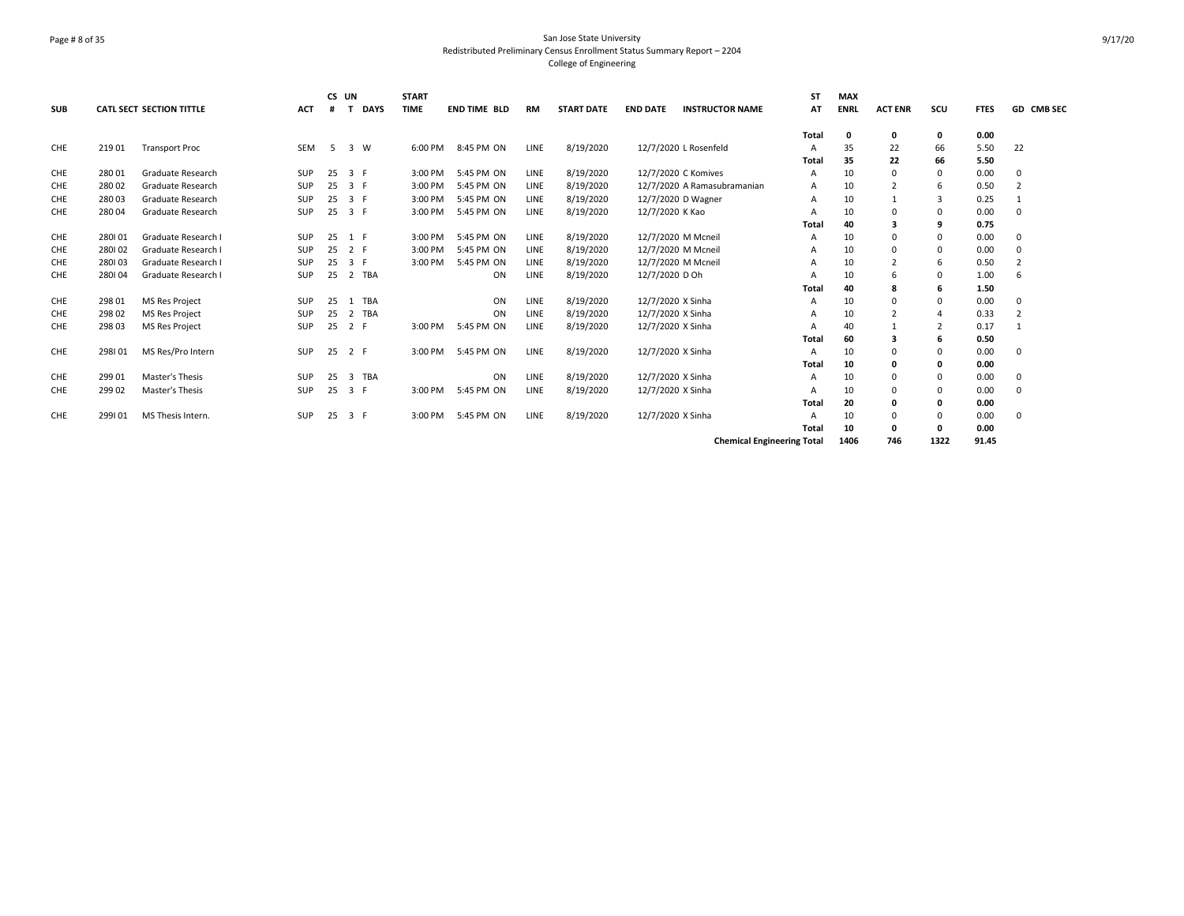San Jose State University
Redistributed Preliminary Census Enrollment Status Summary Report – 2204
College of Engineering

| SUB | CATL SECT | SECTION TITTLE | ACT | CS # | UN T | DAYS | START TIME | END TIME | BLD | RM | START DATE | END DATE | INSTRUCTOR NAME | ST AT | MAX ENRL | ACT ENR | SCU | FTES | GD | CMB SEC |
|---|---|---|---|---|---|---|---|---|---|---|---|---|---|---|---|---|---|---|---|---|
| | | | | | | | | | | | | | | **Total** | **0** | **0** | **0** | **0.00** | | |
| CHE | 219 01 | Transport Proc | SEM | 5 | 3 | W | 6:00 PM | 8:45 PM | ON | LINE | 8/19/2020 | 12/7/2020 | L Rosenfeld | A | 35 | 22 | 66 | 5.50 | 22 | |
| | | | | | | | | | | | | | | **Total** | **35** | **22** | **66** | **5.50** | | |
| CHE | 280 01 | Graduate Research | SUP | 25 | 3 | F | 3:00 PM | 5:45 PM | ON | LINE | 8/19/2020 | 12/7/2020 | C Komives | A | 10 | 0 | 0 | 0.00 | 0 | |
| CHE | 280 02 | Graduate Research | SUP | 25 | 3 | F | 3:00 PM | 5:45 PM | ON | LINE | 8/19/2020 | 12/7/2020 | A Ramasubramanian | A | 10 | 2 | 6 | 0.50 | 2 | |
| CHE | 280 03 | Graduate Research | SUP | 25 | 3 | F | 3:00 PM | 5:45 PM | ON | LINE | 8/19/2020 | 12/7/2020 | D Wagner | A | 10 | 1 | 3 | 0.25 | 1 | |
| CHE | 280 04 | Graduate Research | SUP | 25 | 3 | F | 3:00 PM | 5:45 PM | ON | LINE | 8/19/2020 | 12/7/2020 | K Kao | A | 10 | 0 | 0 | 0.00 | 0 | |
| | | | | | | | | | | | | | | **Total** | **40** | **3** | **9** | **0.75** | | |
| CHE | 280I 01 | Graduate Research I | SUP | 25 | 1 | F | 3:00 PM | 5:45 PM | ON | LINE | 8/19/2020 | 12/7/2020 | M Mcneil | A | 10 | 0 | 0 | 0.00 | 0 | |
| CHE | 280I 02 | Graduate Research I | SUP | 25 | 2 | F | 3:00 PM | 5:45 PM | ON | LINE | 8/19/2020 | 12/7/2020 | M Mcneil | A | 10 | 0 | 0 | 0.00 | 0 | |
| CHE | 280I 03 | Graduate Research I | SUP | 25 | 3 | F | 3:00 PM | 5:45 PM | ON | LINE | 8/19/2020 | 12/7/2020 | M Mcneil | A | 10 | 2 | 6 | 0.50 | 2 | |
| CHE | 280I 04 | Graduate Research I | SUP | 25 | 2 | TBA | | | ON | LINE | 8/19/2020 | 12/7/2020 | D Oh | A | 10 | 6 | 0 | 1.00 | 6 | |
| | | | | | | | | | | | | | | **Total** | **40** | **8** | **6** | **1.50** | | |
| CHE | 298 01 | MS Res Project | SUP | 25 | 1 | TBA | | | ON | LINE | 8/19/2020 | 12/7/2020 | X Sinha | A | 10 | 0 | 0 | 0.00 | 0 | |
| CHE | 298 02 | MS Res Project | SUP | 25 | 2 | TBA | | | ON | LINE | 8/19/2020 | 12/7/2020 | X Sinha | A | 10 | 2 | 4 | 0.33 | 2 | |
| CHE | 298 03 | MS Res Project | SUP | 25 | 2 | F | 3:00 PM | 5:45 PM | ON | LINE | 8/19/2020 | 12/7/2020 | X Sinha | A | 40 | 1 | 2 | 0.17 | 1 | |
| | | | | | | | | | | | | | | **Total** | **60** | **3** | **6** | **0.50** | | |
| CHE | 298I 01 | MS Res/Pro Intern | SUP | 25 | 2 | F | 3:00 PM | 5:45 PM | ON | LINE | 8/19/2020 | 12/7/2020 | X Sinha | A | 10 | 0 | 0 | 0.00 | 0 | |
| | | | | | | | | | | | | | | **Total** | **10** | **0** | **0** | **0.00** | | |
| CHE | 299 01 | Master's Thesis | SUP | 25 | 3 | TBA | | | ON | LINE | 8/19/2020 | 12/7/2020 | X Sinha | A | 10 | 0 | 0 | 0.00 | 0 | |
| CHE | 299 02 | Master's Thesis | SUP | 25 | 3 | F | 3:00 PM | 5:45 PM | ON | LINE | 8/19/2020 | 12/7/2020 | X Sinha | A | 10 | 0 | 0 | 0.00 | 0 | |
| | | | | | | | | | | | | | | **Total** | **20** | **0** | **0** | **0.00** | | |
| CHE | 299I 01 | MS Thesis Intern. | SUP | 25 | 3 | F | 3:00 PM | 5:45 PM | ON | LINE | 8/19/2020 | 12/7/2020 | X Sinha | A | 10 | 0 | 0 | 0.00 | 0 | |
| | | | | | | | | | | | | | | **Total** | **10** | **0** | **0** | **0.00** | | |
| | | | | | | | | | | | | | **Chemical Engineering Total** | | **1406** | **746** | **1322** | **91.45** | | |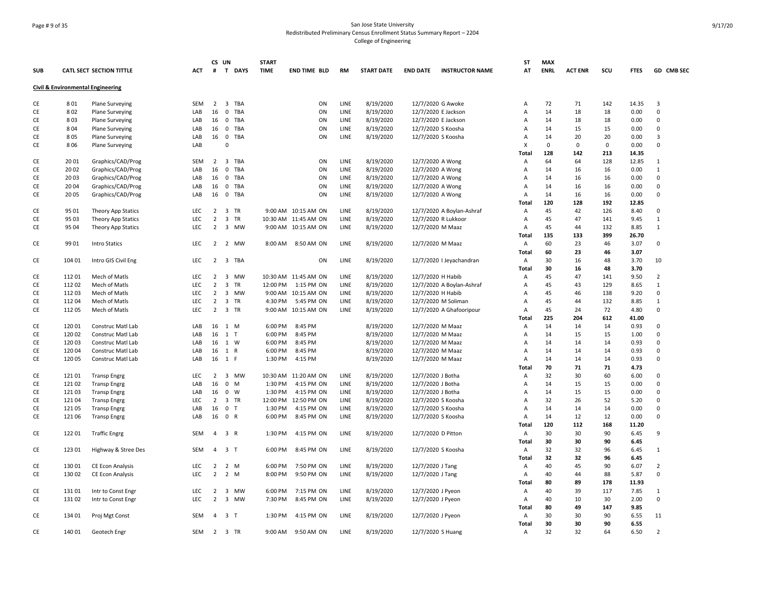San Jose State University
Redistributed Preliminary Census Enrollment Status Summary Report – 2204
College of Engineering

| SUB | CATL SECT | SECTION TITTLE | ACT | CS # | UN T | DAYS | START TIME | END TIME | BLD | RM | START DATE | END DATE | INSTRUCTOR NAME | ST AT | MAX ENRL | ACT ENR | SCU | FTES | GD | CMB SEC |
|---|---|---|---|---|---|---|---|---|---|---|---|---|---|---|---|---|---|---|---|---|
| **Civil & Environmental Engineering** | | | | | | | | | | | | | | | | | | | | |
| CE | 8 01 | Plane Surveying | SEM | 2 | 3 | TBA | | | ON | LINE | 8/19/2020 | 12/7/2020 | G Awoke | A | 72 | 71 | 142 | 14.35 | 3 | |
| CE | 8 02 | Plane Surveying | LAB | 16 | 0 | TBA | | | ON | LINE | 8/19/2020 | 12/7/2020 | E Jackson | A | 14 | 18 | 18 | 0.00 | 0 | |
| CE | 8 03 | Plane Surveying | LAB | 16 | 0 | TBA | | | ON | LINE | 8/19/2020 | 12/7/2020 | E Jackson | A | 14 | 18 | 18 | 0.00 | 0 | |
| CE | 8 04 | Plane Surveying | LAB | 16 | 0 | TBA | | | ON | LINE | 8/19/2020 | 12/7/2020 | S Koosha | A | 14 | 15 | 15 | 0.00 | 0 | |
| CE | 8 05 | Plane Surveying | LAB | 16 | 0 | TBA | | | ON | LINE | 8/19/2020 | 12/7/2020 | S Koosha | A | 14 | 20 | 20 | 0.00 | 3 | |
| CE | 8 06 | Plane Surveying | LAB | | 0 | | | | | | | | | X | 0 | 0 | 0 | 0.00 | 0 | |
| | | | | | | | | | | | | | | Total | 128 | 142 | 213 | 14.35 | | |
| CE | 20 01 | Graphics/CAD/Prog | SEM | 2 | 3 | TBA | | | ON | LINE | 8/19/2020 | 12/7/2020 | A Wong | A | 64 | 64 | 128 | 12.85 | 1 | |
| CE | 20 02 | Graphics/CAD/Prog | LAB | 16 | 0 | TBA | | | ON | LINE | 8/19/2020 | 12/7/2020 | A Wong | A | 14 | 16 | 16 | 0.00 | 1 | |
| CE | 20 03 | Graphics/CAD/Prog | LAB | 16 | 0 | TBA | | | ON | LINE | 8/19/2020 | 12/7/2020 | A Wong | A | 14 | 16 | 16 | 0.00 | 0 | |
| CE | 20 04 | Graphics/CAD/Prog | LAB | 16 | 0 | TBA | | | ON | LINE | 8/19/2020 | 12/7/2020 | A Wong | A | 14 | 16 | 16 | 0.00 | 0 | |
| CE | 20 05 | Graphics/CAD/Prog | LAB | 16 | 0 | TBA | | | ON | LINE | 8/19/2020 | 12/7/2020 | A Wong | A | 14 | 16 | 16 | 0.00 | 0 | |
| | | | | | | | | | | | | | | Total | 120 | 128 | 192 | 12.85 | | |
| CE | 95 01 | Theory App Statics | LEC | 2 | 3 | TR | 9:00 AM | 10:15 AM | ON | LINE | 8/19/2020 | 12/7/2020 | A Boylan-Ashraf | A | 45 | 42 | 126 | 8.40 | 0 | |
| CE | 95 03 | Theory App Statics | LEC | 2 | 3 | TR | 10:30 AM | 11:45 AM | ON | LINE | 8/19/2020 | 12/7/2020 | R Lukkoor | A | 45 | 47 | 141 | 9.45 | 1 | |
| CE | 95 04 | Theory App Statics | LEC | 2 | 3 | MW | 9:00 AM | 10:15 AM | ON | LINE | 8/19/2020 | 12/7/2020 | M Maaz | A | 45 | 44 | 132 | 8.85 | 1 | |
| | | | | | | | | | | | | | | Total | 135 | 133 | 399 | 26.70 | | |
| CE | 99 01 | Intro Statics | LEC | 2 | 2 | MW | 8:00 AM | 8:50 AM | ON | LINE | 8/19/2020 | 12/7/2020 | M Maaz | A | 60 | 23 | 46 | 3.07 | 0 | |
| | | | | | | | | | | | | | | Total | 60 | 23 | 46 | 3.07 | | |
| CE | 104 01 | Intro GIS Civil Eng | LEC | 2 | 3 | TBA | | | ON | LINE | 8/19/2020 | 12/7/2020 | I Jeyachandran | A | 30 | 16 | 48 | 3.70 | 10 | |
| | | | | | | | | | | | | | | Total | 30 | 16 | 48 | 3.70 | | |
| CE | 112 01 | Mech of Matls | LEC | 2 | 3 | MW | 10:30 AM | 11:45 AM | ON | LINE | 8/19/2020 | 12/7/2020 | H Habib | A | 45 | 47 | 141 | 9.50 | 2 | |
| CE | 112 02 | Mech of Matls | LEC | 2 | 3 | TR | 12:00 PM | 1:15 PM | ON | LINE | 8/19/2020 | 12/7/2020 | A Boylan-Ashraf | A | 45 | 43 | 129 | 8.65 | 1 | |
| CE | 112 03 | Mech of Matls | LEC | 2 | 3 | MW | 9:00 AM | 10:15 AM | ON | LINE | 8/19/2020 | 12/7/2020 | H Habib | A | 45 | 46 | 138 | 9.20 | 0 | |
| CE | 112 04 | Mech of Matls | LEC | 2 | 3 | TR | 4:30 PM | 5:45 PM | ON | LINE | 8/19/2020 | 12/7/2020 | M Soliman | A | 45 | 44 | 132 | 8.85 | 1 | |
| CE | 112 05 | Mech of Matls | LEC | 2 | 3 | TR | 9:00 AM | 10:15 AM | ON | LINE | 8/19/2020 | 12/7/2020 | A Ghafooripour | A | 45 | 24 | 72 | 4.80 | 0 | |
| | | | | | | | | | | | | | | Total | 225 | 204 | 612 | 41.00 | | |
| CE | 120 01 | Construc Matl Lab | LAB | 16 | 1 | M | 6:00 PM | 8:45 PM | | | 8/19/2020 | 12/7/2020 | M Maaz | A | 14 | 14 | 14 | 0.93 | 0 | |
| CE | 120 02 | Construc Matl Lab | LAB | 16 | 1 | T | 6:00 PM | 8:45 PM | | | 8/19/2020 | 12/7/2020 | M Maaz | A | 14 | 15 | 15 | 1.00 | 0 | |
| CE | 120 03 | Construc Matl Lab | LAB | 16 | 1 | W | 6:00 PM | 8:45 PM | | | 8/19/2020 | 12/7/2020 | M Maaz | A | 14 | 14 | 14 | 0.93 | 0 | |
| CE | 120 04 | Construc Matl Lab | LAB | 16 | 1 | R | 6:00 PM | 8:45 PM | | | 8/19/2020 | 12/7/2020 | M Maaz | A | 14 | 14 | 14 | 0.93 | 0 | |
| CE | 120 05 | Construc Matl Lab | LAB | 16 | 1 | F | 1:30 PM | 4:15 PM | | | 8/19/2020 | 12/7/2020 | M Maaz | A | 14 | 14 | 14 | 0.93 | 0 | |
| | | | | | | | | | | | | | | Total | 70 | 71 | 71 | 4.73 | | |
| CE | 121 01 | Transp Engrg | LEC | 2 | 3 | MW | 10:30 AM | 11:20 AM | ON | LINE | 8/19/2020 | 12/7/2020 | J Botha | A | 32 | 30 | 60 | 6.00 | 0 | |
| CE | 121 02 | Transp Engrg | LAB | 16 | 0 | M | 1:30 PM | 4:15 PM | ON | LINE | 8/19/2020 | 12/7/2020 | J Botha | A | 14 | 15 | 15 | 0.00 | 0 | |
| CE | 121 03 | Transp Engrg | LAB | 16 | 0 | W | 1:30 PM | 4:15 PM | ON | LINE | 8/19/2020 | 12/7/2020 | J Botha | A | 14 | 15 | 15 | 0.00 | 0 | |
| CE | 121 04 | Transp Engrg | LEC | 2 | 3 | TR | 12:00 PM | 12:50 PM | ON | LINE | 8/19/2020 | 12/7/2020 | S Koosha | A | 32 | 26 | 52 | 5.20 | 0 | |
| CE | 121 05 | Transp Engrg | LAB | 16 | 0 | T | 1:30 PM | 4:15 PM | ON | LINE | 8/19/2020 | 12/7/2020 | S Koosha | A | 14 | 14 | 14 | 0.00 | 0 | |
| CE | 121 06 | Transp Engrg | LAB | 16 | 0 | R | 6:00 PM | 8:45 PM | ON | LINE | 8/19/2020 | 12/7/2020 | S Koosha | A | 14 | 12 | 12 | 0.00 | 0 | |
| | | | | | | | | | | | | | | Total | 120 | 112 | 168 | 11.20 | | |
| CE | 122 01 | Traffic Engrg | SEM | 4 | 3 | R | 1:30 PM | 4:15 PM | ON | LINE | 8/19/2020 | 12/7/2020 | D Pitton | A | 30 | 30 | 90 | 6.45 | 9 | |
| | | | | | | | | | | | | | | Total | 30 | 30 | 90 | 6.45 | | |
| CE | 123 01 | Highway & Stree Des | SEM | 4 | 3 | T | 6:00 PM | 8:45 PM | ON | LINE | 8/19/2020 | 12/7/2020 | S Koosha | A | 32 | 32 | 96 | 6.45 | 1 | |
| | | | | | | | | | | | | | | Total | 32 | 32 | 96 | 6.45 | | |
| CE | 130 01 | CE Econ Analysis | LEC | 2 | 2 | M | 6:00 PM | 7:50 PM | ON | LINE | 8/19/2020 | 12/7/2020 | J Tang | A | 40 | 45 | 90 | 6.07 | 2 | |
| CE | 130 02 | CE Econ Analysis | LEC | 2 | 2 | M | 8:00 PM | 9:50 PM | ON | LINE | 8/19/2020 | 12/7/2020 | J Tang | A | 40 | 44 | 88 | 5.87 | 0 | |
| | | | | | | | | | | | | | | Total | 80 | 89 | 178 | 11.93 | | |
| CE | 131 01 | Intr to Const Engr | LEC | 2 | 3 | MW | 6:00 PM | 7:15 PM | ON | LINE | 8/19/2020 | 12/7/2020 | J Pyeon | A | 40 | 39 | 117 | 7.85 | 1 | |
| CE | 131 02 | Intr to Const Engr | LEC | 2 | 3 | MW | 7:30 PM | 8:45 PM | ON | LINE | 8/19/2020 | 12/7/2020 | J Pyeon | A | 40 | 10 | 30 | 2.00 | 0 | |
| | | | | | | | | | | | | | | Total | 80 | 49 | 147 | 9.85 | | |
| CE | 134 01 | Proj Mgt Const | SEM | 4 | 3 | T | 1:30 PM | 4:15 PM | ON | LINE | 8/19/2020 | 12/7/2020 | J Pyeon | A | 30 | 30 | 90 | 6.55 | 11 | |
| | | | | | | | | | | | | | | Total | 30 | 30 | 90 | 6.55 | | |
| CE | 140 01 | Geotech Engr | SEM | 2 | 3 | TR | 9:00 AM | 9:50 AM | ON | LINE | 8/19/2020 | 12/7/2020 | S Huang | A | 32 | 32 | 64 | 6.50 | 2 | |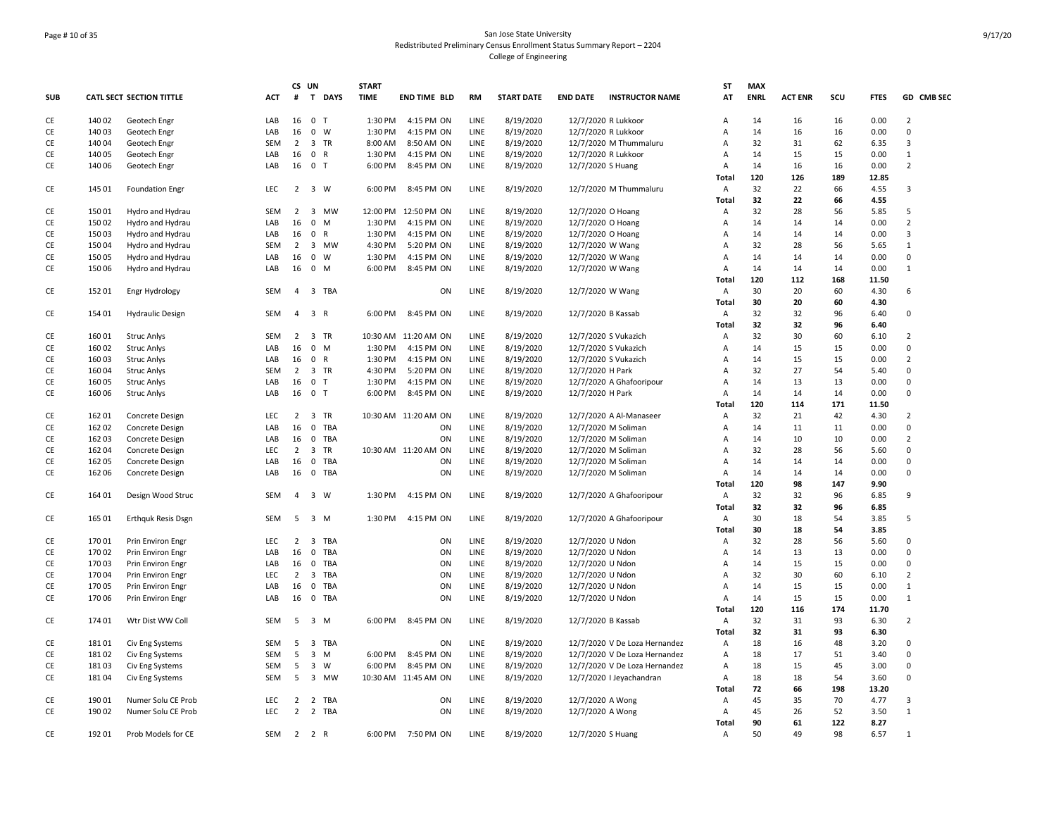# San Jose State University
## Redistributed Preliminary Census Enrollment Status Summary Report – 2204
### College of Engineering

| SUB | CATL SECT | SECTION TITTLE | ACT | CS # | UN T | DAYS | START TIME | END TIME | BLD | RM | START DATE | END DATE | INSTRUCTOR NAME | ST AT | MAX ENRL | ACT ENR | SCU | FTES | GD | CMB SEC |
|---|---|---|---|---|---|---|---|---|---|---|---|---|---|---|---|---|---|---|---|---|
| CE | 140 02 | Geotech Engr | LAB | 16 | 0 | T | 1:30 PM | 4:15 PM | ON | LINE | 8/19/2020 | 12/7/2020 | R Lukkoor | A | 14 | 16 | 16 | 0.00 | 2 | |
| CE | 140 03 | Geotech Engr | LAB | 16 | 0 | W | 1:30 PM | 4:15 PM | ON | LINE | 8/19/2020 | 12/7/2020 | R Lukkoor | A | 14 | 16 | 16 | 0.00 | 0 | |
| CE | 140 04 | Geotech Engr | SEM | 2 | 3 | TR | 8:00 AM | 8:50 AM | ON | LINE | 8/19/2020 | 12/7/2020 | M Thummaluru | A | 32 | 31 | 62 | 6.35 | 3 | |
| CE | 140 05 | Geotech Engr | LAB | 16 | 0 | R | 1:30 PM | 4:15 PM | ON | LINE | 8/19/2020 | 12/7/2020 | R Lukkoor | A | 14 | 15 | 15 | 0.00 | 1 | |
| CE | 140 06 | Geotech Engr | LAB | 16 | 0 | T | 6:00 PM | 8:45 PM | ON | LINE | 8/19/2020 | 12/7/2020 | S Huang | A | 14 | 16 | 16 | 0.00 | 2 | |
| | | | | | | | | | | | | | | Total | 120 | 126 | 189 | 12.85 | | |
| CE | 145 01 | Foundation Engr | LEC | 2 | 3 | W | 6:00 PM | 8:45 PM | ON | LINE | 8/19/2020 | 12/7/2020 | M Thummaluru | A | 32 | 22 | 66 | 4.55 | 3 | |
| | | | | | | | | | | | | | | Total | 32 | 22 | 66 | 4.55 | | |
| CE | 150 01 | Hydro and Hydrau | SEM | 2 | 3 | MW | 12:00 PM | 12:50 PM | ON | LINE | 8/19/2020 | 12/7/2020 | O Hoang | A | 32 | 28 | 56 | 5.85 | 5 | |
| CE | 150 02 | Hydro and Hydrau | LAB | 16 | 0 | M | 1:30 PM | 4:15 PM | ON | LINE | 8/19/2020 | 12/7/2020 | O Hoang | A | 14 | 14 | 14 | 0.00 | 2 | |
| CE | 150 03 | Hydro and Hydrau | LAB | 16 | 0 | R | 1:30 PM | 4:15 PM | ON | LINE | 8/19/2020 | 12/7/2020 | O Hoang | A | 14 | 14 | 14 | 0.00 | 3 | |
| CE | 150 04 | Hydro and Hydrau | SEM | 2 | 3 | MW | 4:30 PM | 5:20 PM | ON | LINE | 8/19/2020 | 12/7/2020 | W Wang | A | 32 | 28 | 56 | 5.65 | 1 | |
| CE | 150 05 | Hydro and Hydrau | LAB | 16 | 0 | W | 1:30 PM | 4:15 PM | ON | LINE | 8/19/2020 | 12/7/2020 | W Wang | A | 14 | 14 | 14 | 0.00 | 0 | |
| CE | 150 06 | Hydro and Hydrau | LAB | 16 | 0 | M | 6:00 PM | 8:45 PM | ON | LINE | 8/19/2020 | 12/7/2020 | W Wang | A | 14 | 14 | 14 | 0.00 | 1 | |
| | | | | | | | | | | | | | | Total | 120 | 112 | 168 | 11.50 | | |
| CE | 152 01 | Engr Hydrology | SEM | 4 | 3 | TBA | | | ON | LINE | 8/19/2020 | 12/7/2020 | W Wang | A | 30 | 20 | 60 | 4.30 | 6 | |
| | | | | | | | | | | | | | | Total | 30 | 20 | 60 | 4.30 | | |
| CE | 154 01 | Hydraulic Design | SEM | 4 | 3 | R | 6:00 PM | 8:45 PM | ON | LINE | 8/19/2020 | 12/7/2020 | B Kassab | A | 32 | 32 | 96 | 6.40 | 0 | |
| | | | | | | | | | | | | | | Total | 32 | 32 | 96 | 6.40 | | |
| CE | 160 01 | Struc Anlys | SEM | 2 | 3 | TR | 10:30 AM | 11:20 AM | ON | LINE | 8/19/2020 | 12/7/2020 | S Vukazich | A | 32 | 30 | 60 | 6.10 | 2 | |
| CE | 160 02 | Struc Anlys | LAB | 16 | 0 | M | 1:30 PM | 4:15 PM | ON | LINE | 8/19/2020 | 12/7/2020 | S Vukazich | A | 14 | 15 | 15 | 0.00 | 0 | |
| CE | 160 03 | Struc Anlys | LAB | 16 | 0 | R | 1:30 PM | 4:15 PM | ON | LINE | 8/19/2020 | 12/7/2020 | S Vukazich | A | 14 | 15 | 15 | 0.00 | 2 | |
| CE | 160 04 | Struc Anlys | SEM | 2 | 3 | TR | 4:30 PM | 5:20 PM | ON | LINE | 8/19/2020 | 12/7/2020 | H Park | A | 32 | 27 | 54 | 5.40 | 0 | |
| CE | 160 05 | Struc Anlys | LAB | 16 | 0 | T | 1:30 PM | 4:15 PM | ON | LINE | 8/19/2020 | 12/7/2020 | A Ghafooripour | A | 14 | 13 | 13 | 0.00 | 0 | |
| CE | 160 06 | Struc Anlys | LAB | 16 | 0 | T | 6:00 PM | 8:45 PM | ON | LINE | 8/19/2020 | 12/7/2020 | H Park | A | 14 | 14 | 14 | 0.00 | 0 | |
| | | | | | | | | | | | | | | Total | 120 | 114 | 171 | 11.50 | | |
| CE | 162 01 | Concrete Design | LEC | 2 | 3 | TR | 10:30 AM | 11:20 AM | ON | LINE | 8/19/2020 | 12/7/2020 | A Al-Manaseer | A | 32 | 21 | 42 | 4.30 | 2 | |
| CE | 162 02 | Concrete Design | LAB | 16 | 0 | TBA | | | ON | LINE | 8/19/2020 | 12/7/2020 | M Soliman | A | 14 | 11 | 11 | 0.00 | 0 | |
| CE | 162 03 | Concrete Design | LAB | 16 | 0 | TBA | | | ON | LINE | 8/19/2020 | 12/7/2020 | M Soliman | A | 14 | 10 | 10 | 0.00 | 2 | |
| CE | 162 04 | Concrete Design | LEC | 2 | 3 | TR | 10:30 AM | 11:20 AM | ON | LINE | 8/19/2020 | 12/7/2020 | M Soliman | A | 32 | 28 | 56 | 5.60 | 0 | |
| CE | 162 05 | Concrete Design | LAB | 16 | 0 | TBA | | | ON | LINE | 8/19/2020 | 12/7/2020 | M Soliman | A | 14 | 14 | 14 | 0.00 | 0 | |
| CE | 162 06 | Concrete Design | LAB | 16 | 0 | TBA | | | ON | LINE | 8/19/2020 | 12/7/2020 | M Soliman | A | 14 | 14 | 14 | 0.00 | 0 | |
| | | | | | | | | | | | | | | Total | 120 | 98 | 147 | 9.90 | | |
| CE | 164 01 | Design Wood Struc | SEM | 4 | 3 | W | 1:30 PM | 4:15 PM | ON | LINE | 8/19/2020 | 12/7/2020 | A Ghafooripour | A | 32 | 32 | 96 | 6.85 | 9 | |
| | | | | | | | | | | | | | | Total | 32 | 32 | 96 | 6.85 | | |
| CE | 165 01 | Erthquk Resis Dsgn | SEM | 5 | 3 | M | 1:30 PM | 4:15 PM | ON | LINE | 8/19/2020 | 12/7/2020 | A Ghafooripour | A | 30 | 18 | 54 | 3.85 | 5 | |
| | | | | | | | | | | | | | | Total | 30 | 18 | 54 | 3.85 | | |
| CE | 170 01 | Prin Environ Engr | LEC | 2 | 3 | TBA | | | ON | LINE | 8/19/2020 | 12/7/2020 | U Ndon | A | 32 | 28 | 56 | 5.60 | 0 | |
| CE | 170 02 | Prin Environ Engr | LAB | 16 | 0 | TBA | | | ON | LINE | 8/19/2020 | 12/7/2020 | U Ndon | A | 14 | 13 | 13 | 0.00 | 0 | |
| CE | 170 03 | Prin Environ Engr | LAB | 16 | 0 | TBA | | | ON | LINE | 8/19/2020 | 12/7/2020 | U Ndon | A | 14 | 15 | 15 | 0.00 | 0 | |
| CE | 170 04 | Prin Environ Engr | LEC | 2 | 3 | TBA | | | ON | LINE | 8/19/2020 | 12/7/2020 | U Ndon | A | 32 | 30 | 60 | 6.10 | 2 | |
| CE | 170 05 | Prin Environ Engr | LAB | 16 | 0 | TBA | | | ON | LINE | 8/19/2020 | 12/7/2020 | U Ndon | A | 14 | 15 | 15 | 0.00 | 1 | |
| CE | 170 06 | Prin Environ Engr | LAB | 16 | 0 | TBA | | | ON | LINE | 8/19/2020 | 12/7/2020 | U Ndon | A | 14 | 15 | 15 | 0.00 | 1 | |
| | | | | | | | | | | | | | | Total | 120 | 116 | 174 | 11.70 | | |
| CE | 174 01 | Wtr Dist WW Coll | SEM | 5 | 3 | M | 6:00 PM | 8:45 PM | ON | LINE | 8/19/2020 | 12/7/2020 | B Kassab | A | 32 | 31 | 93 | 6.30 | 2 | |
| | | | | | | | | | | | | | | Total | 32 | 31 | 93 | 6.30 | | |
| CE | 181 01 | Civ Eng Systems | SEM | 5 | 3 | TBA | | | ON | LINE | 8/19/2020 | 12/7/2020 | V De Loza Hernandez | A | 18 | 16 | 48 | 3.20 | 0 | |
| CE | 181 02 | Civ Eng Systems | SEM | 5 | 3 | M | 6:00 PM | 8:45 PM | ON | LINE | 8/19/2020 | 12/7/2020 | V De Loza Hernandez | A | 18 | 17 | 51 | 3.40 | 0 | |
| CE | 181 03 | Civ Eng Systems | SEM | 5 | 3 | W | 6:00 PM | 8:45 PM | ON | LINE | 8/19/2020 | 12/7/2020 | V De Loza Hernandez | A | 18 | 15 | 45 | 3.00 | 0 | |
| CE | 181 04 | Civ Eng Systems | SEM | 5 | 3 | MW | 10:30 AM | 11:45 AM | ON | LINE | 8/19/2020 | 12/7/2020 | I Jeyachandran | A | 18 | 18 | 54 | 3.60 | 0 | |
| | | | | | | | | | | | | | | Total | 72 | 66 | 198 | 13.20 | | |
| CE | 190 01 | Numer Solu CE Prob | LEC | 2 | 2 | TBA | | | ON | LINE | 8/19/2020 | 12/7/2020 | A Wong | A | 45 | 35 | 70 | 4.77 | 3 | |
| CE | 190 02 | Numer Solu CE Prob | LEC | 2 | 2 | TBA | | | ON | LINE | 8/19/2020 | 12/7/2020 | A Wong | A | 45 | 26 | 52 | 3.50 | 1 | |
| | | | | | | | | | | | | | | Total | 90 | 61 | 122 | 8.27 | | |
| CE | 192 01 | Prob Models for CE | SEM | 2 | 2 | R | 6:00 PM | 7:50 PM | ON | LINE | 8/19/2020 | 12/7/2020 | S Huang | A | 50 | 49 | 98 | 6.57 | 1 | |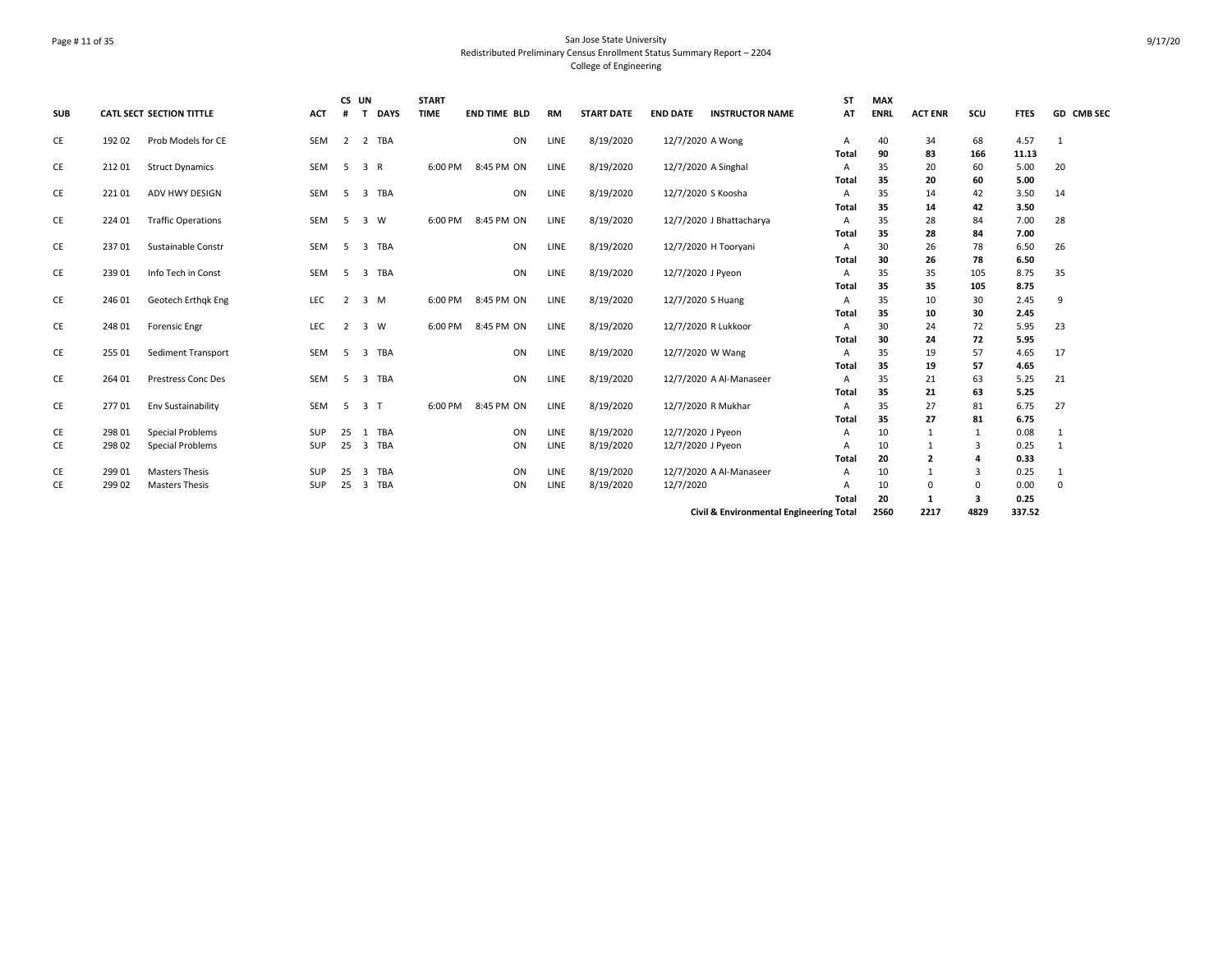San Jose State University
Redistributed Preliminary Census Enrollment Status Summary Report – 2204
College of Engineering

| SUB | CATL SECT | SECTION TITTLE | ACT | CS # | UN T | DAYS | START TIME | END TIME | BLD | RM | START DATE | END DATE | INSTRUCTOR NAME | ST AT | MAX ENRL | ACT ENR | SCU | FTES | GD | CMB SEC |
|---|---|---|---|---|---|---|---|---|---|---|---|---|---|---|---|---|---|---|---|---|
| CE | 192 02 | Prob Models for CE | SEM | 2 | 2 | TBA | | | ON | LINE | 8/19/2020 | 12/7/2020 | A Wong | A | 40 | 34 | 68 | 4.57 | 1 | |
| | | | | | | | | | | | | | | **Total** | **90** | **83** | **166** | **11.13** | | |
| CE | 212 01 | Struct Dynamics | SEM | 5 | 3 | R | 6:00 PM | 8:45 PM | ON | LINE | 8/19/2020 | 12/7/2020 | A Singhal | A | 35 | 20 | 60 | 5.00 | 20 | |
| | | | | | | | | | | | | | | **Total** | **35** | **20** | **60** | **5.00** | | |
| CE | 221 01 | ADV HWY DESIGN | SEM | 5 | 3 | TBA | | | ON | LINE | 8/19/2020 | 12/7/2020 | S Koosha | A | 35 | 14 | 42 | 3.50 | 14 | |
| | | | | | | | | | | | | | | **Total** | **35** | **14** | **42** | **3.50** | | |
| CE | 224 01 | Traffic Operations | SEM | 5 | 3 | W | 6:00 PM | 8:45 PM | ON | LINE | 8/19/2020 | 12/7/2020 | J Bhattacharya | A | 35 | 28 | 84 | 7.00 | 28 | |
| | | | | | | | | | | | | | | **Total** | **35** | **28** | **84** | **7.00** | | |
| CE | 237 01 | Sustainable Constr | SEM | 5 | 3 | TBA | | | ON | LINE | 8/19/2020 | 12/7/2020 | H Tooryani | A | 30 | 26 | 78 | 6.50 | 26 | |
| | | | | | | | | | | | | | | **Total** | **30** | **26** | **78** | **6.50** | | |
| CE | 239 01 | Info Tech in Const | SEM | 5 | 3 | TBA | | | ON | LINE | 8/19/2020 | 12/7/2020 | J Pyeon | A | 35 | 35 | 105 | 8.75 | 35 | |
| | | | | | | | | | | | | | | **Total** | **35** | **35** | **105** | **8.75** | | |
| CE | 246 01 | Geotech Erthqk Eng | LEC | 2 | 3 | M | 6:00 PM | 8:45 PM | ON | LINE | 8/19/2020 | 12/7/2020 | S Huang | A | 35 | 10 | 30 | 2.45 | 9 | |
| | | | | | | | | | | | | | | **Total** | **35** | **10** | **30** | **2.45** | | |
| CE | 248 01 | Forensic Engr | LEC | 2 | 3 | W | 6:00 PM | 8:45 PM | ON | LINE | 8/19/2020 | 12/7/2020 | R Lukkoor | A | 30 | 24 | 72 | 5.95 | 23 | |
| | | | | | | | | | | | | | | **Total** | **30** | **24** | **72** | **5.95** | | |
| CE | 255 01 | Sediment Transport | SEM | 5 | 3 | TBA | | | ON | LINE | 8/19/2020 | 12/7/2020 | W Wang | A | 35 | 19 | 57 | 4.65 | 17 | |
| | | | | | | | | | | | | | | **Total** | **35** | **19** | **57** | **4.65** | | |
| CE | 264 01 | Prestress Conc Des | SEM | 5 | 3 | TBA | | | ON | LINE | 8/19/2020 | 12/7/2020 | A Al-Manaseer | A | 35 | 21 | 63 | 5.25 | 21 | |
| | | | | | | | | | | | | | | **Total** | **35** | **21** | **63** | **5.25** | | |
| CE | 277 01 | Env Sustainability | SEM | 5 | 3 | T | 6:00 PM | 8:45 PM | ON | LINE | 8/19/2020 | 12/7/2020 | R Mukhar | A | 35 | 27 | 81 | 6.75 | 27 | |
| | | | | | | | | | | | | | | **Total** | **35** | **27** | **81** | **6.75** | | |
| CE | 298 01 | Special Problems | SUP | 25 | 1 | TBA | | | ON | LINE | 8/19/2020 | 12/7/2020 | J Pyeon | A | 10 | 1 | 1 | 0.08 | 1 | |
| CE | 298 02 | Special Problems | SUP | 25 | 3 | TBA | | | ON | LINE | 8/19/2020 | 12/7/2020 | J Pyeon | A | 10 | 1 | 3 | 0.25 | 1 | |
| | | | | | | | | | | | | | | **Total** | **20** | **2** | **4** | **0.33** | | |
| CE | 299 01 | Masters Thesis | SUP | 25 | 3 | TBA | | | ON | LINE | 8/19/2020 | 12/7/2020 | A Al-Manaseer | A | 10 | 1 | 3 | 0.25 | 1 | |
| CE | 299 02 | Masters Thesis | SUP | 25 | 3 | TBA | | | ON | LINE | 8/19/2020 | 12/7/2020 | | A | 10 | 0 | 0 | 0.00 | 0 | |
| | | | | | | | | | | | | | | **Total** | **20** | **1** | **3** | **0.25** | | |
| | | | | | | | | | | | | | **Civil & Environmental Engineering Total** | | **2560** | **2217** | **4829** | **337.52** | | |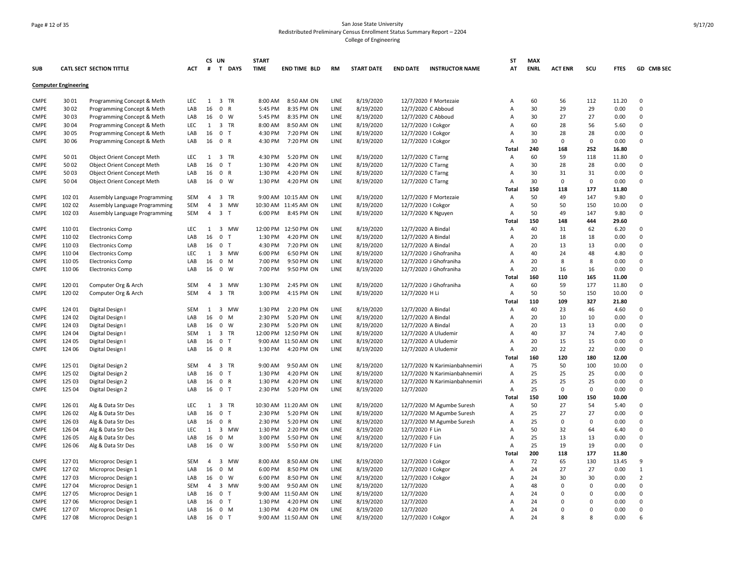San Jose State University
Redistributed Preliminary Census Enrollment Status Summary Report – 2204
College of Engineering

| SUB | CATL SECT | SECTION TITTLE | ACT | CS # | UN T | DAYS | START TIME | END TIME | BLD | RM | START DATE | END DATE | INSTRUCTOR NAME | ST AT | MAX ENRL | ACT ENR | SCU | FTES | GD | CMB SEC |
|---|---|---|---|---|---|---|---|---|---|---|---|---|---|---|---|---|---|---|---|---|
| **Computer Engineering** | | | | | | | | | | | | | | | | | | | | |
| CMPE | 30 01 | Programming Concept & Meth | LEC | 1 | 3 | TR | 8:00 AM | 8:50 AM | ON | LINE | 8/19/2020 | 12/7/2020 | F Mortezaie | A | 60 | 56 | 112 | 11.20 | 0 | |
| CMPE | 30 02 | Programming Concept & Meth | LAB | 16 | 0 | R | 5:45 PM | 8:35 PM | ON | LINE | 8/19/2020 | 12/7/2020 | C Abboud | A | 30 | 29 | 29 | 0.00 | 0 | |
| CMPE | 30 03 | Programming Concept & Meth | LAB | 16 | 0 | W | 5:45 PM | 8:35 PM | ON | LINE | 8/19/2020 | 12/7/2020 | C Abboud | A | 30 | 27 | 27 | 0.00 | 0 | |
| CMPE | 30 04 | Programming Concept & Meth | LEC | 1 | 3 | TR | 8:00 AM | 8:50 AM | ON | LINE | 8/19/2020 | 12/7/2020 | I Cokgor | A | 60 | 28 | 56 | 5.60 | 0 | |
| CMPE | 30 05 | Programming Concept & Meth | LAB | 16 | 0 | T | 4:30 PM | 7:20 PM | ON | LINE | 8/19/2020 | 12/7/2020 | I Cokgor | A | 30 | 28 | 28 | 0.00 | 0 | |
| CMPE | 30 06 | Programming Concept & Meth | LAB | 16 | 0 | R | 4:30 PM | 7:20 PM | ON | LINE | 8/19/2020 | 12/7/2020 | I Cokgor | A | 30 | 0 | 0 | 0.00 | 0 | |
| | | | | | | | | | | | | | | **Total** | **240** | **168** | **252** | **16.80** | | |
| CMPE | 50 01 | Object Orient Concept Meth | LEC | 1 | 3 | TR | 4:30 PM | 5:20 PM | ON | LINE | 8/19/2020 | 12/7/2020 | C Tarng | A | 60 | 59 | 118 | 11.80 | 0 | |
| CMPE | 50 02 | Object Orient Concept Meth | LAB | 16 | 0 | T | 1:30 PM | 4:20 PM | ON | LINE | 8/19/2020 | 12/7/2020 | C Tarng | A | 30 | 28 | 28 | 0.00 | 0 | |
| CMPE | 50 03 | Object Orient Concept Meth | LAB | 16 | 0 | R | 1:30 PM | 4:20 PM | ON | LINE | 8/19/2020 | 12/7/2020 | C Tarng | A | 30 | 31 | 31 | 0.00 | 0 | |
| CMPE | 50 04 | Object Orient Concept Meth | LAB | 16 | 0 | W | 1:30 PM | 4:20 PM | ON | LINE | 8/19/2020 | 12/7/2020 | C Tarng | A | 30 | 0 | 0 | 0.00 | 0 | |
| | | | | | | | | | | | | | | **Total** | **150** | **118** | **177** | **11.80** | | |
| CMPE | 102 01 | Assembly Language Programming | SEM | 4 | 3 | TR | 9:00 AM | 10:15 AM | ON | LINE | 8/19/2020 | 12/7/2020 | F Mortezaie | A | 50 | 49 | 147 | 9.80 | 0 | |
| CMPE | 102 02 | Assembly Language Programming | SEM | 4 | 3 | MW | 10:30 AM | 11:45 AM | ON | LINE | 8/19/2020 | 12/7/2020 | I Cokgor | A | 50 | 50 | 150 | 10.00 | 0 | |
| CMPE | 102 03 | Assembly Language Programming | SEM | 4 | 3 | T | 6:00 PM | 8:45 PM | ON | LINE | 8/19/2020 | 12/7/2020 | K Nguyen | A | 50 | 49 | 147 | 9.80 | 0 | |
| | | | | | | | | | | | | | | **Total** | **150** | **148** | **444** | **29.60** | | |
| CMPE | 110 01 | Electronics Comp | LEC | 1 | 3 | MW | 12:00 PM | 12:50 PM | ON | LINE | 8/19/2020 | 12/7/2020 | A Bindal | A | 40 | 31 | 62 | 6.20 | 0 | |
| CMPE | 110 02 | Electronics Comp | LAB | 16 | 0 | T | 1:30 PM | 4:20 PM | ON | LINE | 8/19/2020 | 12/7/2020 | A Bindal | A | 20 | 18 | 18 | 0.00 | 0 | |
| CMPE | 110 03 | Electronics Comp | LAB | 16 | 0 | T | 4:30 PM | 7:20 PM | ON | LINE | 8/19/2020 | 12/7/2020 | A Bindal | A | 20 | 13 | 13 | 0.00 | 0 | |
| CMPE | 110 04 | Electronics Comp | LEC | 1 | 3 | MW | 6:00 PM | 6:50 PM | ON | LINE | 8/19/2020 | 12/7/2020 | J Ghofraniha | A | 40 | 24 | 48 | 4.80 | 0 | |
| CMPE | 110 05 | Electronics Comp | LAB | 16 | 0 | M | 7:00 PM | 9:50 PM | ON | LINE | 8/19/2020 | 12/7/2020 | J Ghofraniha | A | 20 | 8 | 8 | 0.00 | 0 | |
| CMPE | 110 06 | Electronics Comp | LAB | 16 | 0 | W | 7:00 PM | 9:50 PM | ON | LINE | 8/19/2020 | 12/7/2020 | J Ghofraniha | A | 20 | 16 | 16 | 0.00 | 0 | |
| | | | | | | | | | | | | | | **Total** | **160** | **110** | **165** | **11.00** | | |
| CMPE | 120 01 | Computer Org & Arch | SEM | 4 | 3 | MW | 1:30 PM | 2:45 PM | ON | LINE | 8/19/2020 | 12/7/2020 | J Ghofraniha | A | 60 | 59 | 177 | 11.80 | 0 | |
| CMPE | 120 02 | Computer Org & Arch | SEM | 4 | 3 | TR | 3:00 PM | 4:15 PM | ON | LINE | 8/19/2020 | 12/7/2020 | H Li | A | 50 | 50 | 150 | 10.00 | 0 | |
| | | | | | | | | | | | | | | **Total** | **110** | **109** | **327** | **21.80** | | |
| CMPE | 124 01 | Digital Design I | SEM | 1 | 3 | MW | 1:30 PM | 2:20 PM | ON | LINE | 8/19/2020 | 12/7/2020 | A Bindal | A | 40 | 23 | 46 | 4.60 | 0 | |
| CMPE | 124 02 | Digital Design I | LAB | 16 | 0 | M | 2:30 PM | 5:20 PM | ON | LINE | 8/19/2020 | 12/7/2020 | A Bindal | A | 20 | 10 | 10 | 0.00 | 0 | |
| CMPE | 124 03 | Digital Design I | LAB | 16 | 0 | W | 2:30 PM | 5:20 PM | ON | LINE | 8/19/2020 | 12/7/2020 | A Bindal | A | 20 | 13 | 13 | 0.00 | 0 | |
| CMPE | 124 04 | Digital Design I | SEM | 1 | 3 | TR | 12:00 PM | 12:50 PM | ON | LINE | 8/19/2020 | 12/7/2020 | A Uludemir | A | 40 | 37 | 74 | 7.40 | 0 | |
| CMPE | 124 05 | Digital Design I | LAB | 16 | 0 | T | 9:00 AM | 11:50 AM | ON | LINE | 8/19/2020 | 12/7/2020 | A Uludemir | A | 20 | 15 | 15 | 0.00 | 0 | |
| CMPE | 124 06 | Digital Design I | LAB | 16 | 0 | R | 1:30 PM | 4:20 PM | ON | LINE | 8/19/2020 | 12/7/2020 | A Uludemir | A | 20 | 22 | 22 | 0.00 | 0 | |
| | | | | | | | | | | | | | | **Total** | **160** | **120** | **180** | **12.00** | | |
| CMPE | 125 01 | Digital Design 2 | SEM | 4 | 3 | TR | 9:00 AM | 9:50 AM | ON | LINE | 8/19/2020 | 12/7/2020 | N Karimianbahnemiri | A | 75 | 50 | 100 | 10.00 | 0 | |
| CMPE | 125 02 | Digital Design 2 | LAB | 16 | 0 | T | 1:30 PM | 4:20 PM | ON | LINE | 8/19/2020 | 12/7/2020 | N Karimianbahnemiri | A | 25 | 25 | 25 | 0.00 | 0 | |
| CMPE | 125 03 | Digital Design 2 | LAB | 16 | 0 | R | 1:30 PM | 4:20 PM | ON | LINE | 8/19/2020 | 12/7/2020 | N Karimianbahnemiri | A | 25 | 25 | 25 | 0.00 | 0 | |
| CMPE | 125 04 | Digital Design 2 | LAB | 16 | 0 | T | 2:30 PM | 5:20 PM | ON | LINE | 8/19/2020 | 12/7/2020 | | A | 25 | 0 | 0 | 0.00 | 0 | |
| | | | | | | | | | | | | | | **Total** | **150** | **100** | **150** | **10.00** | | |
| CMPE | 126 01 | Alg & Data Str Des | LEC | 1 | 3 | TR | 10:30 AM | 11:20 AM | ON | LINE | 8/19/2020 | 12/7/2020 | M Agumbe Suresh | A | 50 | 27 | 54 | 5.40 | 0 | |
| CMPE | 126 02 | Alg & Data Str Des | LAB | 16 | 0 | T | 2:30 PM | 5:20 PM | ON | LINE | 8/19/2020 | 12/7/2020 | M Agumbe Suresh | A | 25 | 27 | 27 | 0.00 | 0 | |
| CMPE | 126 03 | Alg & Data Str Des | LAB | 16 | 0 | R | 2:30 PM | 5:20 PM | ON | LINE | 8/19/2020 | 12/7/2020 | M Agumbe Suresh | A | 25 | 0 | 0 | 0.00 | 0 | |
| CMPE | 126 04 | Alg & Data Str Des | LEC | 1 | 3 | MW | 1:30 PM | 2:20 PM | ON | LINE | 8/19/2020 | 12/7/2020 | F Lin | A | 50 | 32 | 64 | 6.40 | 0 | |
| CMPE | 126 05 | Alg & Data Str Des | LAB | 16 | 0 | M | 3:00 PM | 5:50 PM | ON | LINE | 8/19/2020 | 12/7/2020 | F Lin | A | 25 | 13 | 13 | 0.00 | 0 | |
| CMPE | 126 06 | Alg & Data Str Des | LAB | 16 | 0 | W | 3:00 PM | 5:50 PM | ON | LINE | 8/19/2020 | 12/7/2020 | F Lin | A | 25 | 19 | 19 | 0.00 | 0 | |
| | | | | | | | | | | | | | | **Total** | **200** | **118** | **177** | **11.80** | | |
| CMPE | 127 01 | Microproc Design 1 | SEM | 4 | 3 | MW | 8:00 AM | 8:50 AM | ON | LINE | 8/19/2020 | 12/7/2020 | I Cokgor | A | 72 | 65 | 130 | 13.45 | 9 | |
| CMPE | 127 02 | Microproc Design 1 | LAB | 16 | 0 | M | 6:00 PM | 8:50 PM | ON | LINE | 8/19/2020 | 12/7/2020 | I Cokgor | A | 24 | 27 | 27 | 0.00 | 1 | |
| CMPE | 127 03 | Microproc Design 1 | LAB | 16 | 0 | W | 6:00 PM | 8:50 PM | ON | LINE | 8/19/2020 | 12/7/2020 | I Cokgor | A | 24 | 30 | 30 | 0.00 | 2 | |
| CMPE | 127 04 | Microproc Design 1 | SEM | 4 | 3 | MW | 9:00 AM | 9:50 AM | ON | LINE | 8/19/2020 | 12/7/2020 | | A | 48 | 0 | 0 | 0.00 | 0 | |
| CMPE | 127 05 | Microproc Design 1 | LAB | 16 | 0 | T | 9:00 AM | 11:50 AM | ON | LINE | 8/19/2020 | 12/7/2020 | | A | 24 | 0 | 0 | 0.00 | 0 | |
| CMPE | 127 06 | Microproc Design 1 | LAB | 16 | 0 | T | 1:30 PM | 4:20 PM | ON | LINE | 8/19/2020 | 12/7/2020 | | A | 24 | 0 | 0 | 0.00 | 0 | |
| CMPE | 127 07 | Microproc Design 1 | LAB | 16 | 0 | M | 1:30 PM | 4:20 PM | ON | LINE | 8/19/2020 | 12/7/2020 | | A | 24 | 0 | 0 | 0.00 | 0 | |
| CMPE | 127 08 | Microproc Design 1 | LAB | 16 | 0 | T | 9:00 AM | 11:50 AM | ON | LINE | 8/19/2020 | 12/7/2020 | I Cokgor | A | 24 | 8 | 8 | 0.00 | 6 | |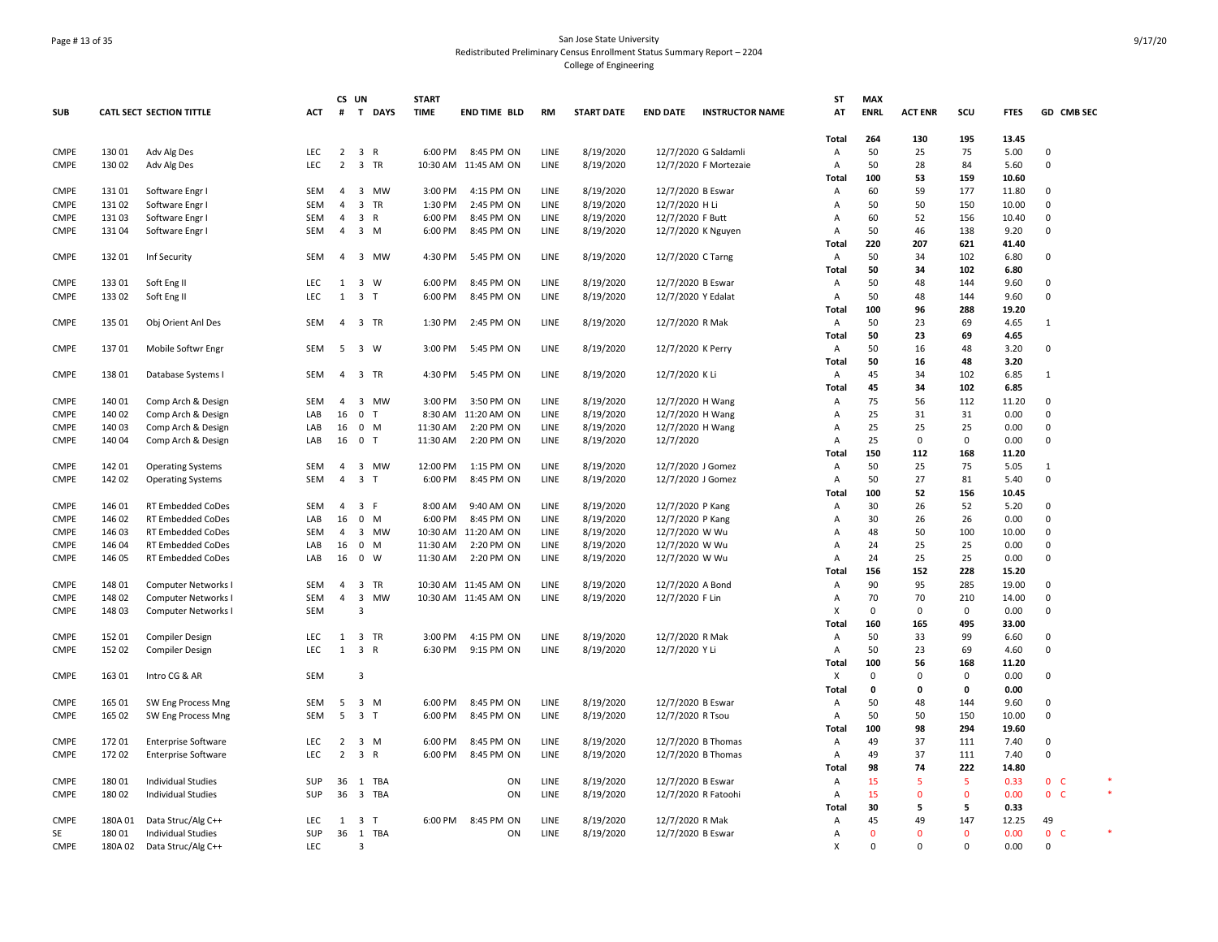# San Jose State University
## Redistributed Preliminary Census Enrollment Status Summary Report – 2204
### College of Engineering

| SUB | CATL SECT | SECTION TITTLE | ACT | CS # | UN T | DAYS | START TIME | END TIME | BLD | RM | START DATE | END DATE | INSTRUCTOR NAME | ST AT | MAX ENRL | ACT ENR | SCU | FTES | GD | CMB SEC | |
|---|---|---|---|---|---|---|---|---|---|---|---|---|---|---|---|---|---|---|---|---|---|
| | | | | | | | | | | | | | | Total | 264 | 130 | 195 | 13.45 | | | |
| CMPE | 130 01 | Adv Alg Des | LEC | 2 | 3 | R | 6:00 PM | 8:45 PM | ON | LINE | 8/19/2020 | 12/7/2020 | G Saldamli | A | 50 | 25 | 75 | 5.00 | 0 | | |
| CMPE | 130 02 | Adv Alg Des | LEC | 2 | 3 | TR | 10:30 AM | 11:45 AM | ON | LINE | 8/19/2020 | 12/7/2020 | F Mortezaie | A | 50 | 28 | 84 | 5.60 | 0 | | |
| | | | | | | | | | | | | | | Total | 100 | 53 | 159 | 10.60 | | | |
| CMPE | 131 01 | Software Engr I | SEM | 4 | 3 | MW | 3:00 PM | 4:15 PM | ON | LINE | 8/19/2020 | 12/7/2020 | B Eswar | A | 60 | 59 | 177 | 11.80 | 0 | | |
| CMPE | 131 02 | Software Engr I | SEM | 4 | 3 | TR | 1:30 PM | 2:45 PM | ON | LINE | 8/19/2020 | 12/7/2020 | H Li | A | 50 | 50 | 150 | 10.00 | 0 | | |
| CMPE | 131 03 | Software Engr I | SEM | 4 | 3 | R | 6:00 PM | 8:45 PM | ON | LINE | 8/19/2020 | 12/7/2020 | F Butt | A | 60 | 52 | 156 | 10.40 | 0 | | |
| CMPE | 131 04 | Software Engr I | SEM | 4 | 3 | M | 6:00 PM | 8:45 PM | ON | LINE | 8/19/2020 | 12/7/2020 | K Nguyen | A | 50 | 46 | 138 | 9.20 | 0 | | |
| | | | | | | | | | | | | | | Total | 220 | 207 | 621 | 41.40 | | | |
| CMPE | 132 01 | Inf Security | SEM | 4 | 3 | MW | 4:30 PM | 5:45 PM | ON | LINE | 8/19/2020 | 12/7/2020 | C Tarng | A | 50 | 34 | 102 | 6.80 | 0 | | |
| | | | | | | | | | | | | | | Total | 50 | 34 | 102 | 6.80 | | | |
| CMPE | 133 01 | Soft Eng II | LEC | 1 | 3 | W | 6:00 PM | 8:45 PM | ON | LINE | 8/19/2020 | 12/7/2020 | B Eswar | A | 50 | 48 | 144 | 9.60 | 0 | | |
| CMPE | 133 02 | Soft Eng II | LEC | 1 | 3 | T | 6:00 PM | 8:45 PM | ON | LINE | 8/19/2020 | 12/7/2020 | Y Edalat | A | 50 | 48 | 144 | 9.60 | 0 | | |
| | | | | | | | | | | | | | | Total | 100 | 96 | 288 | 19.20 | | | |
| CMPE | 135 01 | Obj Orient Anl Des | SEM | 4 | 3 | TR | 1:30 PM | 2:45 PM | ON | LINE | 8/19/2020 | 12/7/2020 | R Mak | A | 50 | 23 | 69 | 4.65 | 1 | | |
| | | | | | | | | | | | | | | Total | 50 | 23 | 69 | 4.65 | | | |
| CMPE | 137 01 | Mobile Softwr Engr | SEM | 5 | 3 | W | 3:00 PM | 5:45 PM | ON | LINE | 8/19/2020 | 12/7/2020 | K Perry | A | 50 | 16 | 48 | 3.20 | 0 | | |
| | | | | | | | | | | | | | | Total | 50 | 16 | 48 | 3.20 | | | |
| CMPE | 138 01 | Database Systems I | SEM | 4 | 3 | TR | 4:30 PM | 5:45 PM | ON | LINE | 8/19/2020 | 12/7/2020 | K Li | A | 45 | 34 | 102 | 6.85 | 1 | | |
| | | | | | | | | | | | | | | Total | 45 | 34 | 102 | 6.85 | | | |
| CMPE | 140 01 | Comp Arch & Design | SEM | 4 | 3 | MW | 3:00 PM | 3:50 PM | ON | LINE | 8/19/2020 | 12/7/2020 | H Wang | A | 75 | 56 | 112 | 11.20 | 0 | | |
| CMPE | 140 02 | Comp Arch & Design | LAB | 16 | 0 | T | 8:30 AM | 11:20 AM | ON | LINE | 8/19/2020 | 12/7/2020 | H Wang | A | 25 | 31 | 31 | 0.00 | 0 | | |
| CMPE | 140 03 | Comp Arch & Design | LAB | 16 | 0 | M | 11:30 AM | 2:20 PM | ON | LINE | 8/19/2020 | 12/7/2020 | H Wang | A | 25 | 25 | 25 | 0.00 | 0 | | |
| CMPE | 140 04 | Comp Arch & Design | LAB | 16 | 0 | T | 11:30 AM | 2:20 PM | ON | LINE | 8/19/2020 | 12/7/2020 | | A | 25 | 0 | 0 | 0.00 | 0 | | |
| | | | | | | | | | | | | | | Total | 150 | 112 | 168 | 11.20 | | | |
| CMPE | 142 01 | Operating Systems | SEM | 4 | 3 | MW | 12:00 PM | 1:15 PM | ON | LINE | 8/19/2020 | 12/7/2020 | J Gomez | A | 50 | 25 | 75 | 5.05 | 1 | | |
| CMPE | 142 02 | Operating Systems | SEM | 4 | 3 | T | 6:00 PM | 8:45 PM | ON | LINE | 8/19/2020 | 12/7/2020 | J Gomez | A | 50 | 27 | 81 | 5.40 | 0 | | |
| | | | | | | | | | | | | | | Total | 100 | 52 | 156 | 10.45 | | | |
| CMPE | 146 01 | RT Embedded CoDes | SEM | 4 | 3 | F | 8:00 AM | 9:40 AM | ON | LINE | 8/19/2020 | 12/7/2020 | P Kang | A | 30 | 26 | 52 | 5.20 | 0 | | |
| CMPE | 146 02 | RT Embedded CoDes | LAB | 16 | 0 | M | 6:00 PM | 8:45 PM | ON | LINE | 8/19/2020 | 12/7/2020 | P Kang | A | 30 | 26 | 26 | 0.00 | 0 | | |
| CMPE | 146 03 | RT Embedded CoDes | SEM | 4 | 3 | MW | 10:30 AM | 11:20 AM | ON | LINE | 8/19/2020 | 12/7/2020 | W Wu | A | 48 | 50 | 100 | 10.00 | 0 | | |
| CMPE | 146 04 | RT Embedded CoDes | LAB | 16 | 0 | M | 11:30 AM | 2:20 PM | ON | LINE | 8/19/2020 | 12/7/2020 | W Wu | A | 24 | 25 | 25 | 0.00 | 0 | | |
| CMPE | 146 05 | RT Embedded CoDes | LAB | 16 | 0 | W | 11:30 AM | 2:20 PM | ON | LINE | 8/19/2020 | 12/7/2020 | W Wu | A | 24 | 25 | 25 | 0.00 | 0 | | |
| | | | | | | | | | | | | | | Total | 156 | 152 | 228 | 15.20 | | | |
| CMPE | 148 01 | Computer Networks I | SEM | 4 | 3 | TR | 10:30 AM | 11:45 AM | ON | LINE | 8/19/2020 | 12/7/2020 | A Bond | A | 90 | 95 | 285 | 19.00 | 0 | | |
| CMPE | 148 02 | Computer Networks I | SEM | 4 | 3 | MW | 10:30 AM | 11:45 AM | ON | LINE | 8/19/2020 | 12/7/2020 | F Lin | A | 70 | 70 | 210 | 14.00 | 0 | | |
| CMPE | 148 03 | Computer Networks I | SEM | | 3 | | | | | | | | | X | 0 | 0 | 0 | 0.00 | 0 | | |
| | | | | | | | | | | | | | | Total | 160 | 165 | 495 | 33.00 | | | |
| CMPE | 152 01 | Compiler Design | LEC | 1 | 3 | TR | 3:00 PM | 4:15 PM | ON | LINE | 8/19/2020 | 12/7/2020 | R Mak | A | 50 | 33 | 99 | 6.60 | 0 | | |
| CMPE | 152 02 | Compiler Design | LEC | 1 | 3 | R | 6:30 PM | 9:15 PM | ON | LINE | 8/19/2020 | 12/7/2020 | Y Li | A | 50 | 23 | 69 | 4.60 | 0 | | |
| | | | | | | | | | | | | | | Total | 100 | 56 | 168 | 11.20 | | | |
| CMPE | 163 01 | Intro CG & AR | SEM | | 3 | | | | | | | | | X | 0 | 0 | 0 | 0.00 | 0 | | |
| | | | | | | | | | | | | | | Total | 0 | 0 | 0 | 0.00 | | | |
| CMPE | 165 01 | SW Eng Process Mng | SEM | 5 | 3 | M | 6:00 PM | 8:45 PM | ON | LINE | 8/19/2020 | 12/7/2020 | B Eswar | A | 50 | 48 | 144 | 9.60 | 0 | | |
| CMPE | 165 02 | SW Eng Process Mng | SEM | 5 | 3 | T | 6:00 PM | 8:45 PM | ON | LINE | 8/19/2020 | 12/7/2020 | R Tsou | A | 50 | 50 | 150 | 10.00 | 0 | | |
| | | | | | | | | | | | | | | Total | 100 | 98 | 294 | 19.60 | | | |
| CMPE | 172 01 | Enterprise Software | LEC | 2 | 3 | M | 6:00 PM | 8:45 PM | ON | LINE | 8/19/2020 | 12/7/2020 | B Thomas | A | 49 | 37 | 111 | 7.40 | 0 | | |
| CMPE | 172 02 | Enterprise Software | LEC | 2 | 3 | R | 6:00 PM | 8:45 PM | ON | LINE | 8/19/2020 | 12/7/2020 | B Thomas | A | 49 | 37 | 111 | 7.40 | 0 | | |
| | | | | | | | | | | | | | | Total | 98 | 74 | 222 | 14.80 | | | |
| CMPE | 180 01 | Individual Studies | SUP | 36 | 1 | TBA | | | ON | LINE | 8/19/2020 | 12/7/2020 | B Eswar | A | 15 | 5 | 5 | 0.33 | 0 | C | * |
| CMPE | 180 02 | Individual Studies | SUP | 36 | 3 | TBA | | | ON | LINE | 8/19/2020 | 12/7/2020 | R Fatoohi | A | 15 | 0 | 0 | 0.00 | 0 | C | * |
| | | | | | | | | | | | | | | Total | 30 | 5 | 5 | 0.33 | | | |
| CMPE | 180A 01 | Data Struc/Alg C++ | LEC | 1 | 3 | T | 6:00 PM | 8:45 PM | ON | LINE | 8/19/2020 | 12/7/2020 | R Mak | A | 45 | 49 | 147 | 12.25 | 49 | | |
| SE | 180 01 | Individual Studies | SUP | 36 | 1 | TBA | | | ON | LINE | 8/19/2020 | 12/7/2020 | B Eswar | A | 0 | 0 | 0 | 0.00 | 0 | C | * |
| CMPE | 180A 02 | Data Struc/Alg C++ | LEC | | 3 | | | | | | | | | X | 0 | 0 | 0 | 0.00 | 0 | | |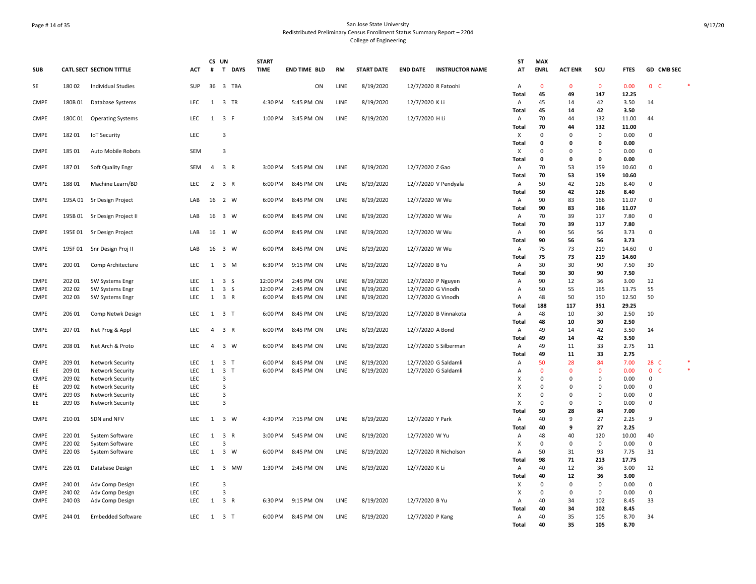San Jose State University
Redistributed Preliminary Census Enrollment Status Summary Report – 2204
College of Engineering

| SUB | CATL SECT | SECTION TITTLE | ACT | CS # | UN T | DAYS | START TIME | END TIME | BLD | RM | START DATE | END DATE | INSTRUCTOR NAME | ST AT | MAX ENRL | ACT ENR | SCU | FTES | GD | CMB SEC | |
|---|---|---|---|---|---|---|---|---|---|---|---|---|---|---|---|---|---|---|---|---|---|
| SE | 180 02 | Individual Studies | SUP | 36 | 3 | TBA | | | ON | LINE | 8/19/2020 | 12/7/2020 | R Fatoohi | A | 0 | 0 | 0 | 0.00 | 0 | C | * |
| | | | | | | | | | | | | | | Total | 45 | 49 | 147 | 12.25 | | | |
| CMPE | 180B 01 | Database Systems | LEC | 1 | 3 | TR | 4:30 PM | 5:45 PM | ON | LINE | 8/19/2020 | 12/7/2020 | K Li | A | 45 | 14 | 42 | 3.50 | 14 | | |
| | | | | | | | | | | | | | | Total | 45 | 14 | 42 | 3.50 | | | |
| CMPE | 180C 01 | Operating Systems | LEC | 1 | 3 | F | 1:00 PM | 3:45 PM | ON | LINE | 8/19/2020 | 12/7/2020 | H Li | A | 70 | 44 | 132 | 11.00 | 44 | | |
| | | | | | | | | | | | | | | Total | 70 | 44 | 132 | 11.00 | | | |
| CMPE | 182 01 | IoT Security | LEC | | 3 | | | | | | | | | X | 0 | 0 | 0 | 0.00 | 0 | | |
| | | | | | | | | | | | | | | Total | 0 | 0 | 0 | 0.00 | | | |
| CMPE | 185 01 | Auto Mobile Robots | SEM | | 3 | | | | | | | | | X | 0 | 0 | 0 | 0.00 | 0 | | |
| | | | | | | | | | | | | | | Total | 0 | 0 | 0 | 0.00 | | | |
| CMPE | 187 01 | Soft Quality Engr | SEM | 4 | 3 | R | 3:00 PM | 5:45 PM | ON | LINE | 8/19/2020 | 12/7/2020 | Z Gao | A | 70 | 53 | 159 | 10.60 | 0 | | |
| | | | | | | | | | | | | | | Total | 70 | 53 | 159 | 10.60 | | | |
| CMPE | 188 01 | Machine Learn/BD | LEC | 2 | 3 | R | 6:00 PM | 8:45 PM | ON | LINE | 8/19/2020 | 12/7/2020 | V Pendyala | A | 50 | 42 | 126 | 8.40 | 0 | | |
| | | | | | | | | | | | | | | Total | 50 | 42 | 126 | 8.40 | | | |
| CMPE | 195A 01 | Sr Design Project | LAB | 16 | 2 | W | 6:00 PM | 8:45 PM | ON | LINE | 8/19/2020 | 12/7/2020 | W Wu | A | 90 | 83 | 166 | 11.07 | 0 | | |
| | | | | | | | | | | | | | | Total | 90 | 83 | 166 | 11.07 | | | |
| CMPE | 195B 01 | Sr Design Project II | LAB | 16 | 3 | W | 6:00 PM | 8:45 PM | ON | LINE | 8/19/2020 | 12/7/2020 | W Wu | A | 70 | 39 | 117 | 7.80 | 0 | | |
| | | | | | | | | | | | | | | Total | 70 | 39 | 117 | 7.80 | | | |
| CMPE | 195E 01 | Sr Design Project | LAB | 16 | 1 | W | 6:00 PM | 8:45 PM | ON | LINE | 8/19/2020 | 12/7/2020 | W Wu | A | 90 | 56 | 56 | 3.73 | 0 | | |
| | | | | | | | | | | | | | | Total | 90 | 56 | 56 | 3.73 | | | |
| CMPE | 195F 01 | Snr Design Proj II | LAB | 16 | 3 | W | 6:00 PM | 8:45 PM | ON | LINE | 8/19/2020 | 12/7/2020 | W Wu | A | 75 | 73 | 219 | 14.60 | 0 | | |
| | | | | | | | | | | | | | | Total | 75 | 73 | 219 | 14.60 | | | |
| CMPE | 200 01 | Comp Architecture | LEC | 1 | 3 | M | 6:30 PM | 9:15 PM | ON | LINE | 8/19/2020 | 12/7/2020 | B Yu | A | 30 | 30 | 90 | 7.50 | 30 | | |
| | | | | | | | | | | | | | | Total | 30 | 30 | 90 | 7.50 | | | |
| CMPE | 202 01 | SW Systems Engr | LEC | 1 | 3 | S | 12:00 PM | 2:45 PM | ON | LINE | 8/19/2020 | 12/7/2020 | P Nguyen | A | 90 | 12 | 36 | 3.00 | 12 | | |
| CMPE | 202 02 | SW Systems Engr | LEC | 1 | 3 | S | 12:00 PM | 2:45 PM | ON | LINE | 8/19/2020 | 12/7/2020 | G Vinodh | A | 50 | 55 | 165 | 13.75 | 55 | | |
| CMPE | 202 03 | SW Systems Engr | LEC | 1 | 3 | R | 6:00 PM | 8:45 PM | ON | LINE | 8/19/2020 | 12/7/2020 | G Vinodh | A | 48 | 50 | 150 | 12.50 | 50 | | |
| | | | | | | | | | | | | | | Total | 188 | 117 | 351 | 29.25 | | | |
| CMPE | 206 01 | Comp Netwk Design | LEC | 1 | 3 | T | 6:00 PM | 8:45 PM | ON | LINE | 8/19/2020 | 12/7/2020 | B Vinnakota | A | 48 | 10 | 30 | 2.50 | 10 | | |
| | | | | | | | | | | | | | | Total | 48 | 10 | 30 | 2.50 | | | |
| CMPE | 207 01 | Net Prog & Appl | LEC | 4 | 3 | R | 6:00 PM | 8:45 PM | ON | LINE | 8/19/2020 | 12/7/2020 | A Bond | A | 49 | 14 | 42 | 3.50 | 14 | | |
| | | | | | | | | | | | | | | Total | 49 | 14 | 42 | 3.50 | | | |
| CMPE | 208 01 | Net Arch & Proto | LEC | 4 | 3 | W | 6:00 PM | 8:45 PM | ON | LINE | 8/19/2020 | 12/7/2020 | S Silberman | A | 49 | 11 | 33 | 2.75 | 11 | | |
| | | | | | | | | | | | | | | Total | 49 | 11 | 33 | 2.75 | | | |
| CMPE | 209 01 | Network Security | LEC | 1 | 3 | T | 6:00 PM | 8:45 PM | ON | LINE | 8/19/2020 | 12/7/2020 | G Saldamli | A | 50 | 28 | 84 | 7.00 | 28 | C | * |
| EE | 209 01 | Network Security | LEC | 1 | 3 | T | 6:00 PM | 8:45 PM | ON | LINE | 8/19/2020 | 12/7/2020 | G Saldamli | A | 0 | 0 | 0 | 0.00 | 0 | C | * |
| CMPE | 209 02 | Network Security | LEC | | 3 | | | | | | | | | X | 0 | 0 | 0 | 0.00 | 0 | | |
| EE | 209 02 | Network Security | LEC | | 3 | | | | | | | | | X | 0 | 0 | 0 | 0.00 | 0 | | |
| CMPE | 209 03 | Network Security | LEC | | 3 | | | | | | | | | X | 0 | 0 | 0 | 0.00 | 0 | | |
| EE | 209 03 | Network Security | LEC | | 3 | | | | | | | | | X | 0 | 0 | 0 | 0.00 | 0 | | |
| | | | | | | | | | | | | | | Total | 50 | 28 | 84 | 7.00 | | | |
| CMPE | 210 01 | SDN and NFV | LEC | 1 | 3 | W | 4:30 PM | 7:15 PM | ON | LINE | 8/19/2020 | 12/7/2020 | Y Park | A | 40 | 9 | 27 | 2.25 | 9 | | |
| | | | | | | | | | | | | | | Total | 40 | 9 | 27 | 2.25 | | | |
| CMPE | 220 01 | System Software | LEC | 1 | 3 | R | 3:00 PM | 5:45 PM | ON | LINE | 8/19/2020 | 12/7/2020 | W Yu | A | 48 | 40 | 120 | 10.00 | 40 | | |
| CMPE | 220 02 | System Software | LEC | | 3 | | | | | | | | | X | 0 | 0 | 0 | 0.00 | 0 | | |
| CMPE | 220 03 | System Software | LEC | 1 | 3 | W | 6:00 PM | 8:45 PM | ON | LINE | 8/19/2020 | 12/7/2020 | R Nicholson | A | 50 | 31 | 93 | 7.75 | 31 | | |
| | | | | | | | | | | | | | | Total | 98 | 71 | 213 | 17.75 | | | |
| CMPE | 226 01 | Database Design | LEC | 1 | 3 | MW | 1:30 PM | 2:45 PM | ON | LINE | 8/19/2020 | 12/7/2020 | K Li | A | 40 | 12 | 36 | 3.00 | 12 | | |
| | | | | | | | | | | | | | | Total | 40 | 12 | 36 | 3.00 | | | |
| CMPE | 240 01 | Adv Comp Design | LEC | | 3 | | | | | | | | | X | 0 | 0 | 0 | 0.00 | 0 | | |
| CMPE | 240 02 | Adv Comp Design | LEC | | 3 | | | | | | | | | X | 0 | 0 | 0 | 0.00 | 0 | | |
| CMPE | 240 03 | Adv Comp Design | LEC | 1 | 3 | R | 6:30 PM | 9:15 PM | ON | LINE | 8/19/2020 | 12/7/2020 | B Yu | A | 40 | 34 | 102 | 8.45 | 33 | | |
| | | | | | | | | | | | | | | Total | 40 | 34 | 102 | 8.45 | | | |
| CMPE | 244 01 | Embedded Software | LEC | 1 | 3 | T | 6:00 PM | 8:45 PM | ON | LINE | 8/19/2020 | 12/7/2020 | P Kang | A | 40 | 35 | 105 | 8.70 | 34 | | |
| | | | | | | | | | | | | | | Total | 40 | 35 | 105 | 8.70 | | | |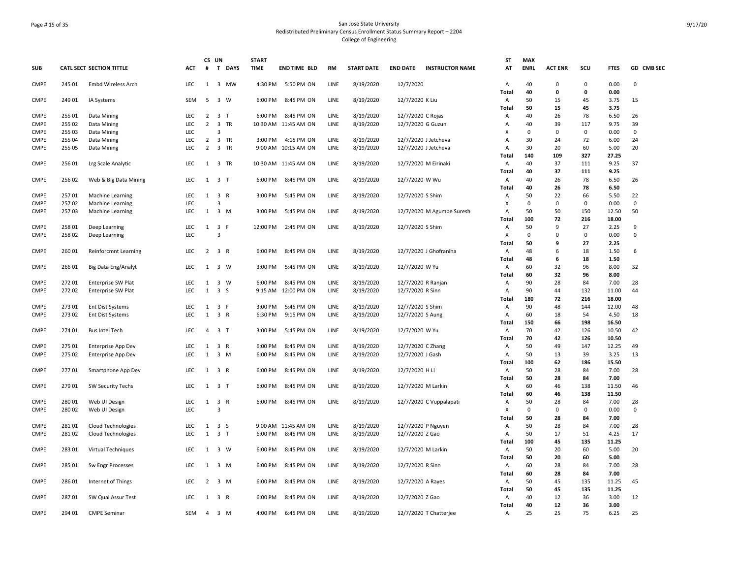San Jose State University
Redistributed Preliminary Census Enrollment Status Summary Report – 2204
College of Engineering

| SUB | CATL SECT | SECTION TITTLE | ACT | CS # | UN T | DAYS | START TIME | END TIME | BLD | RM | START DATE | END DATE | INSTRUCTOR NAME | ST AT | MAX ENRL | ACT ENR | SCU | FTES | GD | CMB SEC |
|---|---|---|---|---|---|---|---|---|---|---|---|---|---|---|---|---|---|---|---|---|
| CMPE | 245 01 | Embd Wireless Arch | LEC | 1 | 3 | MW | 4:30 PM | 5:50 PM | ON | LINE | 8/19/2020 | 12/7/2020 | | A | 40 | 0 | 0 | 0.00 | 0 | |
| | | | | | | | | | | | | | | **Total** | **40** | **0** | **0** | **0.00** | | |
| CMPE | 249 01 | IA Systems | SEM | 5 | 3 | W | 6:00 PM | 8:45 PM | ON | LINE | 8/19/2020 | 12/7/2020 | K Liu | A | 50 | 15 | 45 | 3.75 | 15 | |
| | | | | | | | | | | | | | | **Total** | **50** | **15** | **45** | **3.75** | | |
| CMPE | 255 01 | Data Mining | LEC | 2 | 3 | T | 6:00 PM | 8:45 PM | ON | LINE | 8/19/2020 | 12/7/2020 | C Rojas | A | 40 | 26 | 78 | 6.50 | 26 | |
| CMPE | 255 02 | Data Mining | LEC | 2 | 3 | TR | 10:30 AM | 11:45 AM | ON | LINE | 8/19/2020 | 12/7/2020 | G Guzun | A | 40 | 39 | 117 | 9.75 | 39 | |
| CMPE | 255 03 | Data Mining | LEC | | 3 | | | | | | | | | X | 0 | 0 | 0 | 0.00 | 0 | |
| CMPE | 255 04 | Data Mining | LEC | 2 | 3 | TR | 3:00 PM | 4:15 PM | ON | LINE | 8/19/2020 | 12/7/2020 | J Jetcheva | A | 30 | 24 | 72 | 6.00 | 24 | |
| CMPE | 255 05 | Data Mining | LEC | 2 | 3 | TR | 9:00 AM | 10:15 AM | ON | LINE | 8/19/2020 | 12/7/2020 | J Jetcheva | A | 30 | 20 | 60 | 5.00 | 20 | |
| | | | | | | | | | | | | | | **Total** | **140** | **109** | **327** | **27.25** | | |
| CMPE | 256 01 | Lrg Scale Analytic | LEC | 1 | 3 | TR | 10:30 AM | 11:45 AM | ON | LINE | 8/19/2020 | 12/7/2020 | M Eirinaki | A | 40 | 37 | 111 | 9.25 | 37 | |
| | | | | | | | | | | | | | | **Total** | **40** | **37** | **111** | **9.25** | | |
| CMPE | 256 02 | Web & Big Data Mining | LEC | 1 | 3 | T | 6:00 PM | 8:45 PM | ON | LINE | 8/19/2020 | 12/7/2020 | W Wu | A | 40 | 26 | 78 | 6.50 | 26 | |
| | | | | | | | | | | | | | | **Total** | **40** | **26** | **78** | **6.50** | | |
| CMPE | 257 01 | Machine Learning | LEC | 1 | 3 | R | 3:00 PM | 5:45 PM | ON | LINE | 8/19/2020 | 12/7/2020 | S Shim | A | 50 | 22 | 66 | 5.50 | 22 | |
| CMPE | 257 02 | Machine Learning | LEC | | 3 | | | | | | | | | X | 0 | 0 | 0 | 0.00 | 0 | |
| CMPE | 257 03 | Machine Learning | LEC | 1 | 3 | M | 3:00 PM | 5:45 PM | ON | LINE | 8/19/2020 | 12/7/2020 | M Agumbe Suresh | A | 50 | 50 | 150 | 12.50 | 50 | |
| | | | | | | | | | | | | | | **Total** | **100** | **72** | **216** | **18.00** | | |
| CMPE | 258 01 | Deep Learning | LEC | 1 | 3 | F | 12:00 PM | 2:45 PM | ON | LINE | 8/19/2020 | 12/7/2020 | S Shim | A | 50 | 9 | 27 | 2.25 | 9 | |
| CMPE | 258 02 | Deep Learning | LEC | | 3 | | | | | | | | | X | 0 | 0 | 0 | 0.00 | 0 | |
| | | | | | | | | | | | | | | **Total** | **50** | **9** | **27** | **2.25** | | |
| CMPE | 260 01 | Reinforcmnt Learning | LEC | 2 | 3 | R | 6:00 PM | 8:45 PM | ON | LINE | 8/19/2020 | 12/7/2020 | J Ghofraniha | A | 48 | 6 | 18 | 1.50 | 6 | |
| | | | | | | | | | | | | | | **Total** | **48** | **6** | **18** | **1.50** | | |
| CMPE | 266 01 | Big Data Eng/Analyt | LEC | 1 | 3 | W | 3:00 PM | 5:45 PM | ON | LINE | 8/19/2020 | 12/7/2020 | W Yu | A | 60 | 32 | 96 | 8.00 | 32 | |
| | | | | | | | | | | | | | | **Total** | **60** | **32** | **96** | **8.00** | | |
| CMPE | 272 01 | Enterprise SW Plat | LEC | 1 | 3 | W | 6:00 PM | 8:45 PM | ON | LINE | 8/19/2020 | 12/7/2020 | R Ranjan | A | 90 | 28 | 84 | 7.00 | 28 | |
| CMPE | 272 02 | Enterprise SW Plat | LEC | 1 | 3 | S | 9:15 AM | 12:00 PM | ON | LINE | 8/19/2020 | 12/7/2020 | R Sinn | A | 90 | 44 | 132 | 11.00 | 44 | |
| | | | | | | | | | | | | | | **Total** | **180** | **72** | **216** | **18.00** | | |
| CMPE | 273 01 | Ent Dist Systems | LEC | 1 | 3 | F | 3:00 PM | 5:45 PM | ON | LINE | 8/19/2020 | 12/7/2020 | S Shim | A | 90 | 48 | 144 | 12.00 | 48 | |
| CMPE | 273 02 | Ent Dist Systems | LEC | 1 | 3 | R | 6:30 PM | 9:15 PM | ON | LINE | 8/19/2020 | 12/7/2020 | S Aung | A | 60 | 18 | 54 | 4.50 | 18 | |
| | | | | | | | | | | | | | | **Total** | **150** | **66** | **198** | **16.50** | | |
| CMPE | 274 01 | Bus Intel Tech | LEC | 4 | 3 | T | 3:00 PM | 5:45 PM | ON | LINE | 8/19/2020 | 12/7/2020 | W Yu | A | 70 | 42 | 126 | 10.50 | 42 | |
| | | | | | | | | | | | | | | **Total** | **70** | **42** | **126** | **10.50** | | |
| CMPE | 275 01 | Enterprise App Dev | LEC | 1 | 3 | R | 6:00 PM | 8:45 PM | ON | LINE | 8/19/2020 | 12/7/2020 | C Zhang | A | 50 | 49 | 147 | 12.25 | 49 | |
| CMPE | 275 02 | Enterprise App Dev | LEC | 1 | 3 | M | 6:00 PM | 8:45 PM | ON | LINE | 8/19/2020 | 12/7/2020 | J Gash | A | 50 | 13 | 39 | 3.25 | 13 | |
| | | | | | | | | | | | | | | **Total** | **100** | **62** | **186** | **15.50** | | |
| CMPE | 277 01 | Smartphone App Dev | LEC | 1 | 3 | R | 6:00 PM | 8:45 PM | ON | LINE | 8/19/2020 | 12/7/2020 | H Li | A | 50 | 28 | 84 | 7.00 | 28 | |
| | | | | | | | | | | | | | | **Total** | **50** | **28** | **84** | **7.00** | | |
| CMPE | 279 01 | SW Security Techs | LEC | 1 | 3 | T | 6:00 PM | 8:45 PM | ON | LINE | 8/19/2020 | 12/7/2020 | M Larkin | A | 60 | 46 | 138 | 11.50 | 46 | |
| | | | | | | | | | | | | | | **Total** | **60** | **46** | **138** | **11.50** | | |
| CMPE | 280 01 | Web UI Design | LEC | 1 | 3 | R | 6:00 PM | 8:45 PM | ON | LINE | 8/19/2020 | 12/7/2020 | C Vuppalapati | A | 50 | 28 | 84 | 7.00 | 28 | |
| CMPE | 280 02 | Web UI Design | LEC | | 3 | | | | | | | | | X | 0 | 0 | 0 | 0.00 | 0 | |
| | | | | | | | | | | | | | | **Total** | **50** | **28** | **84** | **7.00** | | |
| CMPE | 281 01 | Cloud Technologies | LEC | 1 | 3 | S | 9:00 AM | 11:45 AM | ON | LINE | 8/19/2020 | 12/7/2020 | P Nguyen | A | 50 | 28 | 84 | 7.00 | 28 | |
| CMPE | 281 02 | Cloud Technologies | LEC | 1 | 3 | T | 6:00 PM | 8:45 PM | ON | LINE | 8/19/2020 | 12/7/2020 | Z Gao | A | 50 | 17 | 51 | 4.25 | 17 | |
| | | | | | | | | | | | | | | **Total** | **100** | **45** | **135** | **11.25** | | |
| CMPE | 283 01 | Virtual Techniques | LEC | 1 | 3 | W | 6:00 PM | 8:45 PM | ON | LINE | 8/19/2020 | 12/7/2020 | M Larkin | A | 50 | 20 | 60 | 5.00 | 20 | |
| | | | | | | | | | | | | | | **Total** | **50** | **20** | **60** | **5.00** | | |
| CMPE | 285 01 | Sw Engr Processes | LEC | 1 | 3 | M | 6:00 PM | 8:45 PM | ON | LINE | 8/19/2020 | 12/7/2020 | R Sinn | A | 60 | 28 | 84 | 7.00 | 28 | |
| | | | | | | | | | | | | | | **Total** | **60** | **28** | **84** | **7.00** | | |
| CMPE | 286 01 | Internet of Things | LEC | 2 | 3 | M | 6:00 PM | 8:45 PM | ON | LINE | 8/19/2020 | 12/7/2020 | A Rayes | A | 50 | 45 | 135 | 11.25 | 45 | |
| | | | | | | | | | | | | | | **Total** | **50** | **45** | **135** | **11.25** | | |
| CMPE | 287 01 | SW Qual Assur Test | LEC | 1 | 3 | R | 6:00 PM | 8:45 PM | ON | LINE | 8/19/2020 | 12/7/2020 | Z Gao | A | 40 | 12 | 36 | 3.00 | 12 | |
| | | | | | | | | | | | | | | **Total** | **40** | **12** | **36** | **3.00** | | |
| CMPE | 294 01 | CMPE Seminar | SEM | 4 | 3 | M | 4:00 PM | 6:45 PM | ON | LINE | 8/19/2020 | 12/7/2020 | T Chatterjee | A | 25 | 25 | 75 | 6.25 | 25 | |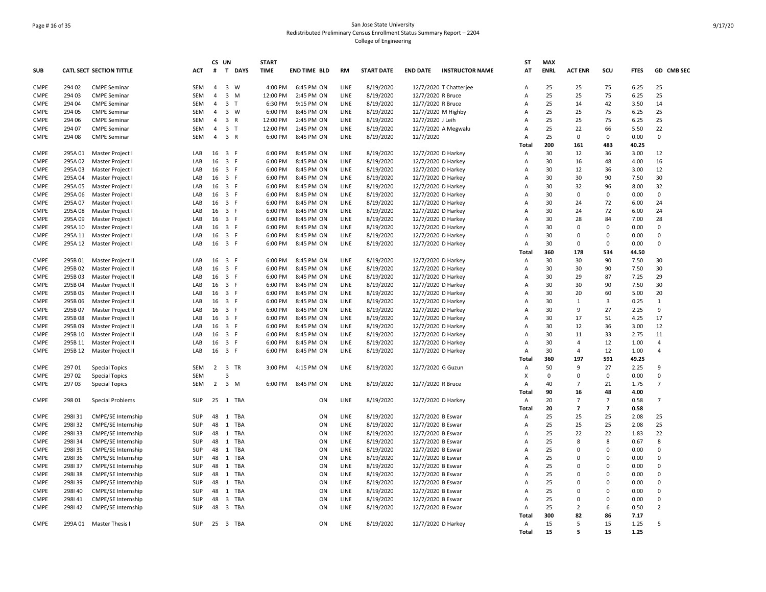San Jose State University
Redistributed Preliminary Census Enrollment Status Summary Report – 2204
College of Engineering

| SUB | CATL SECT | SECTION TITTLE | ACT | CS # | UN T | DAYS | START TIME | END TIME | BLD | RM | START DATE | END DATE | INSTRUCTOR NAME | ST AT | MAX ENRL | ACT ENR | SCU | FTES | GD | CMB SEC |
|---|---|---|---|---|---|---|---|---|---|---|---|---|---|---|---|---|---|---|---|---|
| CMPE | 294 02 | CMPE Seminar | SEM | 4 | 3 | W | 4:00 PM | 6:45 PM | ON | LINE | 8/19/2020 | 12/7/2020 | T Chatterjee | A | 25 | 25 | 75 | 6.25 | 25 | |
| CMPE | 294 03 | CMPE Seminar | SEM | 4 | 3 | M | 12:00 PM | 2:45 PM | ON | LINE | 8/19/2020 | 12/7/2020 | R Bruce | A | 25 | 25 | 75 | 6.25 | 25 | |
| CMPE | 294 04 | CMPE Seminar | SEM | 4 | 3 | T | 6:30 PM | 9:15 PM | ON | LINE | 8/19/2020 | 12/7/2020 | R Bruce | A | 25 | 14 | 42 | 3.50 | 14 | |
| CMPE | 294 05 | CMPE Seminar | SEM | 4 | 3 | W | 6:00 PM | 8:45 PM | ON | LINE | 8/19/2020 | 12/7/2020 | M Highby | A | 25 | 25 | 75 | 6.25 | 25 | |
| CMPE | 294 06 | CMPE Seminar | SEM | 4 | 3 | R | 12:00 PM | 2:45 PM | ON | LINE | 8/19/2020 | 12/7/2020 | J Leih | A | 25 | 25 | 75 | 6.25 | 25 | |
| CMPE | 294 07 | CMPE Seminar | SEM | 4 | 3 | T | 12:00 PM | 2:45 PM | ON | LINE | 8/19/2020 | 12/7/2020 | A Megwalu | A | 25 | 22 | 66 | 5.50 | 22 | |
| CMPE | 294 08 | CMPE Seminar | SEM | 4 | 3 | R | 6:00 PM | 8:45 PM | ON | LINE | 8/19/2020 | 12/7/2020 | | A | 25 | 0 | 0 | 0.00 | 0 | |
| | | | | | | | | | | | | | | **Total** | **200** | **161** | **483** | **40.25** | | |
| CMPE | 295A 01 | Master Project I | LAB | 16 | 3 | F | 6:00 PM | 8:45 PM | ON | LINE | 8/19/2020 | 12/7/2020 | D Harkey | A | 30 | 12 | 36 | 3.00 | 12 | |
| CMPE | 295A 02 | Master Project I | LAB | 16 | 3 | F | 6:00 PM | 8:45 PM | ON | LINE | 8/19/2020 | 12/7/2020 | D Harkey | A | 30 | 16 | 48 | 4.00 | 16 | |
| CMPE | 295A 03 | Master Project I | LAB | 16 | 3 | F | 6:00 PM | 8:45 PM | ON | LINE | 8/19/2020 | 12/7/2020 | D Harkey | A | 30 | 12 | 36 | 3.00 | 12 | |
| CMPE | 295A 04 | Master Project I | LAB | 16 | 3 | F | 6:00 PM | 8:45 PM | ON | LINE | 8/19/2020 | 12/7/2020 | D Harkey | A | 30 | 30 | 90 | 7.50 | 30 | |
| CMPE | 295A 05 | Master Project I | LAB | 16 | 3 | F | 6:00 PM | 8:45 PM | ON | LINE | 8/19/2020 | 12/7/2020 | D Harkey | A | 30 | 32 | 96 | 8.00 | 32 | |
| CMPE | 295A 06 | Master Project I | LAB | 16 | 3 | F | 6:00 PM | 8:45 PM | ON | LINE | 8/19/2020 | 12/7/2020 | D Harkey | A | 30 | 0 | 0 | 0.00 | 0 | |
| CMPE | 295A 07 | Master Project I | LAB | 16 | 3 | F | 6:00 PM | 8:45 PM | ON | LINE | 8/19/2020 | 12/7/2020 | D Harkey | A | 30 | 24 | 72 | 6.00 | 24 | |
| CMPE | 295A 08 | Master Project I | LAB | 16 | 3 | F | 6:00 PM | 8:45 PM | ON | LINE | 8/19/2020 | 12/7/2020 | D Harkey | A | 30 | 24 | 72 | 6.00 | 24 | |
| CMPE | 295A 09 | Master Project I | LAB | 16 | 3 | F | 6:00 PM | 8:45 PM | ON | LINE | 8/19/2020 | 12/7/2020 | D Harkey | A | 30 | 28 | 84 | 7.00 | 28 | |
| CMPE | 295A 10 | Master Project I | LAB | 16 | 3 | F | 6:00 PM | 8:45 PM | ON | LINE | 8/19/2020 | 12/7/2020 | D Harkey | A | 30 | 0 | 0 | 0.00 | 0 | |
| CMPE | 295A 11 | Master Project I | LAB | 16 | 3 | F | 6:00 PM | 8:45 PM | ON | LINE | 8/19/2020 | 12/7/2020 | D Harkey | A | 30 | 0 | 0 | 0.00 | 0 | |
| CMPE | 295A 12 | Master Project I | LAB | 16 | 3 | F | 6:00 PM | 8:45 PM | ON | LINE | 8/19/2020 | 12/7/2020 | D Harkey | A | 30 | 0 | 0 | 0.00 | 0 | |
| | | | | | | | | | | | | | | **Total** | **360** | **178** | **534** | **44.50** | | |
| CMPE | 295B 01 | Master Project II | LAB | 16 | 3 | F | 6:00 PM | 8:45 PM | ON | LINE | 8/19/2020 | 12/7/2020 | D Harkey | A | 30 | 30 | 90 | 7.50 | 30 | |
| CMPE | 295B 02 | Master Project II | LAB | 16 | 3 | F | 6:00 PM | 8:45 PM | ON | LINE | 8/19/2020 | 12/7/2020 | D Harkey | A | 30 | 30 | 90 | 7.50 | 30 | |
| CMPE | 295B 03 | Master Project II | LAB | 16 | 3 | F | 6:00 PM | 8:45 PM | ON | LINE | 8/19/2020 | 12/7/2020 | D Harkey | A | 30 | 29 | 87 | 7.25 | 29 | |
| CMPE | 295B 04 | Master Project II | LAB | 16 | 3 | F | 6:00 PM | 8:45 PM | ON | LINE | 8/19/2020 | 12/7/2020 | D Harkey | A | 30 | 30 | 90 | 7.50 | 30 | |
| CMPE | 295B 05 | Master Project II | LAB | 16 | 3 | F | 6:00 PM | 8:45 PM | ON | LINE | 8/19/2020 | 12/7/2020 | D Harkey | A | 30 | 20 | 60 | 5.00 | 20 | |
| CMPE | 295B 06 | Master Project II | LAB | 16 | 3 | F | 6:00 PM | 8:45 PM | ON | LINE | 8/19/2020 | 12/7/2020 | D Harkey | A | 30 | 1 | 3 | 0.25 | 1 | |
| CMPE | 295B 07 | Master Project II | LAB | 16 | 3 | F | 6:00 PM | 8:45 PM | ON | LINE | 8/19/2020 | 12/7/2020 | D Harkey | A | 30 | 9 | 27 | 2.25 | 9 | |
| CMPE | 295B 08 | Master Project II | LAB | 16 | 3 | F | 6:00 PM | 8:45 PM | ON | LINE | 8/19/2020 | 12/7/2020 | D Harkey | A | 30 | 17 | 51 | 4.25 | 17 | |
| CMPE | 295B 09 | Master Project II | LAB | 16 | 3 | F | 6:00 PM | 8:45 PM | ON | LINE | 8/19/2020 | 12/7/2020 | D Harkey | A | 30 | 12 | 36 | 3.00 | 12 | |
| CMPE | 295B 10 | Master Project II | LAB | 16 | 3 | F | 6:00 PM | 8:45 PM | ON | LINE | 8/19/2020 | 12/7/2020 | D Harkey | A | 30 | 11 | 33 | 2.75 | 11 | |
| CMPE | 295B 11 | Master Project II | LAB | 16 | 3 | F | 6:00 PM | 8:45 PM | ON | LINE | 8/19/2020 | 12/7/2020 | D Harkey | A | 30 | 4 | 12 | 1.00 | 4 | |
| CMPE | 295B 12 | Master Project II | LAB | 16 | 3 | F | 6:00 PM | 8:45 PM | ON | LINE | 8/19/2020 | 12/7/2020 | D Harkey | A | 30 | 4 | 12 | 1.00 | 4 | |
| | | | | | | | | | | | | | | **Total** | **360** | **197** | **591** | **49.25** | | |
| CMPE | 297 01 | Special Topics | SEM | 2 | 3 | TR | 3:00 PM | 4:15 PM | ON | LINE | 8/19/2020 | 12/7/2020 | G Guzun | A | 50 | 9 | 27 | 2.25 | 9 | |
| CMPE | 297 02 | Special Topics | SEM | | 3 | | | | | | | | | X | 0 | 0 | 0 | 0.00 | 0 | |
| CMPE | 297 03 | Special Topics | SEM | 2 | 3 | M | 6:00 PM | 8:45 PM | ON | LINE | 8/19/2020 | 12/7/2020 | R Bruce | A | 40 | 7 | 21 | 1.75 | 7 | |
| | | | | | | | | | | | | | | **Total** | **90** | **16** | **48** | **4.00** | | |
| CMPE | 298 01 | Special Problems | SUP | 25 | 1 | TBA | | | ON | LINE | 8/19/2020 | 12/7/2020 | D Harkey | A | 20 | 7 | 7 | 0.58 | 7 | |
| | | | | | | | | | | | | | | **Total** | **20** | **7** | **7** | **0.58** | | |
| CMPE | 298I 31 | CMPE/SE Internship | SUP | 48 | 1 | TBA | | | ON | LINE | 8/19/2020 | 12/7/2020 | B Eswar | A | 25 | 25 | 25 | 2.08 | 25 | |
| CMPE | 298I 32 | CMPE/SE Internship | SUP | 48 | 1 | TBA | | | ON | LINE | 8/19/2020 | 12/7/2020 | B Eswar | A | 25 | 25 | 25 | 2.08 | 25 | |
| CMPE | 298I 33 | CMPE/SE Internship | SUP | 48 | 1 | TBA | | | ON | LINE | 8/19/2020 | 12/7/2020 | B Eswar | A | 25 | 22 | 22 | 1.83 | 22 | |
| CMPE | 298I 34 | CMPE/SE Internship | SUP | 48 | 1 | TBA | | | ON | LINE | 8/19/2020 | 12/7/2020 | B Eswar | A | 25 | 8 | 8 | 0.67 | 8 | |
| CMPE | 298I 35 | CMPE/SE Internship | SUP | 48 | 1 | TBA | | | ON | LINE | 8/19/2020 | 12/7/2020 | B Eswar | A | 25 | 0 | 0 | 0.00 | 0 | |
| CMPE | 298I 36 | CMPE/SE Internship | SUP | 48 | 1 | TBA | | | ON | LINE | 8/19/2020 | 12/7/2020 | B Eswar | A | 25 | 0 | 0 | 0.00 | 0 | |
| CMPE | 298I 37 | CMPE/SE Internship | SUP | 48 | 1 | TBA | | | ON | LINE | 8/19/2020 | 12/7/2020 | B Eswar | A | 25 | 0 | 0 | 0.00 | 0 | |
| CMPE | 298I 38 | CMPE/SE Internship | SUP | 48 | 1 | TBA | | | ON | LINE | 8/19/2020 | 12/7/2020 | B Eswar | A | 25 | 0 | 0 | 0.00 | 0 | |
| CMPE | 298I 39 | CMPE/SE Internship | SUP | 48 | 1 | TBA | | | ON | LINE | 8/19/2020 | 12/7/2020 | B Eswar | A | 25 | 0 | 0 | 0.00 | 0 | |
| CMPE | 298I 40 | CMPE/SE Internship | SUP | 48 | 1 | TBA | | | ON | LINE | 8/19/2020 | 12/7/2020 | B Eswar | A | 25 | 0 | 0 | 0.00 | 0 | |
| CMPE | 298I 41 | CMPE/SE Internship | SUP | 48 | 3 | TBA | | | ON | LINE | 8/19/2020 | 12/7/2020 | B Eswar | A | 25 | 0 | 0 | 0.00 | 0 | |
| CMPE | 298I 42 | CMPE/SE Internship | SUP | 48 | 3 | TBA | | | ON | LINE | 8/19/2020 | 12/7/2020 | B Eswar | A | 25 | 2 | 6 | 0.50 | 2 | |
| | | | | | | | | | | | | | | **Total** | **300** | **82** | **86** | **7.17** | | |
| CMPE | 299A 01 | Master Thesis I | SUP | 25 | 3 | TBA | | | ON | LINE | 8/19/2020 | 12/7/2020 | D Harkey | A | 15 | 5 | 15 | 1.25 | 5 | |
| | | | | | | | | | | | | | | **Total** | **15** | **5** | **15** | **1.25** | | |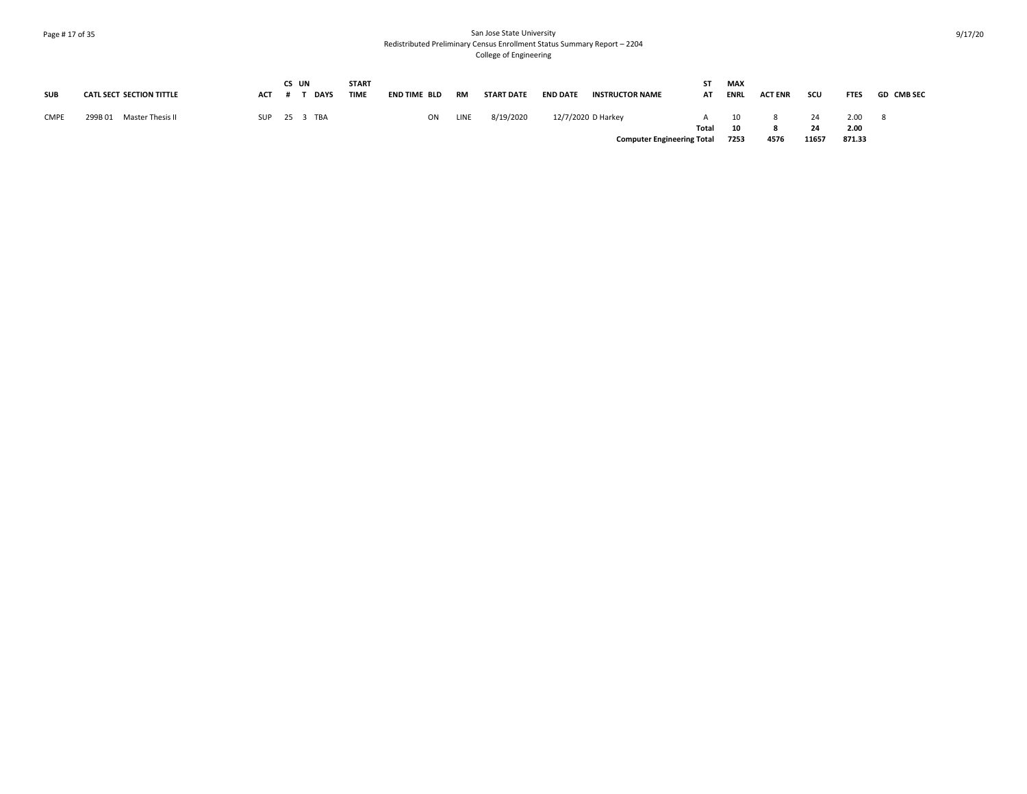San Jose State University
Redistributed Preliminary Census Enrollment Status Summary Report – 2204
College of Engineering

| SUB | CATL | SECT | SECTION TITTLE | ACT | CS # | UN T | DAYS | START TIME | END TIME | BLD | RM | START DATE | END DATE | INSTRUCTOR NAME | ST AT | MAX ENRL | ACT ENR | SCU | FTES | GD | CMB SEC |
|---|---|---|---|---|---|---|---|---|---|---|---|---|---|---|---|---|---|---|---|---|---|
| CMPE | 299B | 01 | Master Thesis II | SUP | 25 | 3 | TBA | | | ON | LINE | 8/19/2020 | 12/7/2020 | D Harkey | A | 10 | 8 | 24 | 2.00 | 8 | |
| | | | | | | | | | | | | | | | **Total** | **10** | **8** | **24** | **2.00** | | |
| | | | | | | | | | | | | | | **Computer Engineering Total** | | **7253** | **4576** | **11657** | **871.33** | | |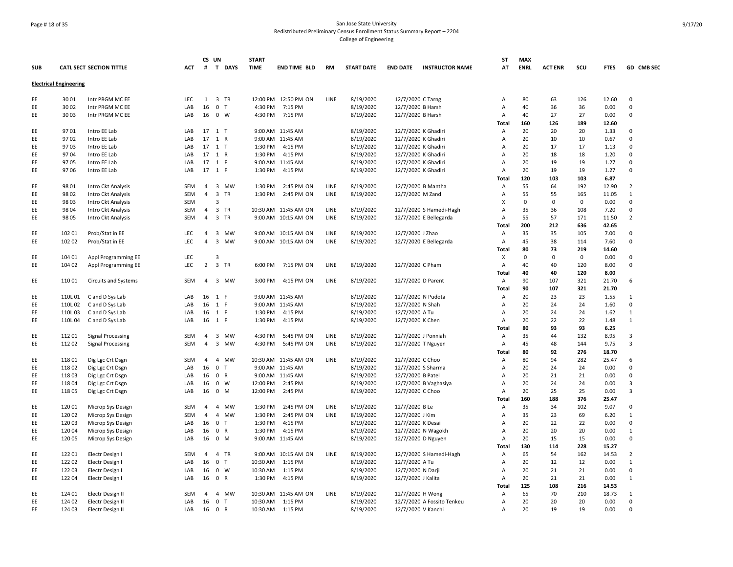San Jose State University
Redistributed Preliminary Census Enrollment Status Summary Report – 2204
College of Engineering

| SUB | CATL SECT | SECTION TITTLE | ACT | CS # | UN T | DAYS | START TIME | END TIME | BLD | RM | START DATE | END DATE | INSTRUCTOR NAME | ST AT | MAX ENRL | ACT ENR | SCU | FTES | GD | CMB SEC |
|---|---|---|---|---|---|---|---|---|---|---|---|---|---|---|---|---|---|---|---|---|
| **Electrical Engineering** | | | | | | | | | | | | | | | | | | | | |
| EE | 30 01 | Intr PRGM MC EE | LEC | 1 | 3 | TR | 12:00 PM | 12:50 PM | ON | LINE | 8/19/2020 | 12/7/2020 | C Tarng | A | 80 | 63 | 126 | 12.60 | 0 | |
| EE | 30 02 | Intr PRGM MC EE | LAB | 16 | 0 | T | 4:30 PM | 7:15 PM | | | 8/19/2020 | 12/7/2020 | B Harsh | A | 40 | 36 | 36 | 0.00 | 0 | |
| EE | 30 03 | Intr PRGM MC EE | LAB | 16 | 0 | W | 4:30 PM | 7:15 PM | | | 8/19/2020 | 12/7/2020 | B Harsh | A | 40 | 27 | 27 | 0.00 | 0 | |
| | | | | | | | | | | | | | | Total | 160 | 126 | 189 | 12.60 | | |
| EE | 97 01 | Intro EE Lab | LAB | 17 | 1 | T | 9:00 AM | 11:45 AM | | | 8/19/2020 | 12/7/2020 | K Ghadiri | A | 20 | 20 | 20 | 1.33 | 0 | |
| EE | 97 02 | Intro EE Lab | LAB | 17 | 1 | R | 9:00 AM | 11:45 AM | | | 8/19/2020 | 12/7/2020 | K Ghadiri | A | 20 | 10 | 10 | 0.67 | 0 | |
| EE | 97 03 | Intro EE Lab | LAB | 17 | 1 | T | 1:30 PM | 4:15 PM | | | 8/19/2020 | 12/7/2020 | K Ghadiri | A | 20 | 17 | 17 | 1.13 | 0 | |
| EE | 97 04 | Intro EE Lab | LAB | 17 | 1 | R | 1:30 PM | 4:15 PM | | | 8/19/2020 | 12/7/2020 | K Ghadiri | A | 20 | 18 | 18 | 1.20 | 0 | |
| EE | 97 05 | Intro EE Lab | LAB | 17 | 1 | F | 9:00 AM | 11:45 AM | | | 8/19/2020 | 12/7/2020 | K Ghadiri | A | 20 | 19 | 19 | 1.27 | 0 | |
| EE | 97 06 | Intro EE Lab | LAB | 17 | 1 | F | 1:30 PM | 4:15 PM | | | 8/19/2020 | 12/7/2020 | K Ghadiri | A | 20 | 19 | 19 | 1.27 | 0 | |
| | | | | | | | | | | | | | | Total | 120 | 103 | 103 | 6.87 | | |
| EE | 98 01 | Intro Ckt Analysis | SEM | 4 | 3 | MW | 1:30 PM | 2:45 PM | ON | LINE | 8/19/2020 | 12/7/2020 | B Mantha | A | 55 | 64 | 192 | 12.90 | 2 | |
| EE | 98 02 | Intro Ckt Analysis | SEM | 4 | 3 | TR | 1:30 PM | 2:45 PM | ON | LINE | 8/19/2020 | 12/7/2020 | M Zand | A | 55 | 55 | 165 | 11.05 | 1 | |
| EE | 98 03 | Intro Ckt Analysis | SEM | | 3 | | | | | | | | | X | 0 | 0 | 0 | 0.00 | 0 | |
| EE | 98 04 | Intro Ckt Analysis | SEM | 4 | 3 | TR | 10:30 AM | 11:45 AM | ON | LINE | 8/19/2020 | 12/7/2020 | S Hamedi-Hagh | A | 35 | 36 | 108 | 7.20 | 0 | |
| EE | 98 05 | Intro Ckt Analysis | SEM | 4 | 3 | TR | 9:00 AM | 10:15 AM | ON | LINE | 8/19/2020 | 12/7/2020 | E Bellegarda | A | 55 | 57 | 171 | 11.50 | 2 | |
| | | | | | | | | | | | | | | Total | 200 | 212 | 636 | 42.65 | | |
| EE | 102 01 | Prob/Stat in EE | LEC | 4 | 3 | MW | 9:00 AM | 10:15 AM | ON | LINE | 8/19/2020 | 12/7/2020 | J Zhao | A | 35 | 35 | 105 | 7.00 | 0 | |
| EE | 102 02 | Prob/Stat in EE | LEC | 4 | 3 | MW | 9:00 AM | 10:15 AM | ON | LINE | 8/19/2020 | 12/7/2020 | E Bellegarda | A | 45 | 38 | 114 | 7.60 | 0 | |
| | | | | | | | | | | | | | | Total | 80 | 73 | 219 | 14.60 | | |
| EE | 104 01 | Appl Programming EE | LEC | | 3 | | | | | | | | | X | 0 | 0 | 0 | 0.00 | 0 | |
| EE | 104 02 | Appl Programming EE | LEC | 2 | 3 | TR | 6:00 PM | 7:15 PM | ON | LINE | 8/19/2020 | 12/7/2020 | C Pham | A | 40 | 40 | 120 | 8.00 | 0 | |
| | | | | | | | | | | | | | | Total | 40 | 40 | 120 | 8.00 | | |
| EE | 110 01 | Circuits and Systems | SEM | 4 | 3 | MW | 3:00 PM | 4:15 PM | ON | LINE | 8/19/2020 | 12/7/2020 | D Parent | A | 90 | 107 | 321 | 21.70 | 6 | |
| | | | | | | | | | | | | | | Total | 90 | 107 | 321 | 21.70 | | |
| EE | 110L 01 | C and D Sys Lab | LAB | 16 | 1 | F | 9:00 AM | 11:45 AM | | | 8/19/2020 | 12/7/2020 | N Pudota | A | 20 | 23 | 23 | 1.55 | 1 | |
| EE | 110L 02 | C and D Sys Lab | LAB | 16 | 1 | F | 9:00 AM | 11:45 AM | | | 8/19/2020 | 12/7/2020 | N Shah | A | 20 | 24 | 24 | 1.60 | 0 | |
| EE | 110L 03 | C and D Sys Lab | LAB | 16 | 1 | F | 1:30 PM | 4:15 PM | | | 8/19/2020 | 12/7/2020 | A Tu | A | 20 | 24 | 24 | 1.62 | 1 | |
| EE | 110L 04 | C and D Sys Lab | LAB | 16 | 1 | F | 1:30 PM | 4:15 PM | | | 8/19/2020 | 12/7/2020 | K Chen | A | 20 | 22 | 22 | 1.48 | 1 | |
| | | | | | | | | | | | | | | Total | 80 | 93 | 93 | 6.25 | | |
| EE | 112 01 | Signal Processing | SEM | 4 | 3 | MW | 4:30 PM | 5:45 PM | ON | LINE | 8/19/2020 | 12/7/2020 | J Ponniah | A | 35 | 44 | 132 | 8.95 | 3 | |
| EE | 112 02 | Signal Processing | SEM | 4 | 3 | MW | 4:30 PM | 5:45 PM | ON | LINE | 8/19/2020 | 12/7/2020 | T Nguyen | A | 45 | 48 | 144 | 9.75 | 3 | |
| | | | | | | | | | | | | | | Total | 80 | 92 | 276 | 18.70 | | |
| EE | 118 01 | Dig Lgc Crt Dsgn | SEM | 4 | 4 | MW | 10:30 AM | 11:45 AM | ON | LINE | 8/19/2020 | 12/7/2020 | C Choo | A | 80 | 94 | 282 | 25.47 | 6 | |
| EE | 118 02 | Dig Lgc Crt Dsgn | LAB | 16 | 0 | T | 9:00 AM | 11:45 AM | | | 8/19/2020 | 12/7/2020 | S Sharma | A | 20 | 24 | 24 | 0.00 | 0 | |
| EE | 118 03 | Dig Lgc Crt Dsgn | LAB | 16 | 0 | R | 9:00 AM | 11:45 AM | | | 8/19/2020 | 12/7/2020 | B Patel | A | 20 | 21 | 21 | 0.00 | 0 | |
| EE | 118 04 | Dig Lgc Crt Dsgn | LAB | 16 | 0 | W | 12:00 PM | 2:45 PM | | | 8/19/2020 | 12/7/2020 | B Vaghasiya | A | 20 | 24 | 24 | 0.00 | 3 | |
| EE | 118 05 | Dig Lgc Crt Dsgn | LAB | 16 | 0 | M | 12:00 PM | 2:45 PM | | | 8/19/2020 | 12/7/2020 | C Choo | A | 20 | 25 | 25 | 0.00 | 3 | |
| | | | | | | | | | | | | | | Total | 160 | 188 | 376 | 25.47 | | |
| EE | 120 01 | Microp Sys Design | SEM | 4 | 4 | MW | 1:30 PM | 2:45 PM | ON | LINE | 8/19/2020 | 12/7/2020 | B Le | A | 35 | 34 | 102 | 9.07 | 0 | |
| EE | 120 02 | Microp Sys Design | SEM | 4 | 4 | MW | 1:30 PM | 2:45 PM | ON | LINE | 8/19/2020 | 12/7/2020 | J Kim | A | 35 | 23 | 69 | 6.20 | 1 | |
| EE | 120 03 | Microp Sys Design | LAB | 16 | 0 | T | 1:30 PM | 4:15 PM | | | 8/19/2020 | 12/7/2020 | K Desai | A | 20 | 22 | 22 | 0.00 | 0 | |
| EE | 120 04 | Microp Sys Design | LAB | 16 | 0 | R | 1:30 PM | 4:15 PM | | | 8/19/2020 | 12/7/2020 | N Wagokh | A | 20 | 20 | 20 | 0.00 | 1 | |
| EE | 120 05 | Microp Sys Design | LAB | 16 | 0 | M | 9:00 AM | 11:45 AM | | | 8/19/2020 | 12/7/2020 | D Nguyen | A | 20 | 15 | 15 | 0.00 | 0 | |
| | | | | | | | | | | | | | | Total | 130 | 114 | 228 | 15.27 | | |
| EE | 122 01 | Electr Design I | SEM | 4 | 4 | TR | 9:00 AM | 10:15 AM | ON | LINE | 8/19/2020 | 12/7/2020 | S Hamedi-Hagh | A | 65 | 54 | 162 | 14.53 | 2 | |
| EE | 122 02 | Electr Design I | LAB | 16 | 0 | T | 10:30 AM | 1:15 PM | | | 8/19/2020 | 12/7/2020 | A Tu | A | 20 | 12 | 12 | 0.00 | 1 | |
| EE | 122 03 | Electr Design I | LAB | 16 | 0 | W | 10:30 AM | 1:15 PM | | | 8/19/2020 | 12/7/2020 | N Darji | A | 20 | 21 | 21 | 0.00 | 0 | |
| EE | 122 04 | Electr Design I | LAB | 16 | 0 | R | 1:30 PM | 4:15 PM | | | 8/19/2020 | 12/7/2020 | J Kalita | A | 20 | 21 | 21 | 0.00 | 1 | |
| | | | | | | | | | | | | | | Total | 125 | 108 | 216 | 14.53 | | |
| EE | 124 01 | Electr Design II | SEM | 4 | 4 | MW | 10:30 AM | 11:45 AM | ON | LINE | 8/19/2020 | 12/7/2020 | H Wong | A | 65 | 70 | 210 | 18.73 | 1 | |
| EE | 124 02 | Electr Design II | LAB | 16 | 0 | T | 10:30 AM | 1:15 PM | | | 8/19/2020 | 12/7/2020 | A Fossito Tenkeu | A | 20 | 20 | 20 | 0.00 | 0 | |
| EE | 124 03 | Electr Design II | LAB | 16 | 0 | R | 10:30 AM | 1:15 PM | | | 8/19/2020 | 12/7/2020 | V Kanchi | A | 20 | 19 | 19 | 0.00 | 0 | |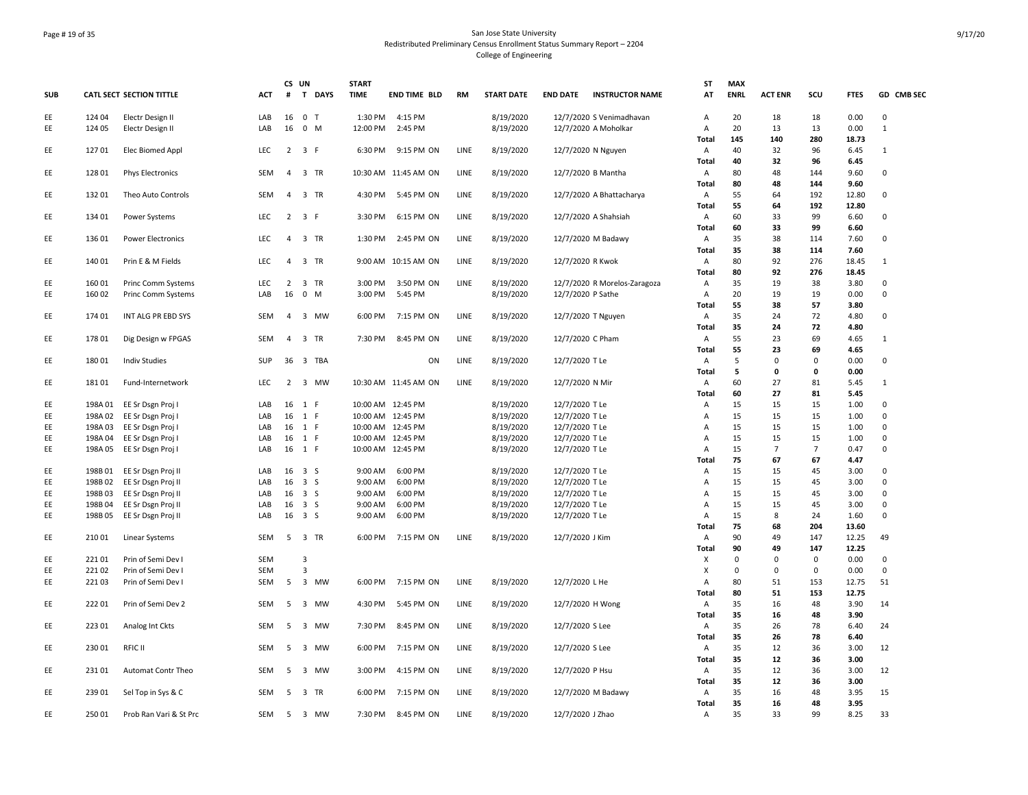San Jose State University
Redistributed Preliminary Census Enrollment Status Summary Report – 2204
College of Engineering

| SUB | CATL SECT | SECTION TITTLE | ACT | CS # | UN T | DAYS | START TIME | END TIME | BLD | RM | START DATE | END DATE | INSTRUCTOR NAME | ST AT | MAX ENRL | ACT ENR | SCU | FTES | GD | CMB SEC |
|---|---|---|---|---|---|---|---|---|---|---|---|---|---|---|---|---|---|---|---|---|
| EE | 124 04 | Electr Design II | LAB | 16 | 0 | T | 1:30 PM | 4:15 PM | | | 8/19/2020 | 12/7/2020 | S Venimadhavan | A | 20 | 18 | 18 | 0.00 | 0 | |
| EE | 124 05 | Electr Design II | LAB | 16 | 0 | M | 12:00 PM | 2:45 PM | | | 8/19/2020 | 12/7/2020 | A Moholkar | A | 20 | 13 | 13 | 0.00 | 1 | |
| | | | | | | | | | | | | | | **Total** | **145** | **140** | **280** | **18.73** | | |
| EE | 127 01 | Elec Biomed Appl | LEC | 2 | 3 | F | 6:30 PM | 9:15 PM | ON | LINE | 8/19/2020 | 12/7/2020 | N Nguyen | A | 40 | 32 | 96 | 6.45 | 1 | |
| | | | | | | | | | | | | | | **Total** | **40** | **32** | **96** | **6.45** | | |
| EE | 128 01 | Phys Electronics | SEM | 4 | 3 | TR | 10:30 AM | 11:45 AM | ON | LINE | 8/19/2020 | 12/7/2020 | B Mantha | A | 80 | 48 | 144 | 9.60 | 0 | |
| | | | | | | | | | | | | | | **Total** | **80** | **48** | **144** | **9.60** | | |
| EE | 132 01 | Theo Auto Controls | SEM | 4 | 3 | TR | 4:30 PM | 5:45 PM | ON | LINE | 8/19/2020 | 12/7/2020 | A Bhattacharya | A | 55 | 64 | 192 | 12.80 | 0 | |
| | | | | | | | | | | | | | | **Total** | **55** | **64** | **192** | **12.80** | | |
| EE | 134 01 | Power Systems | LEC | 2 | 3 | F | 3:30 PM | 6:15 PM | ON | LINE | 8/19/2020 | 12/7/2020 | A Shahsiah | A | 60 | 33 | 99 | 6.60 | 0 | |
| | | | | | | | | | | | | | | **Total** | **60** | **33** | **99** | **6.60** | | |
| EE | 136 01 | Power Electronics | LEC | 4 | 3 | TR | 1:30 PM | 2:45 PM | ON | LINE | 8/19/2020 | 12/7/2020 | M Badawy | A | 35 | 38 | 114 | 7.60 | 0 | |
| | | | | | | | | | | | | | | **Total** | **35** | **38** | **114** | **7.60** | | |
| EE | 140 01 | Prin E & M Fields | LEC | 4 | 3 | TR | 9:00 AM | 10:15 AM | ON | LINE | 8/19/2020 | 12/7/2020 | R Kwok | A | 80 | 92 | 276 | 18.45 | 1 | |
| | | | | | | | | | | | | | | **Total** | **80** | **92** | **276** | **18.45** | | |
| EE | 160 01 | Princ Comm Systems | LEC | 2 | 3 | TR | 3:00 PM | 3:50 PM | ON | LINE | 8/19/2020 | 12/7/2020 | R Morelos-Zaragoza | A | 35 | 19 | 38 | 3.80 | 0 | |
| EE | 160 02 | Princ Comm Systems | LAB | 16 | 0 | M | 3:00 PM | 5:45 PM | | | 8/19/2020 | 12/7/2020 | P Sathe | A | 20 | 19 | 19 | 0.00 | 0 | |
| | | | | | | | | | | | | | | **Total** | **55** | **38** | **57** | **3.80** | | |
| EE | 174 01 | INT ALG PR EBD SYS | SEM | 4 | 3 | MW | 6:00 PM | 7:15 PM | ON | LINE | 8/19/2020 | 12/7/2020 | T Nguyen | A | 35 | 24 | 72 | 4.80 | 0 | |
| | | | | | | | | | | | | | | **Total** | **35** | **24** | **72** | **4.80** | | |
| EE | 178 01 | Dig Design w FPGAS | SEM | 4 | 3 | TR | 7:30 PM | 8:45 PM | ON | LINE | 8/19/2020 | 12/7/2020 | C Pham | A | 55 | 23 | 69 | 4.65 | 1 | |
| | | | | | | | | | | | | | | **Total** | **55** | **23** | **69** | **4.65** | | |
| EE | 180 01 | Indiv Studies | SUP | 36 | 3 | TBA | | | ON | LINE | 8/19/2020 | 12/7/2020 | T Le | A | 5 | 0 | 0 | 0.00 | 0 | |
| | | | | | | | | | | | | | | **Total** | **5** | **0** | **0** | **0.00** | | |
| EE | 181 01 | Fund-Internetwork | LEC | 2 | 3 | MW | 10:30 AM | 11:45 AM | ON | LINE | 8/19/2020 | 12/7/2020 | N Mir | A | 60 | 27 | 81 | 5.45 | 1 | |
| | | | | | | | | | | | | | | **Total** | **60** | **27** | **81** | **5.45** | | |
| EE | 198A 01 | EE Sr Dsgn Proj I | LAB | 16 | 1 | F | 10:00 AM | 12:45 PM | | | 8/19/2020 | 12/7/2020 | T Le | A | 15 | 15 | 15 | 1.00 | 0 | |
| EE | 198A 02 | EE Sr Dsgn Proj I | LAB | 16 | 1 | F | 10:00 AM | 12:45 PM | | | 8/19/2020 | 12/7/2020 | T Le | A | 15 | 15 | 15 | 1.00 | 0 | |
| EE | 198A 03 | EE Sr Dsgn Proj I | LAB | 16 | 1 | F | 10:00 AM | 12:45 PM | | | 8/19/2020 | 12/7/2020 | T Le | A | 15 | 15 | 15 | 1.00 | 0 | |
| EE | 198A 04 | EE Sr Dsgn Proj I | LAB | 16 | 1 | F | 10:00 AM | 12:45 PM | | | 8/19/2020 | 12/7/2020 | T Le | A | 15 | 15 | 15 | 1.00 | 0 | |
| EE | 198A 05 | EE Sr Dsgn Proj I | LAB | 16 | 1 | F | 10:00 AM | 12:45 PM | | | 8/19/2020 | 12/7/2020 | T Le | A | 15 | 7 | 7 | 0.47 | 0 | |
| | | | | | | | | | | | | | | **Total** | **75** | **67** | **67** | **4.47** | | |
| EE | 198B 01 | EE Sr Dsgn Proj II | LAB | 16 | 3 | S | 9:00 AM | 6:00 PM | | | 8/19/2020 | 12/7/2020 | T Le | A | 15 | 15 | 45 | 3.00 | 0 | |
| EE | 198B 02 | EE Sr Dsgn Proj II | LAB | 16 | 3 | S | 9:00 AM | 6:00 PM | | | 8/19/2020 | 12/7/2020 | T Le | A | 15 | 15 | 45 | 3.00 | 0 | |
| EE | 198B 03 | EE Sr Dsgn Proj II | LAB | 16 | 3 | S | 9:00 AM | 6:00 PM | | | 8/19/2020 | 12/7/2020 | T Le | A | 15 | 15 | 45 | 3.00 | 0 | |
| EE | 198B 04 | EE Sr Dsgn Proj II | LAB | 16 | 3 | S | 9:00 AM | 6:00 PM | | | 8/19/2020 | 12/7/2020 | T Le | A | 15 | 15 | 45 | 3.00 | 0 | |
| EE | 198B 05 | EE Sr Dsgn Proj II | LAB | 16 | 3 | S | 9:00 AM | 6:00 PM | | | 8/19/2020 | 12/7/2020 | T Le | A | 15 | 8 | 24 | 1.60 | 0 | |
| | | | | | | | | | | | | | | **Total** | **75** | **68** | **204** | **13.60** | | |
| EE | 210 01 | Linear Systems | SEM | 5 | 3 | TR | 6:00 PM | 7:15 PM | ON | LINE | 8/19/2020 | 12/7/2020 | J Kim | A | 90 | 49 | 147 | 12.25 | 49 | |
| | | | | | | | | | | | | | | **Total** | **90** | **49** | **147** | **12.25** | | |
| EE | 221 01 | Prin of Semi Dev I | SEM | | 3 | | | | | | | | | X | 0 | 0 | 0 | 0.00 | 0 | |
| EE | 221 02 | Prin of Semi Dev I | SEM | | 3 | | | | | | | | | X | 0 | 0 | 0 | 0.00 | 0 | |
| EE | 221 03 | Prin of Semi Dev I | SEM | 5 | 3 | MW | 6:00 PM | 7:15 PM | ON | LINE | 8/19/2020 | 12/7/2020 | L He | A | 80 | 51 | 153 | 12.75 | 51 | |
| | | | | | | | | | | | | | | **Total** | **80** | **51** | **153** | **12.75** | | |
| EE | 222 01 | Prin of Semi Dev 2 | SEM | 5 | 3 | MW | 4:30 PM | 5:45 PM | ON | LINE | 8/19/2020 | 12/7/2020 | H Wong | A | 35 | 16 | 48 | 3.90 | 14 | |
| | | | | | | | | | | | | | | **Total** | **35** | **16** | **48** | **3.90** | | |
| EE | 223 01 | Analog Int Ckts | SEM | 5 | 3 | MW | 7:30 PM | 8:45 PM | ON | LINE | 8/19/2020 | 12/7/2020 | S Lee | A | 35 | 26 | 78 | 6.40 | 24 | |
| | | | | | | | | | | | | | | **Total** | **35** | **26** | **78** | **6.40** | | |
| EE | 230 01 | RFIC II | SEM | 5 | 3 | MW | 6:00 PM | 7:15 PM | ON | LINE | 8/19/2020 | 12/7/2020 | S Lee | A | 35 | 12 | 36 | 3.00 | 12 | |
| | | | | | | | | | | | | | | **Total** | **35** | **12** | **36** | **3.00** | | |
| EE | 231 01 | Automat Contr Theo | SEM | 5 | 3 | MW | 3:00 PM | 4:15 PM | ON | LINE | 8/19/2020 | 12/7/2020 | P Hsu | A | 35 | 12 | 36 | 3.00 | 12 | |
| | | | | | | | | | | | | | | **Total** | **35** | **12** | **36** | **3.00** | | |
| EE | 239 01 | Sel Top in Sys & C | SEM | 5 | 3 | TR | 6:00 PM | 7:15 PM | ON | LINE | 8/19/2020 | 12/7/2020 | M Badawy | A | 35 | 16 | 48 | 3.95 | 15 | |
| | | | | | | | | | | | | | | **Total** | **35** | **16** | **48** | **3.95** | | |
| EE | 250 01 | Prob Ran Vari & St Prc | SEM | 5 | 3 | MW | 7:30 PM | 8:45 PM | ON | LINE | 8/19/2020 | 12/7/2020 | J Zhao | A | 35 | 33 | 99 | 8.25 | 33 | |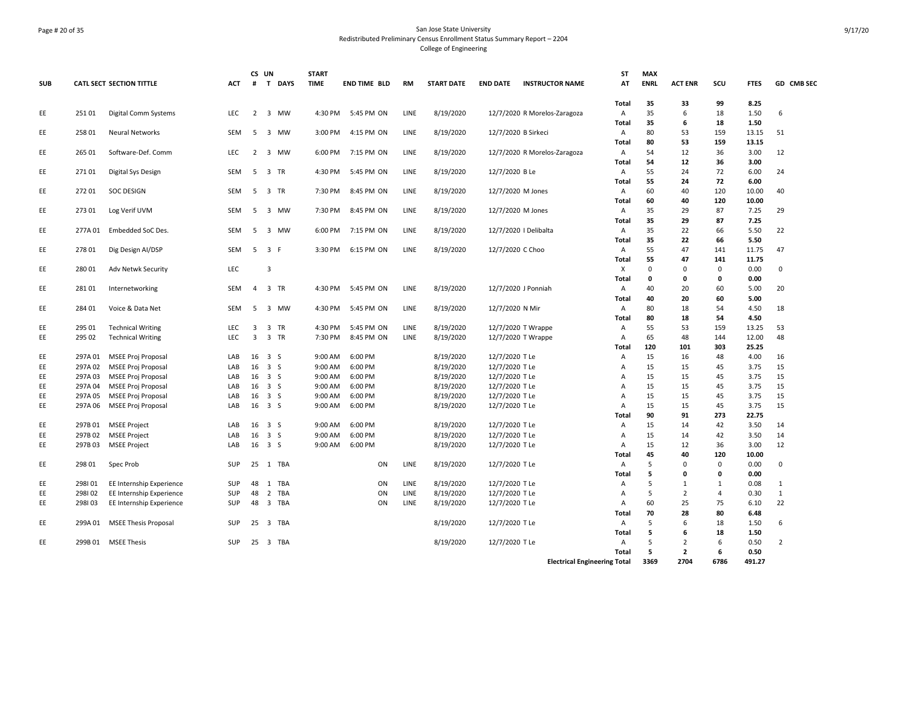San Jose State University
Redistributed Preliminary Census Enrollment Status Summary Report – 2204
College of Engineering

| SUB | CATL SECT | SECTION TITTLE | ACT | CS # | UN T | DAYS | START TIME | END TIME | BLD | RM | START DATE | END DATE | INSTRUCTOR NAME | ST AT | MAX ENRL | ACT ENR | SCU | FTES | GD | CMB SEC |
|---|---|---|---|---|---|---|---|---|---|---|---|---|---|---|---|---|---|---|---|---|
| | | | | | | | | | | | | | | **Total** | **35** | **33** | **99** | **8.25** | | |
| EE | 251 01 | Digital Comm Systems | LEC | 2 | 3 | MW | 4:30 PM | 5:45 PM | ON | LINE | 8/19/2020 | 12/7/2020 | R Morelos-Zaragoza | A | 35 | 6 | 18 | 1.50 | 6 | |
| | | | | | | | | | | | | | | **Total** | **35** | **6** | **18** | **1.50** | | |
| EE | 258 01 | Neural Networks | SEM | 5 | 3 | MW | 3:00 PM | 4:15 PM | ON | LINE | 8/19/2020 | 12/7/2020 | B Sirkeci | A | 80 | 53 | 159 | 13.15 | 51 | |
| | | | | | | | | | | | | | | **Total** | **80** | **53** | **159** | **13.15** | | |
| EE | 265 01 | Software-Def. Comm | LEC | 2 | 3 | MW | 6:00 PM | 7:15 PM | ON | LINE | 8/19/2020 | 12/7/2020 | R Morelos-Zaragoza | A | 54 | 12 | 36 | 3.00 | 12 | |
| | | | | | | | | | | | | | | **Total** | **54** | **12** | **36** | **3.00** | | |
| EE | 271 01 | Digital Sys Design | SEM | 5 | 3 | TR | 4:30 PM | 5:45 PM | ON | LINE | 8/19/2020 | 12/7/2020 | B Le | A | 55 | 24 | 72 | 6.00 | 24 | |
| | | | | | | | | | | | | | | **Total** | **55** | **24** | **72** | **6.00** | | |
| EE | 272 01 | SOC DESIGN | SEM | 5 | 3 | TR | 7:30 PM | 8:45 PM | ON | LINE | 8/19/2020 | 12/7/2020 | M Jones | A | 60 | 40 | 120 | 10.00 | 40 | |
| | | | | | | | | | | | | | | **Total** | **60** | **40** | **120** | **10.00** | | |
| EE | 273 01 | Log Verif UVM | SEM | 5 | 3 | MW | 7:30 PM | 8:45 PM | ON | LINE | 8/19/2020 | 12/7/2020 | M Jones | A | 35 | 29 | 87 | 7.25 | 29 | |
| | | | | | | | | | | | | | | **Total** | **35** | **29** | **87** | **7.25** | | |
| EE | 277A 01 | Embedded SoC Des. | SEM | 5 | 3 | MW | 6:00 PM | 7:15 PM | ON | LINE | 8/19/2020 | 12/7/2020 | I Delibalta | A | 35 | 22 | 66 | 5.50 | 22 | |
| | | | | | | | | | | | | | | **Total** | **35** | **22** | **66** | **5.50** | | |
| EE | 278 01 | Dig Design AI/DSP | SEM | 5 | 3 | F | 3:30 PM | 6:15 PM | ON | LINE | 8/19/2020 | 12/7/2020 | C Choo | A | 55 | 47 | 141 | 11.75 | 47 | |
| | | | | | | | | | | | | | | **Total** | **55** | **47** | **141** | **11.75** | | |
| EE | 280 01 | Adv Netwk Security | LEC | | 3 | | | | | | | | | X | 0 | 0 | 0 | 0.00 | 0 | |
| | | | | | | | | | | | | | | **Total** | **0** | **0** | **0** | **0.00** | | |
| EE | 281 01 | Internetworking | SEM | 4 | 3 | TR | 4:30 PM | 5:45 PM | ON | LINE | 8/19/2020 | 12/7/2020 | J Ponniah | A | 40 | 20 | 60 | 5.00 | 20 | |
| | | | | | | | | | | | | | | **Total** | **40** | **20** | **60** | **5.00** | | |
| EE | 284 01 | Voice & Data Net | SEM | 5 | 3 | MW | 4:30 PM | 5:45 PM | ON | LINE | 8/19/2020 | 12/7/2020 | N Mir | A | 80 | 18 | 54 | 4.50 | 18 | |
| | | | | | | | | | | | | | | **Total** | **80** | **18** | **54** | **4.50** | | |
| EE | 295 01 | Technical Writing | LEC | 3 | 3 | TR | 4:30 PM | 5:45 PM | ON | LINE | 8/19/2020 | 12/7/2020 | T Wrappe | A | 55 | 53 | 159 | 13.25 | 53 | |
| EE | 295 02 | Technical Writing | LEC | 3 | 3 | TR | 7:30 PM | 8:45 PM | ON | LINE | 8/19/2020 | 12/7/2020 | T Wrappe | A | 65 | 48 | 144 | 12.00 | 48 | |
| | | | | | | | | | | | | | | **Total** | **120** | **101** | **303** | **25.25** | | |
| EE | 297A 01 | MSEE Proj Proposal | LAB | 16 | 3 | S | 9:00 AM | 6:00 PM | | | 8/19/2020 | 12/7/2020 | T Le | A | 15 | 16 | 48 | 4.00 | 16 | |
| EE | 297A 02 | MSEE Proj Proposal | LAB | 16 | 3 | S | 9:00 AM | 6:00 PM | | | 8/19/2020 | 12/7/2020 | T Le | A | 15 | 15 | 45 | 3.75 | 15 | |
| EE | 297A 03 | MSEE Proj Proposal | LAB | 16 | 3 | S | 9:00 AM | 6:00 PM | | | 8/19/2020 | 12/7/2020 | T Le | A | 15 | 15 | 45 | 3.75 | 15 | |
| EE | 297A 04 | MSEE Proj Proposal | LAB | 16 | 3 | S | 9:00 AM | 6:00 PM | | | 8/19/2020 | 12/7/2020 | T Le | A | 15 | 15 | 45 | 3.75 | 15 | |
| EE | 297A 05 | MSEE Proj Proposal | LAB | 16 | 3 | S | 9:00 AM | 6:00 PM | | | 8/19/2020 | 12/7/2020 | T Le | A | 15 | 15 | 45 | 3.75 | 15 | |
| EE | 297A 06 | MSEE Proj Proposal | LAB | 16 | 3 | S | 9:00 AM | 6:00 PM | | | 8/19/2020 | 12/7/2020 | T Le | A | 15 | 15 | 45 | 3.75 | 15 | |
| | | | | | | | | | | | | | | **Total** | **90** | **91** | **273** | **22.75** | | |
| EE | 297B 01 | MSEE Project | LAB | 16 | 3 | S | 9:00 AM | 6:00 PM | | | 8/19/2020 | 12/7/2020 | T Le | A | 15 | 14 | 42 | 3.50 | 14 | |
| EE | 297B 02 | MSEE Project | LAB | 16 | 3 | S | 9:00 AM | 6:00 PM | | | 8/19/2020 | 12/7/2020 | T Le | A | 15 | 14 | 42 | 3.50 | 14 | |
| EE | 297B 03 | MSEE Project | LAB | 16 | 3 | S | 9:00 AM | 6:00 PM | | | 8/19/2020 | 12/7/2020 | T Le | A | 15 | 12 | 36 | 3.00 | 12 | |
| | | | | | | | | | | | | | | **Total** | **45** | **40** | **120** | **10.00** | | |
| EE | 298 01 | Spec Prob | SUP | 25 | 1 | TBA | | | ON | LINE | 8/19/2020 | 12/7/2020 | T Le | A | 5 | 0 | 0 | 0.00 | 0 | |
| | | | | | | | | | | | | | | **Total** | **5** | **0** | **0** | **0.00** | | |
| EE | 298I 01 | EE Internship Experience | SUP | 48 | 1 | TBA | | | ON | LINE | 8/19/2020 | 12/7/2020 | T Le | A | 5 | 1 | 1 | 0.08 | 1 | |
| EE | 298I 02 | EE Internship Experience | SUP | 48 | 2 | TBA | | | ON | LINE | 8/19/2020 | 12/7/2020 | T Le | A | 5 | 2 | 4 | 0.30 | 1 | |
| EE | 298I 03 | EE Internship Experience | SUP | 48 | 3 | TBA | | | ON | LINE | 8/19/2020 | 12/7/2020 | T Le | A | 60 | 25 | 75 | 6.10 | 22 | |
| | | | | | | | | | | | | | | **Total** | **70** | **28** | **80** | **6.48** | | |
| EE | 299A 01 | MSEE Thesis Proposal | SUP | 25 | 3 | TBA | | | | | 8/19/2020 | 12/7/2020 | T Le | A | 5 | 6 | 18 | 1.50 | 6 | |
| | | | | | | | | | | | | | | **Total** | **5** | **6** | **18** | **1.50** | | |
| EE | 299B 01 | MSEE Thesis | SUP | 25 | 3 | TBA | | | | | 8/19/2020 | 12/7/2020 | T Le | A | 5 | 2 | 6 | 0.50 | 2 | |
| | | | | | | | | | | | | | | **Total** | **5** | **2** | **6** | **0.50** | | |
| | | | | | | | | | | | | | **Electrical Engineering Total** | | **3369** | **2704** | **6786** | **491.27** | | |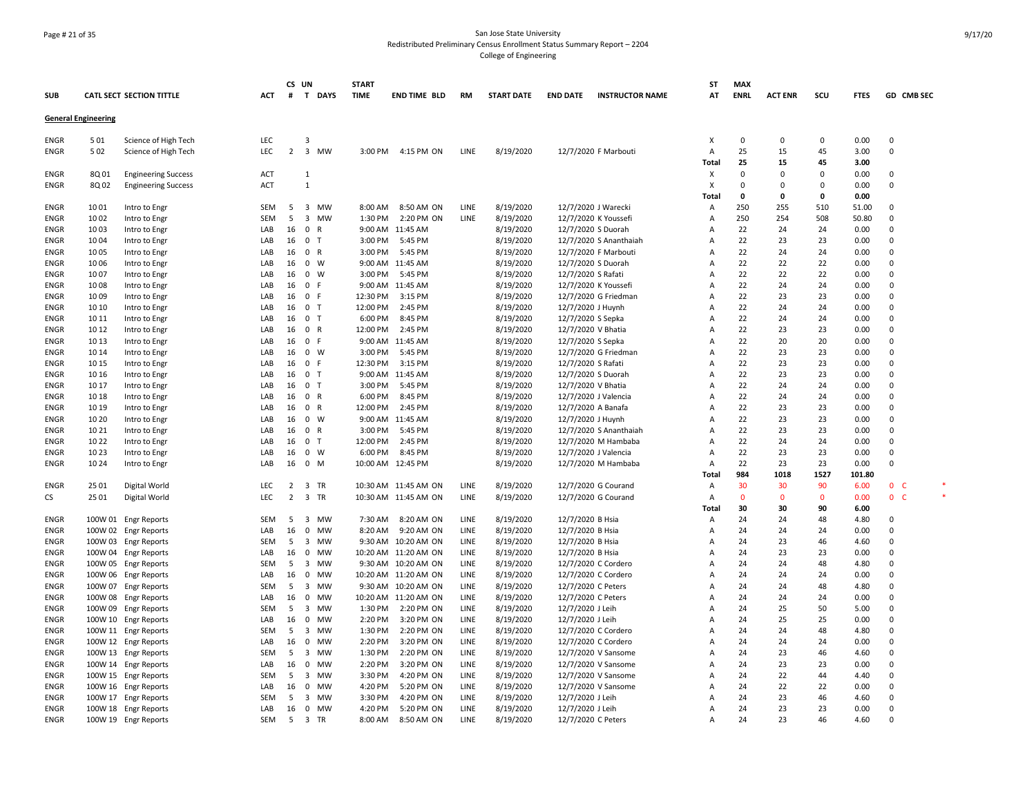San Jose State University
Redistributed Preliminary Census Enrollment Status Summary Report – 2204
College of Engineering

| SUB | CATL SECT | SECTION TITTLE | ACT | CS # | UN T | DAYS | START TIME | END TIME | BLD | RM | START DATE | END DATE | INSTRUCTOR NAME | ST AT | MAX ENRL | ACT ENR | SCU | FTES | GD | CMB SEC |
|---|---|---|---|---|---|---|---|---|---|---|---|---|---|---|---|---|---|---|---|---|
| **General Engineering** | | | | | | | | | | | | | | | | | | | | |
| ENGR | 5 01 | Science of High Tech | LEC | | 3 | | | | | | | | | X | 0 | 0 | 0 | 0.00 | 0 | |
| ENGR | 5 02 | Science of High Tech | LEC | 2 | 3 | MW | 3:00 PM | 4:15 PM | ON | LINE | 8/19/2020 | 12/7/2020 | F Marbouti | A | 25 | 15 | 45 | 3.00 | 0 | |
| | | | | | | | | | | | | | | Total | 25 | 15 | 45 | 3.00 | | |
| ENGR | 8Q 01 | Engineering Success | ACT | | 1 | | | | | | | | | X | 0 | 0 | 0 | 0.00 | 0 | |
| ENGR | 8Q 02 | Engineering Success | ACT | | 1 | | | | | | | | | X | 0 | 0 | 0 | 0.00 | 0 | |
| | | | | | | | | | | | | | | Total | 0 | 0 | 0 | 0.00 | | |
| ENGR | 10 01 | Intro to Engr | SEM | 5 | 3 | MW | 8:00 AM | 8:50 AM | ON | LINE | 8/19/2020 | 12/7/2020 | J Warecki | A | 250 | 255 | 510 | 51.00 | 0 | |
| ENGR | 10 02 | Intro to Engr | SEM | 5 | 3 | MW | 1:30 PM | 2:20 PM | ON | LINE | 8/19/2020 | 12/7/2020 | K Youssefi | A | 250 | 254 | 508 | 50.80 | 0 | |
| ENGR | 10 03 | Intro to Engr | LAB | 16 | 0 | R | 9:00 AM | 11:45 AM | | | 8/19/2020 | 12/7/2020 | S Duorah | A | 22 | 24 | 24 | 0.00 | 0 | |
| ENGR | 10 04 | Intro to Engr | LAB | 16 | 0 | T | 3:00 PM | 5:45 PM | | | 8/19/2020 | 12/7/2020 | S Ananthaiah | A | 22 | 23 | 23 | 0.00 | 0 | |
| ENGR | 10 05 | Intro to Engr | LAB | 16 | 0 | R | 3:00 PM | 5:45 PM | | | 8/19/2020 | 12/7/2020 | F Marbouti | A | 22 | 24 | 24 | 0.00 | 0 | |
| ENGR | 10 06 | Intro to Engr | LAB | 16 | 0 | W | 9:00 AM | 11:45 AM | | | 8/19/2020 | 12/7/2020 | S Duorah | A | 22 | 22 | 22 | 0.00 | 0 | |
| ENGR | 10 07 | Intro to Engr | LAB | 16 | 0 | W | 3:00 PM | 5:45 PM | | | 8/19/2020 | 12/7/2020 | S Rafati | A | 22 | 22 | 22 | 0.00 | 0 | |
| ENGR | 10 08 | Intro to Engr | LAB | 16 | 0 | F | 9:00 AM | 11:45 AM | | | 8/19/2020 | 12/7/2020 | K Youssefi | A | 22 | 24 | 24 | 0.00 | 0 | |
| ENGR | 10 09 | Intro to Engr | LAB | 16 | 0 | F | 12:30 PM | 3:15 PM | | | 8/19/2020 | 12/7/2020 | G Friedman | A | 22 | 23 | 23 | 0.00 | 0 | |
| ENGR | 10 10 | Intro to Engr | LAB | 16 | 0 | T | 12:00 PM | 2:45 PM | | | 8/19/2020 | 12/7/2020 | J Huynh | A | 22 | 24 | 24 | 0.00 | 0 | |
| ENGR | 10 11 | Intro to Engr | LAB | 16 | 0 | T | 6:00 PM | 8:45 PM | | | 8/19/2020 | 12/7/2020 | S Sepka | A | 22 | 24 | 24 | 0.00 | 0 | |
| ENGR | 10 12 | Intro to Engr | LAB | 16 | 0 | R | 12:00 PM | 2:45 PM | | | 8/19/2020 | 12/7/2020 | V Bhatia | A | 22 | 23 | 23 | 0.00 | 0 | |
| ENGR | 10 13 | Intro to Engr | LAB | 16 | 0 | F | 9:00 AM | 11:45 AM | | | 8/19/2020 | 12/7/2020 | S Sepka | A | 22 | 20 | 20 | 0.00 | 0 | |
| ENGR | 10 14 | Intro to Engr | LAB | 16 | 0 | W | 3:00 PM | 5:45 PM | | | 8/19/2020 | 12/7/2020 | G Friedman | A | 22 | 23 | 23 | 0.00 | 0 | |
| ENGR | 10 15 | Intro to Engr | LAB | 16 | 0 | F | 12:30 PM | 3:15 PM | | | 8/19/2020 | 12/7/2020 | S Rafati | A | 22 | 23 | 23 | 0.00 | 0 | |
| ENGR | 10 16 | Intro to Engr | LAB | 16 | 0 | T | 9:00 AM | 11:45 AM | | | 8/19/2020 | 12/7/2020 | S Duorah | A | 22 | 23 | 23 | 0.00 | 0 | |
| ENGR | 10 17 | Intro to Engr | LAB | 16 | 0 | T | 3:00 PM | 5:45 PM | | | 8/19/2020 | 12/7/2020 | V Bhatia | A | 22 | 24 | 24 | 0.00 | 0 | |
| ENGR | 10 18 | Intro to Engr | LAB | 16 | 0 | R | 6:00 PM | 8:45 PM | | | 8/19/2020 | 12/7/2020 | J Valencia | A | 22 | 24 | 24 | 0.00 | 0 | |
| ENGR | 10 19 | Intro to Engr | LAB | 16 | 0 | R | 12:00 PM | 2:45 PM | | | 8/19/2020 | 12/7/2020 | A Banafa | A | 22 | 23 | 23 | 0.00 | 0 | |
| ENGR | 10 20 | Intro to Engr | LAB | 16 | 0 | W | 9:00 AM | 11:45 AM | | | 8/19/2020 | 12/7/2020 | J Huynh | A | 22 | 23 | 23 | 0.00 | 0 | |
| ENGR | 10 21 | Intro to Engr | LAB | 16 | 0 | R | 3:00 PM | 5:45 PM | | | 8/19/2020 | 12/7/2020 | S Ananthaiah | A | 22 | 23 | 23 | 0.00 | 0 | |
| ENGR | 10 22 | Intro to Engr | LAB | 16 | 0 | T | 12:00 PM | 2:45 PM | | | 8/19/2020 | 12/7/2020 | M Hambaba | A | 22 | 24 | 24 | 0.00 | 0 | |
| ENGR | 10 23 | Intro to Engr | LAB | 16 | 0 | W | 6:00 PM | 8:45 PM | | | 8/19/2020 | 12/7/2020 | J Valencia | A | 22 | 23 | 23 | 0.00 | 0 | |
| ENGR | 10 24 | Intro to Engr | LAB | 16 | 0 | M | 10:00 AM | 12:45 PM | | | 8/19/2020 | 12/7/2020 | M Hambaba | A | 22 | 23 | 23 | 0.00 | 0 | |
| | | | | | | | | | | | | | | Total | 984 | 1018 | 1527 | 101.80 | | |
| ENGR | 25 01 | Digital World | LEC | 2 | 3 | TR | 10:30 AM | 11:45 AM | ON | LINE | 8/19/2020 | 12/7/2020 | G Courand | A | 30 | 30 | 90 | 6.00 | 0 | C * |
| CS | 25 01 | Digital World | LEC | 2 | 3 | TR | 10:30 AM | 11:45 AM | ON | LINE | 8/19/2020 | 12/7/2020 | G Courand | A | 0 | 0 | 0 | 0.00 | 0 | C * |
| | | | | | | | | | | | | | | Total | 30 | 30 | 90 | 6.00 | | |
| ENGR | 100W 01 | Engr Reports | SEM | 5 | 3 | MW | 7:30 AM | 8:20 AM | ON | LINE | 8/19/2020 | 12/7/2020 | B Hsia | A | 24 | 24 | 48 | 4.80 | 0 | |
| ENGR | 100W 02 | Engr Reports | LAB | 16 | 0 | MW | 8:20 AM | 9:20 AM | ON | LINE | 8/19/2020 | 12/7/2020 | B Hsia | A | 24 | 24 | 24 | 0.00 | 0 | |
| ENGR | 100W 03 | Engr Reports | SEM | 5 | 3 | MW | 9:30 AM | 10:20 AM | ON | LINE | 8/19/2020 | 12/7/2020 | B Hsia | A | 24 | 23 | 46 | 4.60 | 0 | |
| ENGR | 100W 04 | Engr Reports | LAB | 16 | 0 | MW | 10:20 AM | 11:20 AM | ON | LINE | 8/19/2020 | 12/7/2020 | B Hsia | A | 24 | 23 | 23 | 0.00 | 0 | |
| ENGR | 100W 05 | Engr Reports | SEM | 5 | 3 | MW | 9:30 AM | 10:20 AM | ON | LINE | 8/19/2020 | 12/7/2020 | C Cordero | A | 24 | 24 | 48 | 4.80 | 0 | |
| ENGR | 100W 06 | Engr Reports | LAB | 16 | 0 | MW | 10:20 AM | 11:20 AM | ON | LINE | 8/19/2020 | 12/7/2020 | C Cordero | A | 24 | 24 | 24 | 0.00 | 0 | |
| ENGR | 100W 07 | Engr Reports | SEM | 5 | 3 | MW | 9:30 AM | 10:20 AM | ON | LINE | 8/19/2020 | 12/7/2020 | C Peters | A | 24 | 24 | 48 | 4.80 | 0 | |
| ENGR | 100W 08 | Engr Reports | LAB | 16 | 0 | MW | 10:20 AM | 11:20 AM | ON | LINE | 8/19/2020 | 12/7/2020 | C Peters | A | 24 | 24 | 24 | 0.00 | 0 | |
| ENGR | 100W 09 | Engr Reports | SEM | 5 | 3 | MW | 1:30 PM | 2:20 PM | ON | LINE | 8/19/2020 | 12/7/2020 | J Leih | A | 24 | 25 | 50 | 5.00 | 0 | |
| ENGR | 100W 10 | Engr Reports | LAB | 16 | 0 | MW | 2:20 PM | 3:20 PM | ON | LINE | 8/19/2020 | 12/7/2020 | J Leih | A | 24 | 25 | 25 | 0.00 | 0 | |
| ENGR | 100W 11 | Engr Reports | SEM | 5 | 3 | MW | 1:30 PM | 2:20 PM | ON | LINE | 8/19/2020 | 12/7/2020 | C Cordero | A | 24 | 24 | 48 | 4.80 | 0 | |
| ENGR | 100W 12 | Engr Reports | LAB | 16 | 0 | MW | 2:20 PM | 3:20 PM | ON | LINE | 8/19/2020 | 12/7/2020 | C Cordero | A | 24 | 24 | 24 | 0.00 | 0 | |
| ENGR | 100W 13 | Engr Reports | SEM | 5 | 3 | MW | 1:30 PM | 2:20 PM | ON | LINE | 8/19/2020 | 12/7/2020 | V Sansome | A | 24 | 23 | 46 | 4.60 | 0 | |
| ENGR | 100W 14 | Engr Reports | LAB | 16 | 0 | MW | 2:20 PM | 3:20 PM | ON | LINE | 8/19/2020 | 12/7/2020 | V Sansome | A | 24 | 23 | 23 | 0.00 | 0 | |
| ENGR | 100W 15 | Engr Reports | SEM | 5 | 3 | MW | 3:30 PM | 4:20 PM | ON | LINE | 8/19/2020 | 12/7/2020 | V Sansome | A | 24 | 22 | 44 | 4.40 | 0 | |
| ENGR | 100W 16 | Engr Reports | LAB | 16 | 0 | MW | 4:20 PM | 5:20 PM | ON | LINE | 8/19/2020 | 12/7/2020 | V Sansome | A | 24 | 22 | 22 | 0.00 | 0 | |
| ENGR | 100W 17 | Engr Reports | SEM | 5 | 3 | MW | 3:30 PM | 4:20 PM | ON | LINE | 8/19/2020 | 12/7/2020 | J Leih | A | 24 | 23 | 46 | 4.60 | 0 | |
| ENGR | 100W 18 | Engr Reports | LAB | 16 | 0 | MW | 4:20 PM | 5:20 PM | ON | LINE | 8/19/2020 | 12/7/2020 | J Leih | A | 24 | 23 | 23 | 0.00 | 0 | |
| ENGR | 100W 19 | Engr Reports | SEM | 5 | 3 | TR | 8:00 AM | 8:50 AM | ON | LINE | 8/19/2020 | 12/7/2020 | C Peters | A | 24 | 23 | 46 | 4.60 | 0 | |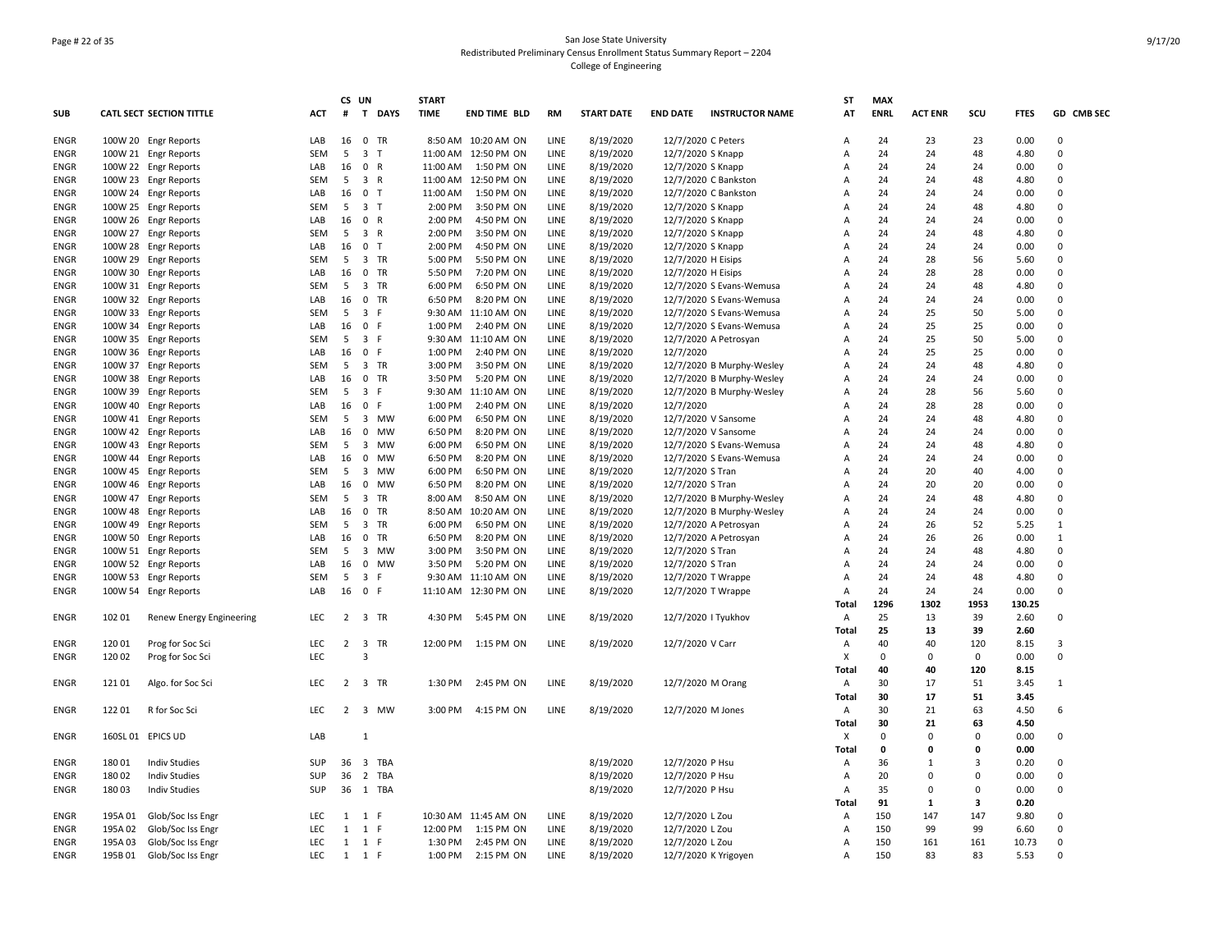San Jose State University
Redistributed Preliminary Census Enrollment Status Summary Report – 2204
College of Engineering

| SUB | CATL SECT | SECTION TITTLE | ACT | CS # | UN T | DAYS | START TIME | END TIME | BLD | RM | START DATE | END DATE | INSTRUCTOR NAME | ST AT | MAX ENRL | ACT ENR | SCU | FTES | GD | CMB SEC |
|---|---|---|---|---|---|---|---|---|---|---|---|---|---|---|---|---|---|---|---|---|
| ENGR | 100W 20 | Engr Reports | LAB | 16 | 0 | TR | 8:50 AM | 10:20 AM | ON | LINE | 8/19/2020 | 12/7/2020 | C Peters | A | 24 | 23 | 23 | 0.00 | 0 | |
| ENGR | 100W 21 | Engr Reports | SEM | 5 | 3 | T | 11:00 AM | 12:50 PM | ON | LINE | 8/19/2020 | 12/7/2020 | S Knapp | A | 24 | 24 | 48 | 4.80 | 0 | |
| ENGR | 100W 22 | Engr Reports | LAB | 16 | 0 | R | 11:00 AM | 1:50 PM | ON | LINE | 8/19/2020 | 12/7/2020 | S Knapp | A | 24 | 24 | 24 | 0.00 | 0 | |
| ENGR | 100W 23 | Engr Reports | SEM | 5 | 3 | R | 11:00 AM | 12:50 PM | ON | LINE | 8/19/2020 | 12/7/2020 | C Bankston | A | 24 | 24 | 48 | 4.80 | 0 | |
| ENGR | 100W 24 | Engr Reports | LAB | 16 | 0 | T | 11:00 AM | 1:50 PM | ON | LINE | 8/19/2020 | 12/7/2020 | C Bankston | A | 24 | 24 | 24 | 0.00 | 0 | |
| ENGR | 100W 25 | Engr Reports | SEM | 5 | 3 | T | 2:00 PM | 3:50 PM | ON | LINE | 8/19/2020 | 12/7/2020 | S Knapp | A | 24 | 24 | 48 | 4.80 | 0 | |
| ENGR | 100W 26 | Engr Reports | LAB | 16 | 0 | R | 2:00 PM | 4:50 PM | ON | LINE | 8/19/2020 | 12/7/2020 | S Knapp | A | 24 | 24 | 24 | 0.00 | 0 | |
| ENGR | 100W 27 | Engr Reports | SEM | 5 | 3 | R | 2:00 PM | 3:50 PM | ON | LINE | 8/19/2020 | 12/7/2020 | S Knapp | A | 24 | 24 | 48 | 4.80 | 0 | |
| ENGR | 100W 28 | Engr Reports | LAB | 16 | 0 | T | 2:00 PM | 4:50 PM | ON | LINE | 8/19/2020 | 12/7/2020 | S Knapp | A | 24 | 24 | 24 | 0.00 | 0 | |
| ENGR | 100W 29 | Engr Reports | SEM | 5 | 3 | TR | 5:00 PM | 5:50 PM | ON | LINE | 8/19/2020 | 12/7/2020 | H Eisips | A | 24 | 28 | 56 | 5.60 | 0 | |
| ENGR | 100W 30 | Engr Reports | LAB | 16 | 0 | TR | 5:50 PM | 7:20 PM | ON | LINE | 8/19/2020 | 12/7/2020 | H Eisips | A | 24 | 28 | 28 | 0.00 | 0 | |
| ENGR | 100W 31 | Engr Reports | SEM | 5 | 3 | TR | 6:00 PM | 6:50 PM | ON | LINE | 8/19/2020 | 12/7/2020 | S Evans-Wemusa | A | 24 | 24 | 48 | 4.80 | 0 | |
| ENGR | 100W 32 | Engr Reports | LAB | 16 | 0 | TR | 6:50 PM | 8:20 PM | ON | LINE | 8/19/2020 | 12/7/2020 | S Evans-Wemusa | A | 24 | 24 | 24 | 0.00 | 0 | |
| ENGR | 100W 33 | Engr Reports | SEM | 5 | 3 | F | 9:30 AM | 11:10 AM | ON | LINE | 8/19/2020 | 12/7/2020 | S Evans-Wemusa | A | 24 | 25 | 50 | 5.00 | 0 | |
| ENGR | 100W 34 | Engr Reports | LAB | 16 | 0 | F | 1:00 PM | 2:40 PM | ON | LINE | 8/19/2020 | 12/7/2020 | S Evans-Wemusa | A | 24 | 25 | 25 | 0.00 | 0 | |
| ENGR | 100W 35 | Engr Reports | SEM | 5 | 3 | F | 9:30 AM | 11:10 AM | ON | LINE | 8/19/2020 | 12/7/2020 | A Petrosyan | A | 24 | 25 | 50 | 5.00 | 0 | |
| ENGR | 100W 36 | Engr Reports | LAB | 16 | 0 | F | 1:00 PM | 2:40 PM | ON | LINE | 8/19/2020 | 12/7/2020 | | A | 24 | 25 | 25 | 0.00 | 0 | |
| ENGR | 100W 37 | Engr Reports | SEM | 5 | 3 | TR | 3:00 PM | 3:50 PM | ON | LINE | 8/19/2020 | 12/7/2020 | B Murphy-Wesley | A | 24 | 24 | 48 | 4.80 | 0 | |
| ENGR | 100W 38 | Engr Reports | LAB | 16 | 0 | TR | 3:50 PM | 5:20 PM | ON | LINE | 8/19/2020 | 12/7/2020 | B Murphy-Wesley | A | 24 | 24 | 24 | 0.00 | 0 | |
| ENGR | 100W 39 | Engr Reports | SEM | 5 | 3 | F | 9:30 AM | 11:10 AM | ON | LINE | 8/19/2020 | 12/7/2020 | B Murphy-Wesley | A | 24 | 28 | 56 | 5.60 | 0 | |
| ENGR | 100W 40 | Engr Reports | LAB | 16 | 0 | F | 1:00 PM | 2:40 PM | ON | LINE | 8/19/2020 | 12/7/2020 | | A | 24 | 28 | 28 | 0.00 | 0 | |
| ENGR | 100W 41 | Engr Reports | SEM | 5 | 3 | MW | 6:00 PM | 6:50 PM | ON | LINE | 8/19/2020 | 12/7/2020 | V Sansome | A | 24 | 24 | 48 | 4.80 | 0 | |
| ENGR | 100W 42 | Engr Reports | LAB | 16 | 0 | MW | 6:50 PM | 8:20 PM | ON | LINE | 8/19/2020 | 12/7/2020 | V Sansome | A | 24 | 24 | 24 | 0.00 | 0 | |
| ENGR | 100W 43 | Engr Reports | SEM | 5 | 3 | MW | 6:00 PM | 6:50 PM | ON | LINE | 8/19/2020 | 12/7/2020 | S Evans-Wemusa | A | 24 | 24 | 48 | 4.80 | 0 | |
| ENGR | 100W 44 | Engr Reports | LAB | 16 | 0 | MW | 6:50 PM | 8:20 PM | ON | LINE | 8/19/2020 | 12/7/2020 | S Evans-Wemusa | A | 24 | 24 | 24 | 0.00 | 0 | |
| ENGR | 100W 45 | Engr Reports | SEM | 5 | 3 | MW | 6:00 PM | 6:50 PM | ON | LINE | 8/19/2020 | 12/7/2020 | S Tran | A | 24 | 20 | 40 | 4.00 | 0 | |
| ENGR | 100W 46 | Engr Reports | LAB | 16 | 0 | MW | 6:50 PM | 8:20 PM | ON | LINE | 8/19/2020 | 12/7/2020 | S Tran | A | 24 | 20 | 20 | 0.00 | 0 | |
| ENGR | 100W 47 | Engr Reports | SEM | 5 | 3 | TR | 8:00 AM | 8:50 AM | ON | LINE | 8/19/2020 | 12/7/2020 | B Murphy-Wesley | A | 24 | 24 | 48 | 4.80 | 0 | |
| ENGR | 100W 48 | Engr Reports | LAB | 16 | 0 | TR | 8:50 AM | 10:20 AM | ON | LINE | 8/19/2020 | 12/7/2020 | B Murphy-Wesley | A | 24 | 24 | 24 | 0.00 | 0 | |
| ENGR | 100W 49 | Engr Reports | SEM | 5 | 3 | TR | 6:00 PM | 6:50 PM | ON | LINE | 8/19/2020 | 12/7/2020 | A Petrosyan | A | 24 | 26 | 52 | 5.25 | 1 | |
| ENGR | 100W 50 | Engr Reports | LAB | 16 | 0 | TR | 6:50 PM | 8:20 PM | ON | LINE | 8/19/2020 | 12/7/2020 | A Petrosyan | A | 24 | 26 | 26 | 0.00 | 1 | |
| ENGR | 100W 51 | Engr Reports | SEM | 5 | 3 | MW | 3:00 PM | 3:50 PM | ON | LINE | 8/19/2020 | 12/7/2020 | S Tran | A | 24 | 24 | 48 | 4.80 | 0 | |
| ENGR | 100W 52 | Engr Reports | LAB | 16 | 0 | MW | 3:50 PM | 5:20 PM | ON | LINE | 8/19/2020 | 12/7/2020 | S Tran | A | 24 | 24 | 24 | 0.00 | 0 | |
| ENGR | 100W 53 | Engr Reports | SEM | 5 | 3 | F | 9:30 AM | 11:10 AM | ON | LINE | 8/19/2020 | 12/7/2020 | T Wrappe | A | 24 | 24 | 48 | 4.80 | 0 | |
| ENGR | 100W 54 | Engr Reports | LAB | 16 | 0 | F | 11:10 AM | 12:30 PM | ON | LINE | 8/19/2020 | 12/7/2020 | T Wrappe | A | 24 | 24 | 24 | 0.00 | 0 | |
| | | | | | | | | | | | | | | Total | 1296 | 1302 | 1953 | 130.25 | | |
| ENGR | 102 01 | Renew Energy Engineering | LEC | 2 | 3 | TR | 4:30 PM | 5:45 PM | ON | LINE | 8/19/2020 | 12/7/2020 | I Tyukhov | A | 25 | 13 | 39 | 2.60 | 0 | |
| | | | | | | | | | | | | | | Total | 25 | 13 | 39 | 2.60 | | |
| ENGR | 120 01 | Prog for Soc Sci | LEC | 2 | 3 | TR | 12:00 PM | 1:15 PM | ON | LINE | 8/19/2020 | 12/7/2020 | V Carr | A | 40 | 40 | 120 | 8.15 | 3 | |
| ENGR | 120 02 | Prog for Soc Sci | LEC | | 3 | | | | | | | | | X | 0 | 0 | 0 | 0.00 | 0 | |
| | | | | | | | | | | | | | | Total | 40 | 40 | 120 | 8.15 | | |
| ENGR | 121 01 | Algo. for Soc Sci | LEC | 2 | 3 | TR | 1:30 PM | 2:45 PM | ON | LINE | 8/19/2020 | 12/7/2020 | M Orang | A | 30 | 17 | 51 | 3.45 | 1 | |
| | | | | | | | | | | | | | | Total | 30 | 17 | 51 | 3.45 | | |
| ENGR | 122 01 | R for Soc Sci | LEC | 2 | 3 | MW | 3:00 PM | 4:15 PM | ON | LINE | 8/19/2020 | 12/7/2020 | M Jones | A | 30 | 21 | 63 | 4.50 | 6 | |
| | | | | | | | | | | | | | | Total | 30 | 21 | 63 | 4.50 | | |
| ENGR | 160SL 01 | EPICS UD | LAB | | 1 | | | | | | | | | X | 0 | 0 | 0 | 0.00 | 0 | |
| | | | | | | | | | | | | | | Total | 0 | 0 | 0 | 0.00 | | |
| ENGR | 180 01 | Indiv Studies | SUP | 36 | 3 | TBA | | | | | 8/19/2020 | 12/7/2020 | P Hsu | A | 36 | 1 | 3 | 0.20 | 0 | |
| ENGR | 180 02 | Indiv Studies | SUP | 36 | 2 | TBA | | | | | 8/19/2020 | 12/7/2020 | P Hsu | A | 20 | 0 | 0 | 0.00 | 0 | |
| ENGR | 180 03 | Indiv Studies | SUP | 36 | 1 | TBA | | | | | 8/19/2020 | 12/7/2020 | P Hsu | A | 35 | 0 | 0 | 0.00 | 0 | |
| | | | | | | | | | | | | | | Total | 91 | 1 | 3 | 0.20 | | |
| ENGR | 195A 01 | Glob/Soc Iss Engr | LEC | 1 | 1 | F | 10:30 AM | 11:45 AM | ON | LINE | 8/19/2020 | 12/7/2020 | L Zou | A | 150 | 147 | 147 | 9.80 | 0 | |
| ENGR | 195A 02 | Glob/Soc Iss Engr | LEC | 1 | 1 | F | 12:00 PM | 1:15 PM | ON | LINE | 8/19/2020 | 12/7/2020 | L Zou | A | 150 | 99 | 99 | 6.60 | 0 | |
| ENGR | 195A 03 | Glob/Soc Iss Engr | LEC | 1 | 1 | F | 1:30 PM | 2:45 PM | ON | LINE | 8/19/2020 | 12/7/2020 | L Zou | A | 150 | 161 | 161 | 10.73 | 0 | |
| ENGR | 195B 01 | Glob/Soc Iss Engr | LEC | 1 | 1 | F | 1:00 PM | 2:15 PM | ON | LINE | 8/19/2020 | 12/7/2020 | K Yrigoyen | A | 150 | 83 | 83 | 5.53 | 0 | |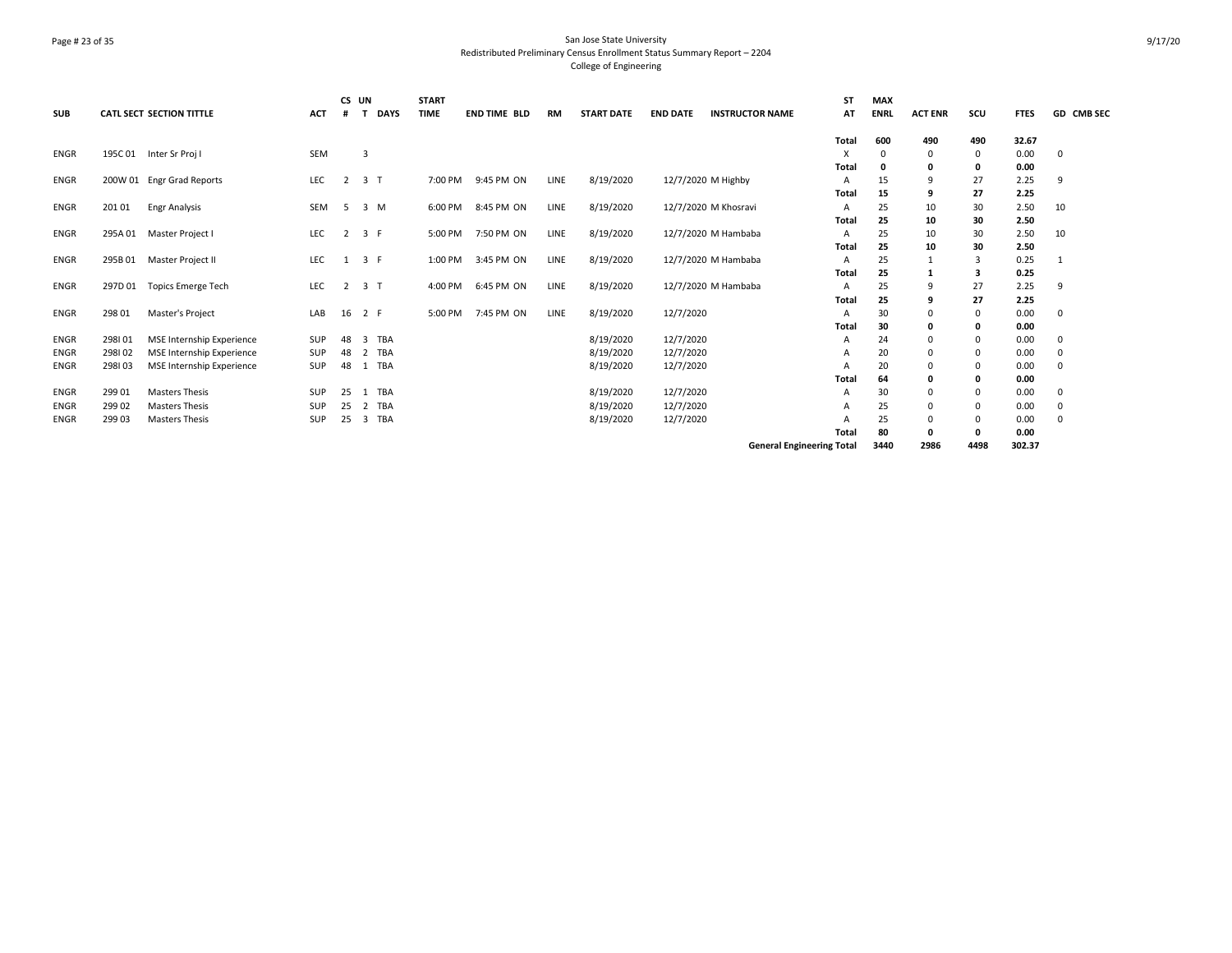San Jose State University
Redistributed Preliminary Census Enrollment Status Summary Report – 2204
College of Engineering

| SUB | CATL SECT | SECTION TITTLE | ACT | CS # | UN T | DAYS | START TIME | END TIME | BLD | RM | START DATE | END DATE | INSTRUCTOR NAME | ST AT | MAX ENRL | ACT ENR | SCU | FTES | GD | CMB SEC |
|---|---|---|---|---|---|---|---|---|---|---|---|---|---|---|---|---|---|---|---|---|
| | | | | | | | | | | | | | | **Total** | **600** | **490** | **490** | **32.67** | | |
| ENGR | 195C 01 | Inter Sr Proj I | SEM | | 3 | | | | | | | | | X | 0 | 0 | 0 | 0.00 | 0 | |
| | | | | | | | | | | | | | | **Total** | **0** | **0** | **0** | **0.00** | | |
| ENGR | 200W 01 | Engr Grad Reports | LEC | 2 | 3 | T | 7:00 PM | 9:45 PM | ON | LINE | 8/19/2020 | 12/7/2020 | M Highby | A | 15 | 9 | 27 | 2.25 | 9 | |
| | | | | | | | | | | | | | | **Total** | **15** | **9** | **27** | **2.25** | | |
| ENGR | 201 01 | Engr Analysis | SEM | 5 | 3 | M | 6:00 PM | 8:45 PM | ON | LINE | 8/19/2020 | 12/7/2020 | M Khosravi | A | 25 | 10 | 30 | 2.50 | 10 | |
| | | | | | | | | | | | | | | **Total** | **25** | **10** | **30** | **2.50** | | |
| ENGR | 295A 01 | Master Project I | LEC | 2 | 3 | F | 5:00 PM | 7:50 PM | ON | LINE | 8/19/2020 | 12/7/2020 | M Hambaba | A | 25 | 10 | 30 | 2.50 | 10 | |
| | | | | | | | | | | | | | | **Total** | **25** | **10** | **30** | **2.50** | | |
| ENGR | 295B 01 | Master Project II | LEC | 1 | 3 | F | 1:00 PM | 3:45 PM | ON | LINE | 8/19/2020 | 12/7/2020 | M Hambaba | A | 25 | 1 | 3 | 0.25 | 1 | |
| | | | | | | | | | | | | | | **Total** | **25** | **1** | **3** | **0.25** | | |
| ENGR | 297D 01 | Topics Emerge Tech | LEC | 2 | 3 | T | 4:00 PM | 6:45 PM | ON | LINE | 8/19/2020 | 12/7/2020 | M Hambaba | A | 25 | 9 | 27 | 2.25 | 9 | |
| | | | | | | | | | | | | | | **Total** | **25** | **9** | **27** | **2.25** | | |
| ENGR | 298 01 | Master's Project | LAB | 16 | 2 | F | 5:00 PM | 7:45 PM | ON | LINE | 8/19/2020 | 12/7/2020 | | A | 30 | 0 | 0 | 0.00 | 0 | |
| | | | | | | | | | | | | | | **Total** | **30** | **0** | **0** | **0.00** | | |
| ENGR | 298I 01 | MSE Internship Experience | SUP | 48 | 3 | TBA | | | | | 8/19/2020 | 12/7/2020 | | A | 24 | 0 | 0 | 0.00 | 0 | |
| ENGR | 298I 02 | MSE Internship Experience | SUP | 48 | 2 | TBA | | | | | 8/19/2020 | 12/7/2020 | | A | 20 | 0 | 0 | 0.00 | 0 | |
| ENGR | 298I 03 | MSE Internship Experience | SUP | 48 | 1 | TBA | | | | | 8/19/2020 | 12/7/2020 | | A | 20 | 0 | 0 | 0.00 | 0 | |
| | | | | | | | | | | | | | | **Total** | **64** | **0** | **0** | **0.00** | | |
| ENGR | 299 01 | Masters Thesis | SUP | 25 | 1 | TBA | | | | | 8/19/2020 | 12/7/2020 | | A | 30 | 0 | 0 | 0.00 | 0 | |
| ENGR | 299 02 | Masters Thesis | SUP | 25 | 2 | TBA | | | | | 8/19/2020 | 12/7/2020 | | A | 25 | 0 | 0 | 0.00 | 0 | |
| ENGR | 299 03 | Masters Thesis | SUP | 25 | 3 | TBA | | | | | 8/19/2020 | 12/7/2020 | | A | 25 | 0 | 0 | 0.00 | 0 | |
| | | | | | | | | | | | | | | **Total** | **80** | **0** | **0** | **0.00** | | |
| | | | | | | | | | | | | | **General Engineering Total** | | **3440** | **2986** | **4498** | **302.37** | | |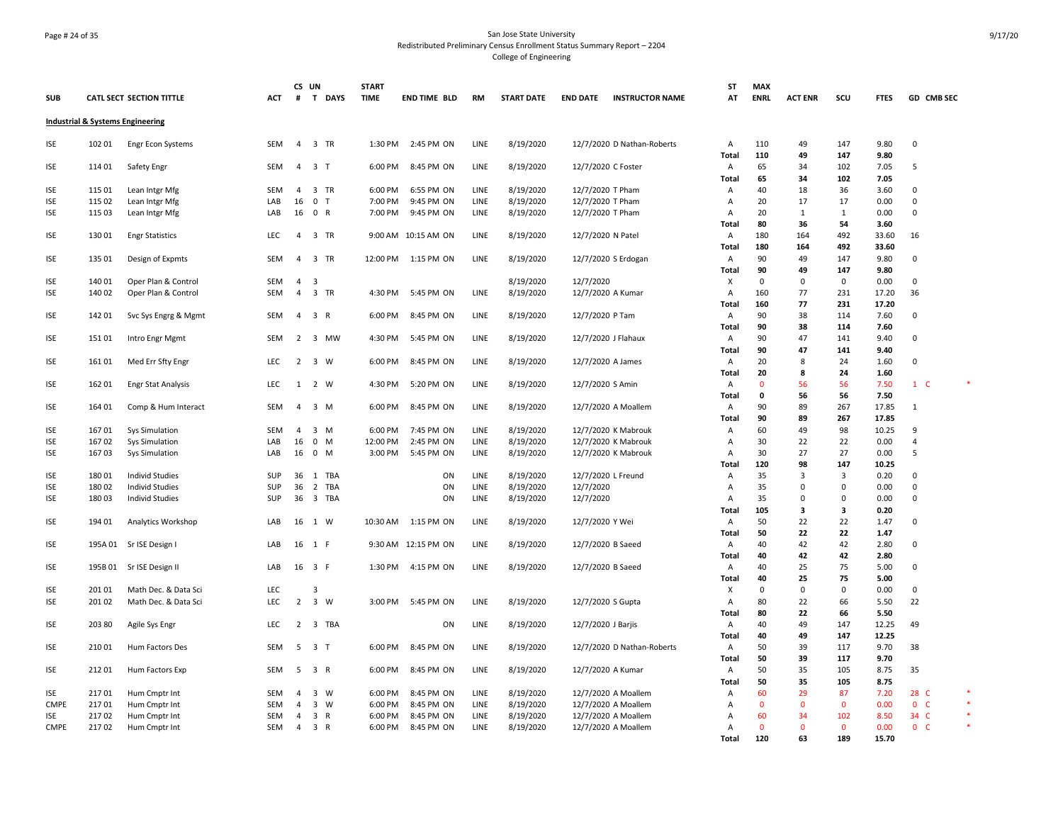San Jose State University
Redistributed Preliminary Census Enrollment Status Summary Report – 2204
College of Engineering

| SUB | CATL SECT | SECTION TITTLE | ACT | CS # | UN T | DAYS | START TIME | END TIME | BLD | RM | START DATE | END DATE | INSTRUCTOR NAME | ST AT | MAX ENRL | ACT ENR | SCU | FTES | GD | CMB SEC | |
|---|---|---|---|---|---|---|---|---|---|---|---|---|---|---|---|---|---|---|---|---|---|
| **Industrial & Systems Engineering** | | | | | | | | | | | | | | | | | | | | | |
| ISE | 102 01 | Engr Econ Systems | SEM | 4 | 3 | TR | 1:30 PM | 2:45 PM | ON | LINE | 8/19/2020 | 12/7/2020 | D Nathan-Roberts | A | 110 | 49 | 147 | 9.80 | 0 | | |
| | | | | | | | | | | | | | | **Total** | **110** | **49** | **147** | **9.80** | | | |
| ISE | 114 01 | Safety Engr | SEM | 4 | 3 | T | 6:00 PM | 8:45 PM | ON | LINE | 8/19/2020 | 12/7/2020 | C Foster | A | 65 | 34 | 102 | 7.05 | 5 | | |
| | | | | | | | | | | | | | | **Total** | **65** | **34** | **102** | **7.05** | | | |
| ISE | 115 01 | Lean Intgr Mfg | SEM | 4 | 3 | TR | 6:00 PM | 6:55 PM | ON | LINE | 8/19/2020 | 12/7/2020 | T Pham | A | 40 | 18 | 36 | 3.60 | 0 | | |
| ISE | 115 02 | Lean Intgr Mfg | LAB | 16 | 0 | T | 7:00 PM | 9:45 PM | ON | LINE | 8/19/2020 | 12/7/2020 | T Pham | A | 20 | 17 | 17 | 0.00 | 0 | | |
| ISE | 115 03 | Lean Intgr Mfg | LAB | 16 | 0 | R | 7:00 PM | 9:45 PM | ON | LINE | 8/19/2020 | 12/7/2020 | T Pham | A | 20 | 1 | 1 | 0.00 | 0 | | |
| | | | | | | | | | | | | | | **Total** | **80** | **36** | **54** | **3.60** | | | |
| ISE | 130 01 | Engr Statistics | LEC | 4 | 3 | TR | 9:00 AM | 10:15 AM | ON | LINE | 8/19/2020 | 12/7/2020 | N Patel | A | 180 | 164 | 492 | 33.60 | 16 | | |
| | | | | | | | | | | | | | | **Total** | **180** | **164** | **492** | **33.60** | | | |
| ISE | 135 01 | Design of Expmts | SEM | 4 | 3 | TR | 12:00 PM | 1:15 PM | ON | LINE | 8/19/2020 | 12/7/2020 | S Erdogan | A | 90 | 49 | 147 | 9.80 | 0 | | |
| | | | | | | | | | | | | | | **Total** | **90** | **49** | **147** | **9.80** | | | |
| ISE | 140 01 | Oper Plan & Control | SEM | 4 | 3 | | | | | | 8/19/2020 | 12/7/2020 | | X | 0 | 0 | 0 | 0.00 | 0 | | |
| ISE | 140 02 | Oper Plan & Control | SEM | 4 | 3 | TR | 4:30 PM | 5:45 PM | ON | LINE | 8/19/2020 | 12/7/2020 | A Kumar | A | 160 | 77 | 231 | 17.20 | 36 | | |
| | | | | | | | | | | | | | | **Total** | **160** | **77** | **231** | **17.20** | | | |
| ISE | 142 01 | Svc Sys Engrg & Mgmt | SEM | 4 | 3 | R | 6:00 PM | 8:45 PM | ON | LINE | 8/19/2020 | 12/7/2020 | P Tam | A | 90 | 38 | 114 | 7.60 | 0 | | |
| | | | | | | | | | | | | | | **Total** | **90** | **38** | **114** | **7.60** | | | |
| ISE | 151 01 | Intro Engr Mgmt | SEM | 2 | 3 | MW | 4:30 PM | 5:45 PM | ON | LINE | 8/19/2020 | 12/7/2020 | J Flahaux | A | 90 | 47 | 141 | 9.40 | 0 | | |
| | | | | | | | | | | | | | | **Total** | **90** | **47** | **141** | **9.40** | | | |
| ISE | 161 01 | Med Err Sfty Engr | LEC | 2 | 3 | W | 6:00 PM | 8:45 PM | ON | LINE | 8/19/2020 | 12/7/2020 | A James | A | 20 | 8 | 24 | 1.60 | 0 | | |
| | | | | | | | | | | | | | | **Total** | **20** | **8** | **24** | **1.60** | | | |
| ISE | 162 01 | Engr Stat Analysis | LEC | 1 | 2 | W | 4:30 PM | 5:20 PM | ON | LINE | 8/19/2020 | 12/7/2020 | S Amin | A | 0 | 56 | 56 | 7.50 | 1 | C | * |
| | | | | | | | | | | | | | | **Total** | **0** | **56** | **56** | **7.50** | | | |
| ISE | 164 01 | Comp & Hum Interact | SEM | 4 | 3 | M | 6:00 PM | 8:45 PM | ON | LINE | 8/19/2020 | 12/7/2020 | A Moallem | A | 90 | 89 | 267 | 17.85 | 1 | | |
| | | | | | | | | | | | | | | **Total** | **90** | **89** | **267** | **17.85** | | | |
| ISE | 167 01 | Sys Simulation | SEM | 4 | 3 | M | 6:00 PM | 7:45 PM | ON | LINE | 8/19/2020 | 12/7/2020 | K Mabrouk | A | 60 | 49 | 98 | 10.25 | 9 | | |
| ISE | 167 02 | Sys Simulation | LAB | 16 | 0 | M | 12:00 PM | 2:45 PM | ON | LINE | 8/19/2020 | 12/7/2020 | K Mabrouk | A | 30 | 22 | 22 | 0.00 | 4 | | |
| ISE | 167 03 | Sys Simulation | LAB | 16 | 0 | M | 3:00 PM | 5:45 PM | ON | LINE | 8/19/2020 | 12/7/2020 | K Mabrouk | A | 30 | 27 | 27 | 0.00 | 5 | | |
| | | | | | | | | | | | | | | **Total** | **120** | **98** | **147** | **10.25** | | | |
| ISE | 180 01 | Individ Studies | SUP | 36 | 1 | TBA | | | ON | LINE | 8/19/2020 | 12/7/2020 | L Freund | A | 35 | 3 | 3 | 0.20 | 0 | | |
| ISE | 180 02 | Individ Studies | SUP | 36 | 2 | TBA | | | ON | LINE | 8/19/2020 | 12/7/2020 | | A | 35 | 0 | 0 | 0.00 | 0 | | |
| ISE | 180 03 | Individ Studies | SUP | 36 | 3 | TBA | | | ON | LINE | 8/19/2020 | 12/7/2020 | | A | 35 | 0 | 0 | 0.00 | 0 | | |
| | | | | | | | | | | | | | | **Total** | **105** | **3** | **3** | **0.20** | | | |
| ISE | 194 01 | Analytics Workshop | LAB | 16 | 1 | W | 10:30 AM | 1:15 PM | ON | LINE | 8/19/2020 | 12/7/2020 | Y Wei | A | 50 | 22 | 22 | 1.47 | 0 | | |
| | | | | | | | | | | | | | | **Total** | **50** | **22** | **22** | **1.47** | | | |
| ISE | 195A 01 | Sr ISE Design I | LAB | 16 | 1 | F | 9:30 AM | 12:15 PM | ON | LINE | 8/19/2020 | 12/7/2020 | B Saeed | A | 40 | 42 | 42 | 2.80 | 0 | | |
| | | | | | | | | | | | | | | **Total** | **40** | **42** | **42** | **2.80** | | | |
| ISE | 195B 01 | Sr ISE Design II | LAB | 16 | 3 | F | 1:30 PM | 4:15 PM | ON | LINE | 8/19/2020 | 12/7/2020 | B Saeed | A | 40 | 25 | 75 | 5.00 | 0 | | |
| | | | | | | | | | | | | | | **Total** | **40** | **25** | **75** | **5.00** | | | |
| ISE | 201 01 | Math Dec. & Data Sci | LEC | | 3 | | | | | | | | | X | 0 | 0 | 0 | 0.00 | 0 | | |
| ISE | 201 02 | Math Dec. & Data Sci | LEC | 2 | 3 | W | 3:00 PM | 5:45 PM | ON | LINE | 8/19/2020 | 12/7/2020 | S Gupta | A | 80 | 22 | 66 | 5.50 | 22 | | |
| | | | | | | | | | | | | | | **Total** | **80** | **22** | **66** | **5.50** | | | |
| ISE | 203 80 | Agile Sys Engr | LEC | 2 | 3 | TBA | | | ON | LINE | 8/19/2020 | 12/7/2020 | J Barjis | A | 40 | 49 | 147 | 12.25 | 49 | | |
| | | | | | | | | | | | | | | **Total** | **40** | **49** | **147** | **12.25** | | | |
| ISE | 210 01 | Hum Factors Des | SEM | 5 | 3 | T | 6:00 PM | 8:45 PM | ON | LINE | 8/19/2020 | 12/7/2020 | D Nathan-Roberts | A | 50 | 39 | 117 | 9.70 | 38 | | |
| | | | | | | | | | | | | | | **Total** | **50** | **39** | **117** | **9.70** | | | |
| ISE | 212 01 | Hum Factors Exp | SEM | 5 | 3 | R | 6:00 PM | 8:45 PM | ON | LINE | 8/19/2020 | 12/7/2020 | A Kumar | A | 50 | 35 | 105 | 8.75 | 35 | | |
| | | | | | | | | | | | | | | **Total** | **50** | **35** | **105** | **8.75** | | | |
| ISE | 217 01 | Hum Cmptr Int | SEM | 4 | 3 | W | 6:00 PM | 8:45 PM | ON | LINE | 8/19/2020 | 12/7/2020 | A Moallem | A | 60 | 29 | 87 | 7.20 | 28 | C | * |
| CMPE | 217 01 | Hum Cmptr Int | SEM | 4 | 3 | W | 6:00 PM | 8:45 PM | ON | LINE | 8/19/2020 | 12/7/2020 | A Moallem | A | 0 | 0 | 0 | 0.00 | 0 | C | * |
| ISE | 217 02 | Hum Cmptr Int | SEM | 4 | 3 | R | 6:00 PM | 8:45 PM | ON | LINE | 8/19/2020 | 12/7/2020 | A Moallem | A | 60 | 34 | 102 | 8.50 | 34 | C | * |
| CMPE | 217 02 | Hum Cmptr Int | SEM | 4 | 3 | R | 6:00 PM | 8:45 PM | ON | LINE | 8/19/2020 | 12/7/2020 | A Moallem | A | 0 | 0 | 0 | 0.00 | 0 | C | * |
| | | | | | | | | | | | | | | **Total** | **120** | **63** | **189** | **15.70** | | | |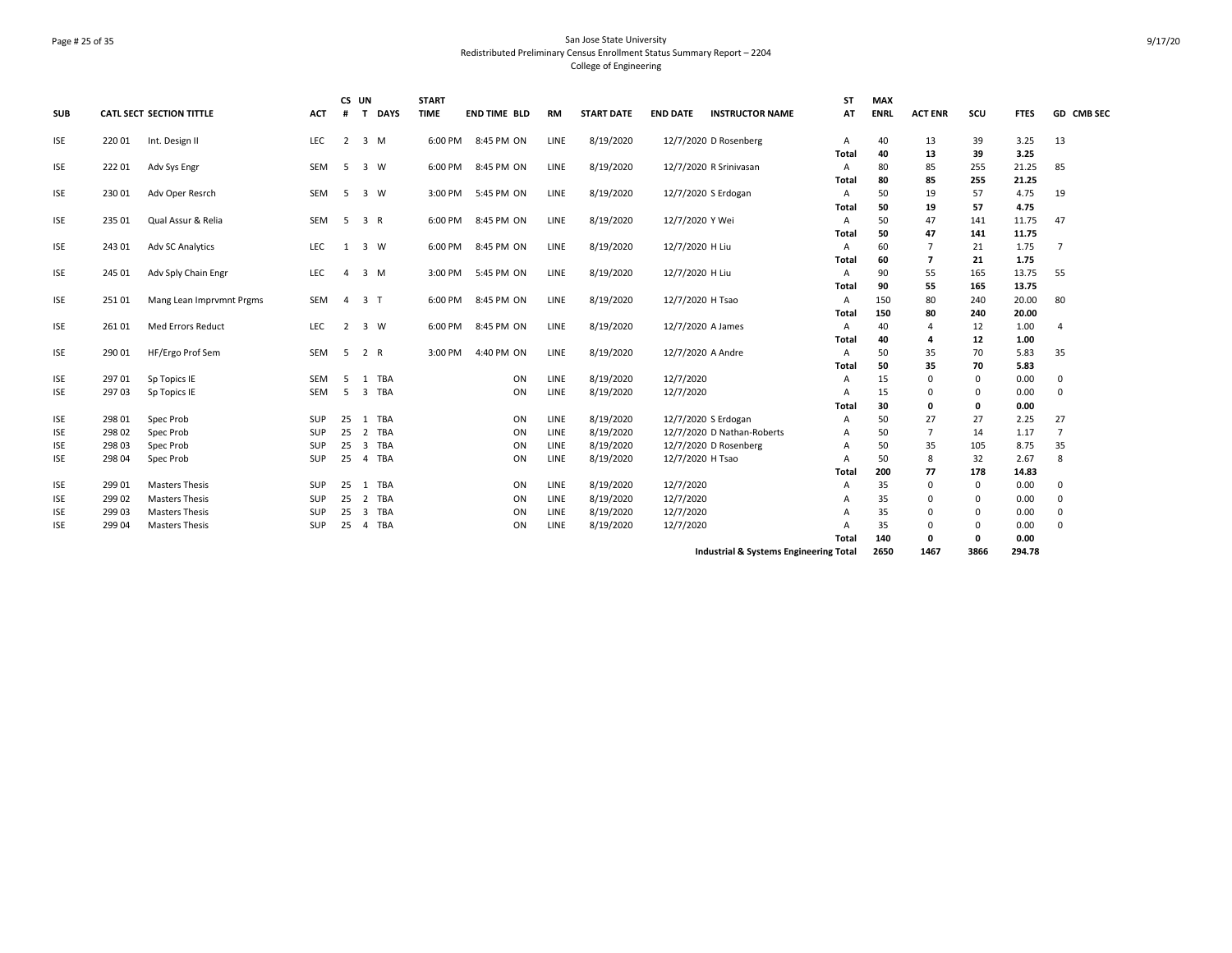San Jose State University
Redistributed Preliminary Census Enrollment Status Summary Report – 2204
College of Engineering

| SUB | CATL SECT | SECTION TITTLE | ACT | CS # | UN T | DAYS | START TIME | END TIME | BLD | RM | START DATE | END DATE | INSTRUCTOR NAME | ST AT | MAX ENRL | ACT ENR | SCU | FTES | GD | CMB SEC |
|---|---|---|---|---|---|---|---|---|---|---|---|---|---|---|---|---|---|---|---|---|
| ISE | 220 01 | Int. Design II | LEC | 2 | 3 | M | 6:00 PM | 8:45 PM | ON | LINE | 8/19/2020 | 12/7/2020 | D Rosenberg | A | 40 | 13 | 39 | 3.25 | 13 | |
| | | | | | | | | | | | | | | **Total** | **40** | **13** | **39** | **3.25** | | |
| ISE | 222 01 | Adv Sys Engr | SEM | 5 | 3 | W | 6:00 PM | 8:45 PM | ON | LINE | 8/19/2020 | 12/7/2020 | R Srinivasan | A | 80 | 85 | 255 | 21.25 | 85 | |
| | | | | | | | | | | | | | | **Total** | **80** | **85** | **255** | **21.25** | | |
| ISE | 230 01 | Adv Oper Resrch | SEM | 5 | 3 | W | 3:00 PM | 5:45 PM | ON | LINE | 8/19/2020 | 12/7/2020 | S Erdogan | A | 50 | 19 | 57 | 4.75 | 19 | |
| | | | | | | | | | | | | | | **Total** | **50** | **19** | **57** | **4.75** | | |
| ISE | 235 01 | Qual Assur & Relia | SEM | 5 | 3 | R | 6:00 PM | 8:45 PM | ON | LINE | 8/19/2020 | 12/7/2020 | Y Wei | A | 50 | 47 | 141 | 11.75 | 47 | |
| | | | | | | | | | | | | | | **Total** | **50** | **47** | **141** | **11.75** | | |
| ISE | 243 01 | Adv SC Analytics | LEC | 1 | 3 | W | 6:00 PM | 8:45 PM | ON | LINE | 8/19/2020 | 12/7/2020 | H Liu | A | 60 | 7 | 21 | 1.75 | 7 | |
| | | | | | | | | | | | | | | **Total** | **60** | **7** | **21** | **1.75** | | |
| ISE | 245 01 | Adv Sply Chain Engr | LEC | 4 | 3 | M | 3:00 PM | 5:45 PM | ON | LINE | 8/19/2020 | 12/7/2020 | H Liu | A | 90 | 55 | 165 | 13.75 | 55 | |
| | | | | | | | | | | | | | | **Total** | **90** | **55** | **165** | **13.75** | | |
| ISE | 251 01 | Mang Lean Imprvmnt Prgms | SEM | 4 | 3 | T | 6:00 PM | 8:45 PM | ON | LINE | 8/19/2020 | 12/7/2020 | H Tsao | A | 150 | 80 | 240 | 20.00 | 80 | |
| | | | | | | | | | | | | | | **Total** | **150** | **80** | **240** | **20.00** | | |
| ISE | 261 01 | Med Errors Reduct | LEC | 2 | 3 | W | 6:00 PM | 8:45 PM | ON | LINE | 8/19/2020 | 12/7/2020 | A James | A | 40 | 4 | 12 | 1.00 | 4 | |
| | | | | | | | | | | | | | | **Total** | **40** | **4** | **12** | **1.00** | | |
| ISE | 290 01 | HF/Ergo Prof Sem | SEM | 5 | 2 | R | 3:00 PM | 4:40 PM | ON | LINE | 8/19/2020 | 12/7/2020 | A Andre | A | 50 | 35 | 70 | 5.83 | 35 | |
| | | | | | | | | | | | | | | **Total** | **50** | **35** | **70** | **5.83** | | |
| ISE | 297 01 | Sp Topics IE | SEM | 5 | 1 | TBA | | | ON | LINE | 8/19/2020 | 12/7/2020 | | A | 15 | 0 | 0 | 0.00 | 0 | |
| ISE | 297 03 | Sp Topics IE | SEM | 5 | 3 | TBA | | | ON | LINE | 8/19/2020 | 12/7/2020 | | A | 15 | 0 | 0 | 0.00 | 0 | |
| | | | | | | | | | | | | | | **Total** | **30** | **0** | **0** | **0.00** | | |
| ISE | 298 01 | Spec Prob | SUP | 25 | 1 | TBA | | | ON | LINE | 8/19/2020 | 12/7/2020 | S Erdogan | A | 50 | 27 | 27 | 2.25 | 27 | |
| ISE | 298 02 | Spec Prob | SUP | 25 | 2 | TBA | | | ON | LINE | 8/19/2020 | 12/7/2020 | D Nathan-Roberts | A | 50 | 7 | 14 | 1.17 | 7 | |
| ISE | 298 03 | Spec Prob | SUP | 25 | 3 | TBA | | | ON | LINE | 8/19/2020 | 12/7/2020 | D Rosenberg | A | 50 | 35 | 105 | 8.75 | 35 | |
| ISE | 298 04 | Spec Prob | SUP | 25 | 4 | TBA | | | ON | LINE | 8/19/2020 | 12/7/2020 | H Tsao | A | 50 | 8 | 32 | 2.67 | 8 | |
| | | | | | | | | | | | | | | **Total** | **200** | **77** | **178** | **14.83** | | |
| ISE | 299 01 | Masters Thesis | SUP | 25 | 1 | TBA | | | ON | LINE | 8/19/2020 | 12/7/2020 | | A | 35 | 0 | 0 | 0.00 | 0 | |
| ISE | 299 02 | Masters Thesis | SUP | 25 | 2 | TBA | | | ON | LINE | 8/19/2020 | 12/7/2020 | | A | 35 | 0 | 0 | 0.00 | 0 | |
| ISE | 299 03 | Masters Thesis | SUP | 25 | 3 | TBA | | | ON | LINE | 8/19/2020 | 12/7/2020 | | A | 35 | 0 | 0 | 0.00 | 0 | |
| ISE | 299 04 | Masters Thesis | SUP | 25 | 4 | TBA | | | ON | LINE | 8/19/2020 | 12/7/2020 | | A | 35 | 0 | 0 | 0.00 | 0 | |
| | | | | | | | | | | | | | | **Total** | **140** | **0** | **0** | **0.00** | | |
| | | | | | | | | | | | | | **Industrial & Systems Engineering Total** | | **2650** | **1467** | **3866** | **294.78** | | |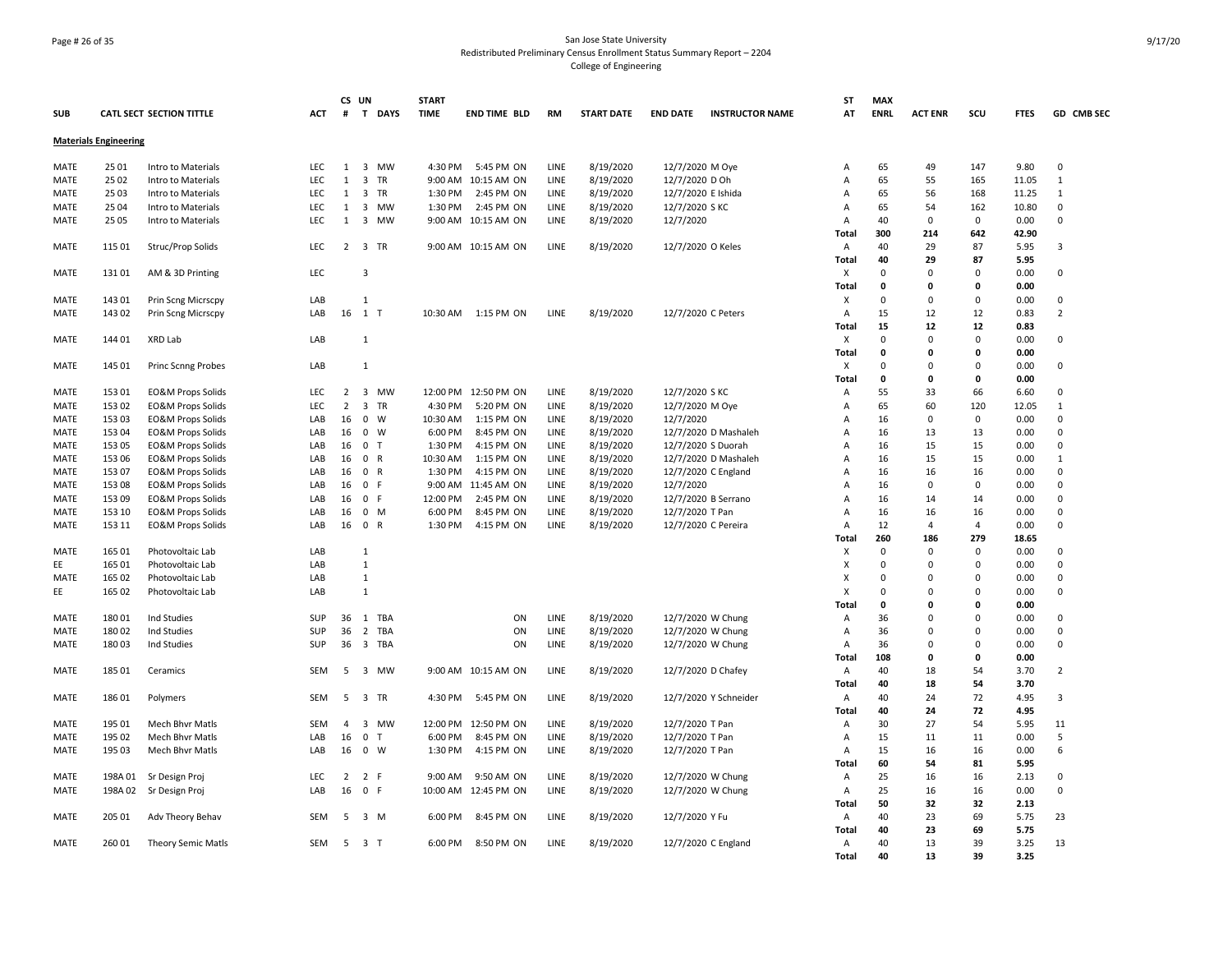# San Jose State University

Redistributed Preliminary Census Enrollment Status Summary Report – 2204

College of Engineering

| SUB | CATL SECT | SECTION TITTLE | ACT | CS # | UN T | DAYS | START TIME | END TIME | BLD | RM | START DATE | END DATE | INSTRUCTOR NAME | ST AT | MAX ENRL | ACT ENR | SCU | FTES | GD | CMB SEC |
|---|---|---|---|---|---|---|---|---|---|---|---|---|---|---|---|---|---|---|---|---|
| **Materials Engineering** | | | | | | | | | | | | | | | | | | | | |
| MATE | 25 01 | Intro to Materials | LEC | 1 | 3 | MW | 4:30 PM | 5:45 PM | ON | LINE | 8/19/2020 | 12/7/2020 | M Oye | A | 65 | 49 | 147 | 9.80 | 0 | |
| MATE | 25 02 | Intro to Materials | LEC | 1 | 3 | TR | 9:00 AM | 10:15 AM | ON | LINE | 8/19/2020 | 12/7/2020 | D Oh | A | 65 | 55 | 165 | 11.05 | 1 | |
| MATE | 25 03 | Intro to Materials | LEC | 1 | 3 | TR | 1:30 PM | 2:45 PM | ON | LINE | 8/19/2020 | 12/7/2020 | E Ishida | A | 65 | 56 | 168 | 11.25 | 1 | |
| MATE | 25 04 | Intro to Materials | LEC | 1 | 3 | MW | 1:30 PM | 2:45 PM | ON | LINE | 8/19/2020 | 12/7/2020 | S KC | A | 65 | 54 | 162 | 10.80 | 0 | |
| MATE | 25 05 | Intro to Materials | LEC | 1 | 3 | MW | 9:00 AM | 10:15 AM | ON | LINE | 8/19/2020 | 12/7/2020 | | A | 40 | 0 | 0 | 0.00 | 0 | |
| | | | | | | | | | | | | | | Total | 300 | 214 | 642 | 42.90 | | |
| MATE | 115 01 | Struc/Prop Solids | LEC | 2 | 3 | TR | 9:00 AM | 10:15 AM | ON | LINE | 8/19/2020 | 12/7/2020 | O Keles | A | 40 | 29 | 87 | 5.95 | 3 | |
| | | | | | | | | | | | | | | Total | 40 | 29 | 87 | 5.95 | | |
| MATE | 131 01 | AM & 3D Printing | LEC | | 3 | | | | | | | | | X | 0 | 0 | 0 | 0.00 | 0 | |
| | | | | | | | | | | | | | | Total | 0 | 0 | 0 | 0.00 | | |
| MATE | 143 01 | Prin Scng Micrscpy | LAB | | 1 | | | | | | | | | X | 0 | 0 | 0 | 0.00 | 0 | |
| MATE | 143 02 | Prin Scng Micrscpy | LAB | 16 | 1 | T | 10:30 AM | 1:15 PM | ON | LINE | 8/19/2020 | 12/7/2020 | C Peters | A | 15 | 12 | 12 | 0.83 | 2 | |
| | | | | | | | | | | | | | | Total | 15 | 12 | 12 | 0.83 | | |
| MATE | 144 01 | XRD Lab | LAB | | 1 | | | | | | | | | X | 0 | 0 | 0 | 0.00 | 0 | |
| | | | | | | | | | | | | | | Total | 0 | 0 | 0 | 0.00 | | |
| MATE | 145 01 | Princ Scnng Probes | LAB | | 1 | | | | | | | | | X | 0 | 0 | 0 | 0.00 | 0 | |
| | | | | | | | | | | | | | | Total | 0 | 0 | 0 | 0.00 | | |
| MATE | 153 01 | EO&M Props Solids | LEC | 2 | 3 | MW | 12:00 PM | 12:50 PM | ON | LINE | 8/19/2020 | 12/7/2020 | S KC | A | 55 | 33 | 66 | 6.60 | 0 | |
| MATE | 153 02 | EO&M Props Solids | LEC | 2 | 3 | TR | 4:30 PM | 5:20 PM | ON | LINE | 8/19/2020 | 12/7/2020 | M Oye | A | 65 | 60 | 120 | 12.05 | 1 | |
| MATE | 153 03 | EO&M Props Solids | LAB | 16 | 0 | W | 10:30 AM | 1:15 PM | ON | LINE | 8/19/2020 | 12/7/2020 | | A | 16 | 0 | 0 | 0.00 | 0 | |
| MATE | 153 04 | EO&M Props Solids | LAB | 16 | 0 | W | 6:00 PM | 8:45 PM | ON | LINE | 8/19/2020 | 12/7/2020 | D Mashaleh | A | 16 | 13 | 13 | 0.00 | 0 | |
| MATE | 153 05 | EO&M Props Solids | LAB | 16 | 0 | T | 1:30 PM | 4:15 PM | ON | LINE | 8/19/2020 | 12/7/2020 | S Duorah | A | 16 | 15 | 15 | 0.00 | 0 | |
| MATE | 153 06 | EO&M Props Solids | LAB | 16 | 0 | R | 10:30 AM | 1:15 PM | ON | LINE | 8/19/2020 | 12/7/2020 | D Mashaleh | A | 16 | 15 | 15 | 0.00 | 1 | |
| MATE | 153 07 | EO&M Props Solids | LAB | 16 | 0 | R | 1:30 PM | 4:15 PM | ON | LINE | 8/19/2020 | 12/7/2020 | C England | A | 16 | 16 | 16 | 0.00 | 0 | |
| MATE | 153 08 | EO&M Props Solids | LAB | 16 | 0 | F | 9:00 AM | 11:45 AM | ON | LINE | 8/19/2020 | 12/7/2020 | | A | 16 | 0 | 0 | 0.00 | 0 | |
| MATE | 153 09 | EO&M Props Solids | LAB | 16 | 0 | F | 12:00 PM | 2:45 PM | ON | LINE | 8/19/2020 | 12/7/2020 | B Serrano | A | 16 | 14 | 14 | 0.00 | 0 | |
| MATE | 153 10 | EO&M Props Solids | LAB | 16 | 0 | M | 6:00 PM | 8:45 PM | ON | LINE | 8/19/2020 | 12/7/2020 | T Pan | A | 16 | 16 | 16 | 0.00 | 0 | |
| MATE | 153 11 | EO&M Props Solids | LAB | 16 | 0 | R | 1:30 PM | 4:15 PM | ON | LINE | 8/19/2020 | 12/7/2020 | C Pereira | A | 12 | 4 | 4 | 0.00 | 0 | |
| | | | | | | | | | | | | | | Total | 260 | 186 | 279 | 18.65 | | |
| MATE | 165 01 | Photovoltaic Lab | LAB | | 1 | | | | | | | | | X | 0 | 0 | 0 | 0.00 | 0 | |
| EE | 165 01 | Photovoltaic Lab | LAB | | 1 | | | | | | | | | X | 0 | 0 | 0 | 0.00 | 0 | |
| MATE | 165 02 | Photovoltaic Lab | LAB | | 1 | | | | | | | | | X | 0 | 0 | 0 | 0.00 | 0 | |
| EE | 165 02 | Photovoltaic Lab | LAB | | 1 | | | | | | | | | X | 0 | 0 | 0 | 0.00 | 0 | |
| | | | | | | | | | | | | | | Total | 0 | 0 | 0 | 0.00 | | |
| MATE | 180 01 | Ind Studies | SUP | 36 | 1 | TBA | | | ON | LINE | 8/19/2020 | 12/7/2020 | W Chung | A | 36 | 0 | 0 | 0.00 | 0 | |
| MATE | 180 02 | Ind Studies | SUP | 36 | 2 | TBA | | | ON | LINE | 8/19/2020 | 12/7/2020 | W Chung | A | 36 | 0 | 0 | 0.00 | 0 | |
| MATE | 180 03 | Ind Studies | SUP | 36 | 3 | TBA | | | ON | LINE | 8/19/2020 | 12/7/2020 | W Chung | A | 36 | 0 | 0 | 0.00 | 0 | |
| | | | | | | | | | | | | | | Total | 108 | 0 | 0 | 0.00 | | |
| MATE | 185 01 | Ceramics | SEM | 5 | 3 | MW | 9:00 AM | 10:15 AM | ON | LINE | 8/19/2020 | 12/7/2020 | D Chafey | A | 40 | 18 | 54 | 3.70 | 2 | |
| | | | | | | | | | | | | | | Total | 40 | 18 | 54 | 3.70 | | |
| MATE | 186 01 | Polymers | SEM | 5 | 3 | TR | 4:30 PM | 5:45 PM | ON | LINE | 8/19/2020 | 12/7/2020 | Y Schneider | A | 40 | 24 | 72 | 4.95 | 3 | |
| | | | | | | | | | | | | | | Total | 40 | 24 | 72 | 4.95 | | |
| MATE | 195 01 | Mech Bhvr Matls | SEM | 4 | 3 | MW | 12:00 PM | 12:50 PM | ON | LINE | 8/19/2020 | 12/7/2020 | T Pan | A | 30 | 27 | 54 | 5.95 | 11 | |
| MATE | 195 02 | Mech Bhvr Matls | LAB | 16 | 0 | T | 6:00 PM | 8:45 PM | ON | LINE | 8/19/2020 | 12/7/2020 | T Pan | A | 15 | 11 | 11 | 0.00 | 5 | |
| MATE | 195 03 | Mech Bhvr Matls | LAB | 16 | 0 | W | 1:30 PM | 4:15 PM | ON | LINE | 8/19/2020 | 12/7/2020 | T Pan | A | 15 | 16 | 16 | 0.00 | 6 | |
| | | | | | | | | | | | | | | Total | 60 | 54 | 81 | 5.95 | | |
| MATE | 198A 01 | Sr Design Proj | LEC | 2 | 2 | F | 9:00 AM | 9:50 AM | ON | LINE | 8/19/2020 | 12/7/2020 | W Chung | A | 25 | 16 | 16 | 2.13 | 0 | |
| MATE | 198A 02 | Sr Design Proj | LAB | 16 | 0 | F | 10:00 AM | 12:45 PM | ON | LINE | 8/19/2020 | 12/7/2020 | W Chung | A | 25 | 16 | 16 | 0.00 | 0 | |
| | | | | | | | | | | | | | | Total | 50 | 32 | 32 | 2.13 | | |
| MATE | 205 01 | Adv Theory Behav | SEM | 5 | 3 | M | 6:00 PM | 8:45 PM | ON | LINE | 8/19/2020 | 12/7/2020 | Y Fu | A | 40 | 23 | 69 | 5.75 | 23 | |
| | | | | | | | | | | | | | | Total | 40 | 23 | 69 | 5.75 | | |
| MATE | 260 01 | Theory Semic Matls | SEM | 5 | 3 | T | 6:00 PM | 8:50 PM | ON | LINE | 8/19/2020 | 12/7/2020 | C England | A | 40 | 13 | 39 | 3.25 | 13 | |
| | | | | | | | | | | | | | | Total | 40 | 13 | 39 | 3.25 | | |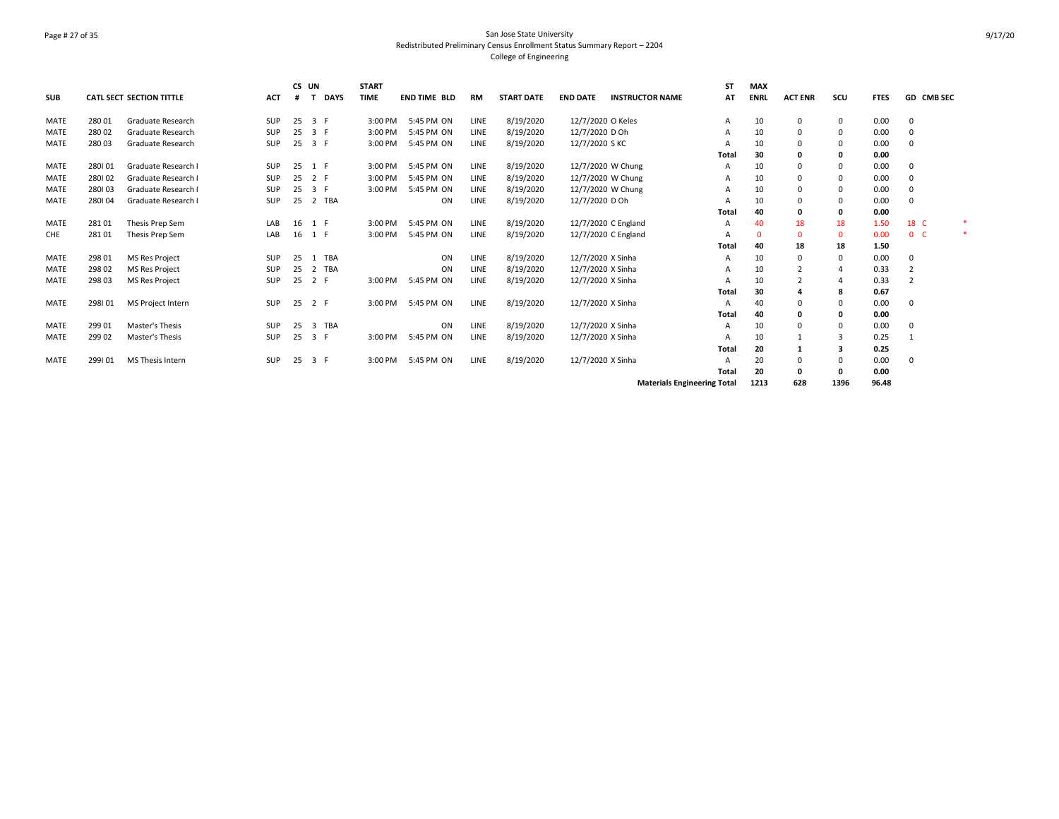San Jose State University
Redistributed Preliminary Census Enrollment Status Summary Report – 2204
College of Engineering

| SUB | CATL SECT | SECTION TITTLE | ACT | CS # | UN T | DAYS | START TIME | END TIME | BLD | RM | START DATE | END DATE | INSTRUCTOR NAME | ST AT | MAX ENRL | ACT ENR | SCU | FTES | GD | CMB SEC | |
|---|---|---|---|---|---|---|---|---|---|---|---|---|---|---|---|---|---|---|---|---|---|
| MATE | 280 01 | Graduate Research | SUP | 25 | 3 | F | 3:00 PM | 5:45 PM | ON | LINE | 8/19/2020 | 12/7/2020 | O Keles | A | 10 | 0 | 0 | 0.00 | 0 | | |
| MATE | 280 02 | Graduate Research | SUP | 25 | 3 | F | 3:00 PM | 5:45 PM | ON | LINE | 8/19/2020 | 12/7/2020 | D Oh | A | 10 | 0 | 0 | 0.00 | 0 | | |
| MATE | 280 03 | Graduate Research | SUP | 25 | 3 | F | 3:00 PM | 5:45 PM | ON | LINE | 8/19/2020 | 12/7/2020 | S KC | A | 10 | 0 | 0 | 0.00 | 0 | | |
| | | | | | | | | | | | | | | **Total** | **30** | **0** | **0** | **0.00** | | | |
| MATE | 280I 01 | Graduate Research I | SUP | 25 | 1 | F | 3:00 PM | 5:45 PM | ON | LINE | 8/19/2020 | 12/7/2020 | W Chung | A | 10 | 0 | 0 | 0.00 | 0 | | |
| MATE | 280I 02 | Graduate Research I | SUP | 25 | 2 | F | 3:00 PM | 5:45 PM | ON | LINE | 8/19/2020 | 12/7/2020 | W Chung | A | 10 | 0 | 0 | 0.00 | 0 | | |
| MATE | 280I 03 | Graduate Research I | SUP | 25 | 3 | F | 3:00 PM | 5:45 PM | ON | LINE | 8/19/2020 | 12/7/2020 | W Chung | A | 10 | 0 | 0 | 0.00 | 0 | | |
| MATE | 280I 04 | Graduate Research I | SUP | 25 | 2 | TBA | | | ON | LINE | 8/19/2020 | 12/7/2020 | D Oh | A | 10 | 0 | 0 | 0.00 | 0 | | |
| | | | | | | | | | | | | | | **Total** | **40** | **0** | **0** | **0.00** | | | |
| MATE | 281 01 | Thesis Prep Sem | LAB | 16 | 1 | F | 3:00 PM | 5:45 PM | ON | LINE | 8/19/2020 | 12/7/2020 | C England | A | 40 | 18 | 18 | 1.50 | 18 | C | * |
| CHE | 281 01 | Thesis Prep Sem | LAB | 16 | 1 | F | 3:00 PM | 5:45 PM | ON | LINE | 8/19/2020 | 12/7/2020 | C England | A | 0 | 0 | 0 | 0.00 | 0 | C | * |
| | | | | | | | | | | | | | | **Total** | **40** | **18** | **18** | **1.50** | | | |
| MATE | 298 01 | MS Res Project | SUP | 25 | 1 | TBA | | | ON | LINE | 8/19/2020 | 12/7/2020 | X Sinha | A | 10 | 0 | 0 | 0.00 | 0 | | |
| MATE | 298 02 | MS Res Project | SUP | 25 | 2 | TBA | | | ON | LINE | 8/19/2020 | 12/7/2020 | X Sinha | A | 10 | 2 | 4 | 0.33 | 2 | | |
| MATE | 298 03 | MS Res Project | SUP | 25 | 2 | F | 3:00 PM | 5:45 PM | ON | LINE | 8/19/2020 | 12/7/2020 | X Sinha | A | 10 | 2 | 4 | 0.33 | 2 | | |
| | | | | | | | | | | | | | | **Total** | **30** | **4** | **8** | **0.67** | | | |
| MATE | 298I 01 | MS Project Intern | SUP | 25 | 2 | F | 3:00 PM | 5:45 PM | ON | LINE | 8/19/2020 | 12/7/2020 | X Sinha | A | 40 | 0 | 0 | 0.00 | 0 | | |
| | | | | | | | | | | | | | | **Total** | **40** | **0** | **0** | **0.00** | | | |
| MATE | 299 01 | Master's Thesis | SUP | 25 | 3 | TBA | | | ON | LINE | 8/19/2020 | 12/7/2020 | X Sinha | A | 10 | 0 | 0 | 0.00 | 0 | | |
| MATE | 299 02 | Master's Thesis | SUP | 25 | 3 | F | 3:00 PM | 5:45 PM | ON | LINE | 8/19/2020 | 12/7/2020 | X Sinha | A | 10 | 1 | 3 | 0.25 | 1 | | |
| | | | | | | | | | | | | | | **Total** | **20** | **1** | **3** | **0.25** | | | |
| MATE | 299I 01 | MS Thesis Intern | SUP | 25 | 3 | F | 3:00 PM | 5:45 PM | ON | LINE | 8/19/2020 | 12/7/2020 | X Sinha | A | 20 | 0 | 0 | 0.00 | 0 | | |
| | | | | | | | | | | | | | | **Total** | **20** | **0** | **0** | **0.00** | | | |
| | | | | | | | | | | | | | **Materials Engineering Total** | | **1213** | **628** | **1396** | **96.48** | | | |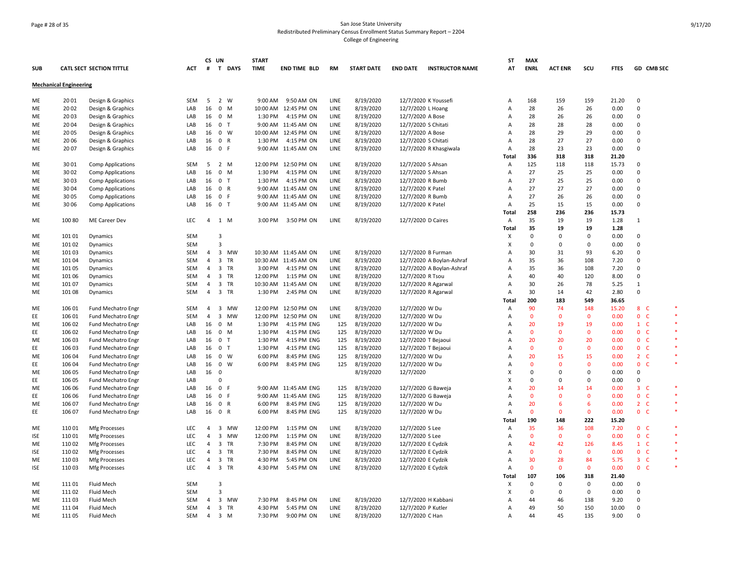San Jose State University
Redistributed Preliminary Census Enrollment Status Summary Report – 2204
College of Engineering

| SUB | CATL SECT | SECTION TITTLE | ACT | CS # | UN T | DAYS | START TIME | END TIME | BLD | RM | START DATE | END DATE | INSTRUCTOR NAME | ST AT | MAX ENRL | ACT ENR | SCU | FTES | GD | CMB SEC | |
|---|---|---|---|---|---|---|---|---|---|---|---|---|---|---|---|---|---|---|---|---|---|
| **Mechanical Engineering** | | | | | | | | | | | | | | | | | | | | | |
| ME | 20 01 | Design & Graphics | SEM | 5 | 2 | W | 9:00 AM | 9:50 AM | ON | LINE | 8/19/2020 | 12/7/2020 | K Youssefi | A | 168 | 159 | 159 | 21.20 | 0 | | |
| ME | 20 02 | Design & Graphics | LAB | 16 | 0 | M | 10:00 AM | 12:45 PM | ON | LINE | 8/19/2020 | 12/7/2020 | L Hoang | A | 28 | 26 | 26 | 0.00 | 0 | | |
| ME | 20 03 | Design & Graphics | LAB | 16 | 0 | M | 1:30 PM | 4:15 PM | ON | LINE | 8/19/2020 | 12/7/2020 | A Bose | A | 28 | 26 | 26 | 0.00 | 0 | | |
| ME | 20 04 | Design & Graphics | LAB | 16 | 0 | T | 9:00 AM | 11:45 AM | ON | LINE | 8/19/2020 | 12/7/2020 | S Chitati | A | 28 | 28 | 28 | 0.00 | 0 | | |
| ME | 20 05 | Design & Graphics | LAB | 16 | 0 | W | 10:00 AM | 12:45 PM | ON | LINE | 8/19/2020 | 12/7/2020 | A Bose | A | 28 | 29 | 29 | 0.00 | 0 | | |
| ME | 20 06 | Design & Graphics | LAB | 16 | 0 | R | 1:30 PM | 4:15 PM | ON | LINE | 8/19/2020 | 12/7/2020 | S Chitati | A | 28 | 27 | 27 | 0.00 | 0 | | |
| ME | 20 07 | Design & Graphics | LAB | 16 | 0 | F | 9:00 AM | 11:45 AM | ON | LINE | 8/19/2020 | 12/7/2020 | R Khasgiwala | A | 28 | 23 | 23 | 0.00 | 0 | | |
| | | | | | | | | | | | | | | **Total** | **336** | **318** | **318** | **21.20** | | | |
| ME | 30 01 | Comp Applications | SEM | 5 | 2 | M | 12:00 PM | 12:50 PM | ON | LINE | 8/19/2020 | 12/7/2020 | S Ahsan | A | 125 | 118 | 118 | 15.73 | 0 | | |
| ME | 30 02 | Comp Applications | LAB | 16 | 0 | M | 1:30 PM | 4:15 PM | ON | LINE | 8/19/2020 | 12/7/2020 | S Ahsan | A | 27 | 25 | 25 | 0.00 | 0 | | |
| ME | 30 03 | Comp Applications | LAB | 16 | 0 | T | 1:30 PM | 4:15 PM | ON | LINE | 8/19/2020 | 12/7/2020 | R Bumb | A | 27 | 25 | 25 | 0.00 | 0 | | |
| ME | 30 04 | Comp Applications | LAB | 16 | 0 | R | 9:00 AM | 11:45 AM | ON | LINE | 8/19/2020 | 12/7/2020 | K Patel | A | 27 | 27 | 27 | 0.00 | 0 | | |
| ME | 30 05 | Comp Applications | LAB | 16 | 0 | F | 9:00 AM | 11:45 AM | ON | LINE | 8/19/2020 | 12/7/2020 | R Bumb | A | 27 | 26 | 26 | 0.00 | 0 | | |
| ME | 30 06 | Comp Applications | LAB | 16 | 0 | T | 9:00 AM | 11:45 AM | ON | LINE | 8/19/2020 | 12/7/2020 | K Patel | A | 25 | 15 | 15 | 0.00 | 0 | | |
| | | | | | | | | | | | | | | **Total** | **258** | **236** | **236** | **15.73** | | | |
| ME | 100 80 | ME Career Dev | LEC | 4 | 1 | M | 3:00 PM | 3:50 PM | ON | LINE | 8/19/2020 | 12/7/2020 | D Caires | A | 35 | 19 | 19 | 1.28 | 1 | | |
| | | | | | | | | | | | | | | **Total** | **35** | **19** | **19** | **1.28** | | | |
| ME | 101 01 | Dynamics | SEM | | 3 | | | | | | | | | X | 0 | 0 | 0 | 0.00 | 0 | | |
| ME | 101 02 | Dynamics | SEM | | 3 | | | | | | | | | X | 0 | 0 | 0 | 0.00 | 0 | | |
| ME | 101 03 | Dynamics | SEM | 4 | 3 | MW | 10:30 AM | 11:45 AM | ON | LINE | 8/19/2020 | 12/7/2020 | B Furman | A | 30 | 31 | 93 | 6.20 | 0 | | |
| ME | 101 04 | Dynamics | SEM | 4 | 3 | TR | 10:30 AM | 11:45 AM | ON | LINE | 8/19/2020 | 12/7/2020 | A Boylan-Ashraf | A | 35 | 36 | 108 | 7.20 | 0 | | |
| ME | 101 05 | Dynamics | SEM | 4 | 3 | TR | 3:00 PM | 4:15 PM | ON | LINE | 8/19/2020 | 12/7/2020 | A Boylan-Ashraf | A | 35 | 36 | 108 | 7.20 | 0 | | |
| ME | 101 06 | Dynamics | SEM | 4 | 3 | TR | 12:00 PM | 1:15 PM | ON | LINE | 8/19/2020 | 12/7/2020 | R Tsou | A | 40 | 40 | 120 | 8.00 | 0 | | |
| ME | 101 07 | Dynamics | SEM | 4 | 3 | TR | 10:30 AM | 11:45 AM | ON | LINE | 8/19/2020 | 12/7/2020 | R Agarwal | A | 30 | 26 | 78 | 5.25 | 1 | | |
| ME | 101 08 | Dynamics | SEM | 4 | 3 | TR | 1:30 PM | 2:45 PM | ON | LINE | 8/19/2020 | 12/7/2020 | R Agarwal | A | 30 | 14 | 42 | 2.80 | 0 | | |
| | | | | | | | | | | | | | | **Total** | **200** | **183** | **549** | **36.65** | | | |
| ME | 106 01 | Fund Mechatro Engr | SEM | 4 | 3 | MW | 12:00 PM | 12:50 PM | ON | LINE | 8/19/2020 | 12/7/2020 | W Du | A | 90 | 74 | 148 | 15.20 | 8 | C | * |
| EE | 106 01 | Fund Mechatro Engr | SEM | 4 | 3 | MW | 12:00 PM | 12:50 PM | ON | LINE | 8/19/2020 | 12/7/2020 | W Du | A | 0 | 0 | 0 | 0.00 | 0 | C | * |
| ME | 106 02 | Fund Mechatro Engr | LAB | 16 | 0 | M | 1:30 PM | 4:15 PM | ENG | 125 | 8/19/2020 | 12/7/2020 | W Du | A | 20 | 19 | 19 | 0.00 | 1 | C | * |
| EE | 106 02 | Fund Mechatro Engr | LAB | 16 | 0 | M | 1:30 PM | 4:15 PM | ENG | 125 | 8/19/2020 | 12/7/2020 | W Du | A | 0 | 0 | 0 | 0.00 | 0 | C | * |
| ME | 106 03 | Fund Mechatro Engr | LAB | 16 | 0 | T | 1:30 PM | 4:15 PM | ENG | 125 | 8/19/2020 | 12/7/2020 | T Bejaoui | A | 20 | 20 | 20 | 0.00 | 0 | C | * |
| EE | 106 03 | Fund Mechatro Engr | LAB | 16 | 0 | T | 1:30 PM | 4:15 PM | ENG | 125 | 8/19/2020 | 12/7/2020 | T Bejaoui | A | 0 | 0 | 0 | 0.00 | 0 | C | * |
| ME | 106 04 | Fund Mechatro Engr | LAB | 16 | 0 | W | 6:00 PM | 8:45 PM | ENG | 125 | 8/19/2020 | 12/7/2020 | W Du | A | 20 | 15 | 15 | 0.00 | 2 | C | * |
| EE | 106 04 | Fund Mechatro Engr | LAB | 16 | 0 | W | 6:00 PM | 8:45 PM | ENG | 125 | 8/19/2020 | 12/7/2020 | W Du | A | 0 | 0 | 0 | 0.00 | 0 | C | * |
| ME | 106 05 | Fund Mechatro Engr | LAB | 16 | 0 | | | | | | 8/19/2020 | 12/7/2020 | | X | 0 | 0 | 0 | 0.00 | 0 | | |
| EE | 106 05 | Fund Mechatro Engr | LAB | | 0 | | | | | | | | | X | 0 | 0 | 0 | 0.00 | 0 | | |
| ME | 106 06 | Fund Mechatro Engr | LAB | 16 | 0 | F | 9:00 AM | 11:45 AM | ENG | 125 | 8/19/2020 | 12/7/2020 | G Baweja | A | 20 | 14 | 14 | 0.00 | 3 | C | * |
| EE | 106 06 | Fund Mechatro Engr | LAB | 16 | 0 | F | 9:00 AM | 11:45 AM | ENG | 125 | 8/19/2020 | 12/7/2020 | G Baweja | A | 0 | 0 | 0 | 0.00 | 0 | C | * |
| ME | 106 07 | Fund Mechatro Engr | LAB | 16 | 0 | R | 6:00 PM | 8:45 PM | ENG | 125 | 8/19/2020 | 12/7/2020 | W Du | A | 20 | 6 | 6 | 0.00 | 2 | C | * |
| EE | 106 07 | Fund Mechatro Engr | LAB | 16 | 0 | R | 6:00 PM | 8:45 PM | ENG | 125 | 8/19/2020 | 12/7/2020 | W Du | A | 0 | 0 | 0 | 0.00 | 0 | C | * |
| | | | | | | | | | | | | | | **Total** | **190** | **148** | **222** | **15.20** | | | |
| ME | 110 01 | Mfg Processes | LEC | 4 | 3 | MW | 12:00 PM | 1:15 PM | ON | LINE | 8/19/2020 | 12/7/2020 | S Lee | A | 35 | 36 | 108 | 7.20 | 0 | C | * |
| ISE | 110 01 | Mfg Processes | LEC | 4 | 3 | MW | 12:00 PM | 1:15 PM | ON | LINE | 8/19/2020 | 12/7/2020 | S Lee | A | 0 | 0 | 0 | 0.00 | 0 | C | * |
| ME | 110 02 | Mfg Processes | LEC | 4 | 3 | TR | 7:30 PM | 8:45 PM | ON | LINE | 8/19/2020 | 12/7/2020 | E Cydzik | A | 42 | 42 | 126 | 8.45 | 1 | C | * |
| ISE | 110 02 | Mfg Processes | LEC | 4 | 3 | TR | 7:30 PM | 8:45 PM | ON | LINE | 8/19/2020 | 12/7/2020 | E Cydzik | A | 0 | 0 | 0 | 0.00 | 0 | C | * |
| ME | 110 03 | Mfg Processes | LEC | 4 | 3 | TR | 4:30 PM | 5:45 PM | ON | LINE | 8/19/2020 | 12/7/2020 | E Cydzik | A | 30 | 28 | 84 | 5.75 | 3 | C | * |
| ISE | 110 03 | Mfg Processes | LEC | 4 | 3 | TR | 4:30 PM | 5:45 PM | ON | LINE | 8/19/2020 | 12/7/2020 | E Cydzik | A | 0 | 0 | 0 | 0.00 | 0 | C | * |
| | | | | | | | | | | | | | | **Total** | **107** | **106** | **318** | **21.40** | | | |
| ME | 111 01 | Fluid Mech | SEM | | 3 | | | | | | | | | X | 0 | 0 | 0 | 0.00 | 0 | | |
| ME | 111 02 | Fluid Mech | SEM | | 3 | | | | | | | | | X | 0 | 0 | 0 | 0.00 | 0 | | |
| ME | 111 03 | Fluid Mech | SEM | 4 | 3 | MW | 7:30 PM | 8:45 PM | ON | LINE | 8/19/2020 | 12/7/2020 | H Kabbani | A | 44 | 46 | 138 | 9.20 | 0 | | |
| ME | 111 04 | Fluid Mech | SEM | 4 | 3 | TR | 4:30 PM | 5:45 PM | ON | LINE | 8/19/2020 | 12/7/2020 | P Kutler | A | 49 | 50 | 150 | 10.00 | 0 | | |
| ME | 111 05 | Fluid Mech | SEM | 4 | 3 | M | 7:30 PM | 9:00 PM | ON | LINE | 8/19/2020 | 12/7/2020 | C Han | A | 44 | 45 | 135 | 9.00 | 0 | | |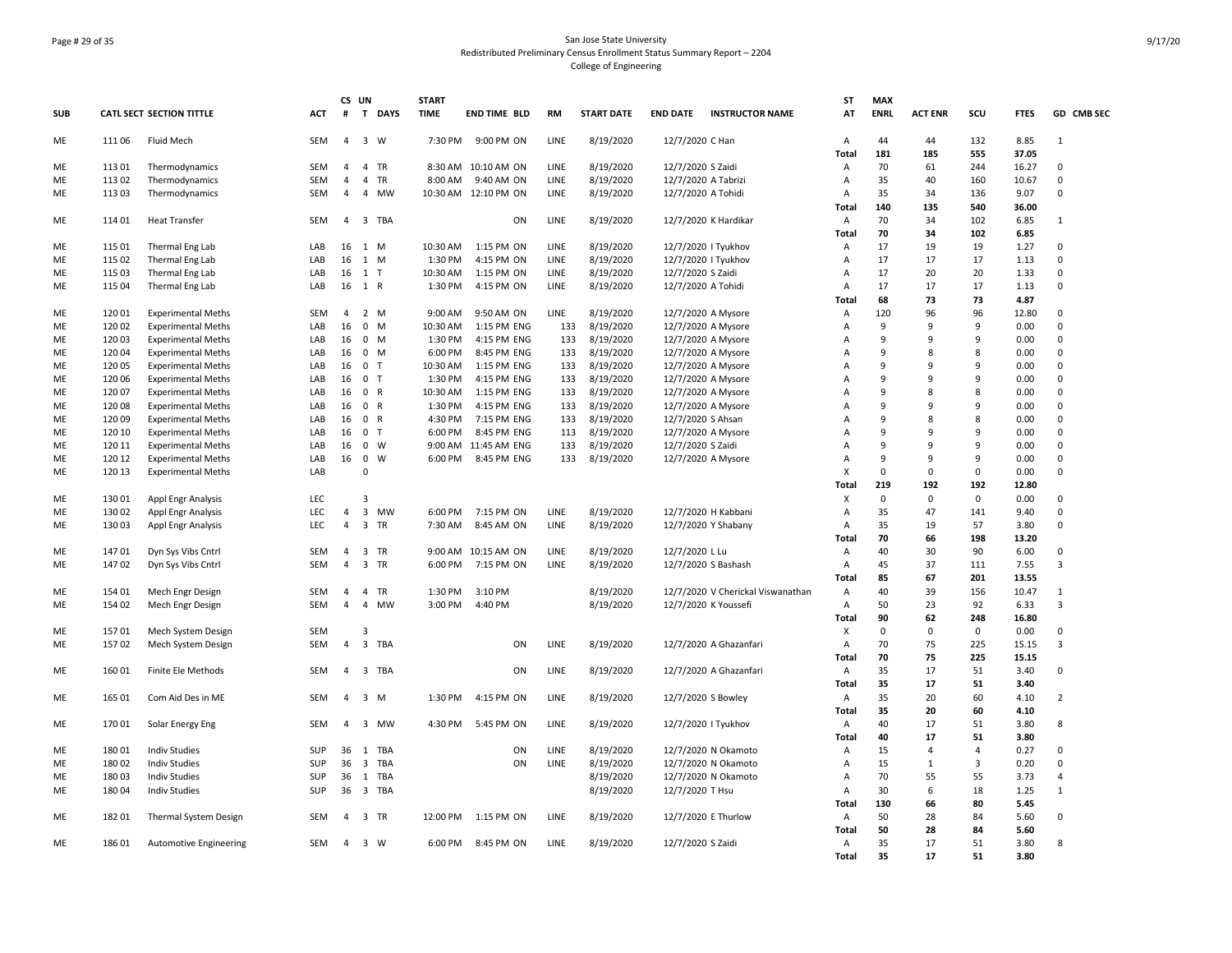San Jose State University
Redistributed Preliminary Census Enrollment Status Summary Report – 2204
College of Engineering

| SUB | CATL | SECT | SECTION TITTLE | ACT | CS # | UN T | DAYS | START TIME | END TIME | BLD | RM | START DATE | END DATE | INSTRUCTOR NAME | ST AT | MAX ENRL | ACT ENR | SCU | FTES | GD | CMB SEC |
|---|---|---|---|---|---|---|---|---|---|---|---|---|---|---|---|---|---|---|---|---|---|
| ME | 111 | 06 | Fluid Mech | SEM | 4 | 3 | W | 7:30 PM | 9:00 PM | ON | LINE | 8/19/2020 | 12/7/2020 | C Han | A | 44 | 44 | 132 | 8.85 | 1 | |
| | | | | | | | | | | | | | | | Total | 181 | 185 | 555 | 37.05 | | |
| ME | 113 | 01 | Thermodynamics | SEM | 4 | 4 | TR | 8:30 AM | 10:10 AM | ON | LINE | 8/19/2020 | 12/7/2020 | S Zaidi | A | 70 | 61 | 244 | 16.27 | 0 | |
| ME | 113 | 02 | Thermodynamics | SEM | 4 | 4 | TR | 8:00 AM | 9:40 AM | ON | LINE | 8/19/2020 | 12/7/2020 | A Tabrizi | A | 35 | 40 | 160 | 10.67 | 0 | |
| ME | 113 | 03 | Thermodynamics | SEM | 4 | 4 | MW | 10:30 AM | 12:10 PM | ON | LINE | 8/19/2020 | 12/7/2020 | A Tohidi | A | 35 | 34 | 136 | 9.07 | 0 | |
| | | | | | | | | | | | | | | | Total | 140 | 135 | 540 | 36.00 | | |
| ME | 114 | 01 | Heat Transfer | SEM | 4 | 3 | TBA | | | ON | LINE | 8/19/2020 | 12/7/2020 | K Hardikar | A | 70 | 34 | 102 | 6.85 | 1 | |
| | | | | | | | | | | | | | | | Total | 70 | 34 | 102 | 6.85 | | |
| ME | 115 | 01 | Thermal Eng Lab | LAB | 16 | 1 | M | 10:30 AM | 1:15 PM | ON | LINE | 8/19/2020 | 12/7/2020 | I Tyukhov | A | 17 | 19 | 19 | 1.27 | 0 | |
| ME | 115 | 02 | Thermal Eng Lab | LAB | 16 | 1 | M | 1:30 PM | 4:15 PM | ON | LINE | 8/19/2020 | 12/7/2020 | I Tyukhov | A | 17 | 17 | 17 | 1.13 | 0 | |
| ME | 115 | 03 | Thermal Eng Lab | LAB | 16 | 1 | T | 10:30 AM | 1:15 PM | ON | LINE | 8/19/2020 | 12/7/2020 | S Zaidi | A | 17 | 20 | 20 | 1.33 | 0 | |
| ME | 115 | 04 | Thermal Eng Lab | LAB | 16 | 1 | R | 1:30 PM | 4:15 PM | ON | LINE | 8/19/2020 | 12/7/2020 | A Tohidi | A | 17 | 17 | 17 | 1.13 | 0 | |
| | | | | | | | | | | | | | | | Total | 68 | 73 | 73 | 4.87 | | |
| ME | 120 | 01 | Experimental Meths | SEM | 4 | 2 | M | 9:00 AM | 9:50 AM | ON | LINE | 8/19/2020 | 12/7/2020 | A Mysore | A | 120 | 96 | 96 | 12.80 | 0 | |
| ME | 120 | 02 | Experimental Meths | LAB | 16 | 0 | M | 10:30 AM | 1:15 PM | ENG | 133 | 8/19/2020 | 12/7/2020 | A Mysore | A | 9 | 9 | 9 | 0.00 | 0 | |
| ME | 120 | 03 | Experimental Meths | LAB | 16 | 0 | M | 1:30 PM | 4:15 PM | ENG | 133 | 8/19/2020 | 12/7/2020 | A Mysore | A | 9 | 9 | 9 | 0.00 | 0 | |
| ME | 120 | 04 | Experimental Meths | LAB | 16 | 0 | M | 6:00 PM | 8:45 PM | ENG | 133 | 8/19/2020 | 12/7/2020 | A Mysore | A | 9 | 8 | 8 | 0.00 | 0 | |
| ME | 120 | 05 | Experimental Meths | LAB | 16 | 0 | T | 10:30 AM | 1:15 PM | ENG | 133 | 8/19/2020 | 12/7/2020 | A Mysore | A | 9 | 9 | 9 | 0.00 | 0 | |
| ME | 120 | 06 | Experimental Meths | LAB | 16 | 0 | T | 1:30 PM | 4:15 PM | ENG | 133 | 8/19/2020 | 12/7/2020 | A Mysore | A | 9 | 9 | 9 | 0.00 | 0 | |
| ME | 120 | 07 | Experimental Meths | LAB | 16 | 0 | R | 10:30 AM | 1:15 PM | ENG | 133 | 8/19/2020 | 12/7/2020 | A Mysore | A | 9 | 8 | 8 | 0.00 | 0 | |
| ME | 120 | 08 | Experimental Meths | LAB | 16 | 0 | R | 1:30 PM | 4:15 PM | ENG | 133 | 8/19/2020 | 12/7/2020 | A Mysore | A | 9 | 9 | 9 | 0.00 | 0 | |
| ME | 120 | 09 | Experimental Meths | LAB | 16 | 0 | R | 4:30 PM | 7:15 PM | ENG | 133 | 8/19/2020 | 12/7/2020 | S Ahsan | A | 9 | 8 | 8 | 0.00 | 0 | |
| ME | 120 | 10 | Experimental Meths | LAB | 16 | 0 | T | 6:00 PM | 8:45 PM | ENG | 113 | 8/19/2020 | 12/7/2020 | A Mysore | A | 9 | 9 | 9 | 0.00 | 0 | |
| ME | 120 | 11 | Experimental Meths | LAB | 16 | 0 | W | 9:00 AM | 11:45 AM | ENG | 133 | 8/19/2020 | 12/7/2020 | S Zaidi | A | 9 | 9 | 9 | 0.00 | 0 | |
| ME | 120 | 12 | Experimental Meths | LAB | 16 | 0 | W | 6:00 PM | 8:45 PM | ENG | 133 | 8/19/2020 | 12/7/2020 | A Mysore | A | 9 | 9 | 9 | 0.00 | 0 | |
| ME | 120 | 13 | Experimental Meths | LAB | | 0 | | | | | | | | | X | 0 | 0 | 0 | 0.00 | 0 | |
| | | | | | | | | | | | | | | | Total | 219 | 192 | 192 | 12.80 | | |
| ME | 130 | 01 | Appl Engr Analysis | LEC | | 3 | | | | | | | | | X | 0 | 0 | 0 | 0.00 | 0 | |
| ME | 130 | 02 | Appl Engr Analysis | LEC | 4 | 3 | MW | 6:00 PM | 7:15 PM | ON | LINE | 8/19/2020 | 12/7/2020 | H Kabbani | A | 35 | 47 | 141 | 9.40 | 0 | |
| ME | 130 | 03 | Appl Engr Analysis | LEC | 4 | 3 | TR | 7:30 AM | 8:45 AM | ON | LINE | 8/19/2020 | 12/7/2020 | Y Shabany | A | 35 | 19 | 57 | 3.80 | 0 | |
| | | | | | | | | | | | | | | | Total | 70 | 66 | 198 | 13.20 | | |
| ME | 147 | 01 | Dyn Sys Vibs Cntrl | SEM | 4 | 3 | TR | 9:00 AM | 10:15 AM | ON | LINE | 8/19/2020 | 12/7/2020 | L Lu | A | 40 | 30 | 90 | 6.00 | 0 | |
| ME | 147 | 02 | Dyn Sys Vibs Cntrl | SEM | 4 | 3 | TR | 6:00 PM | 7:15 PM | ON | LINE | 8/19/2020 | 12/7/2020 | S Bashash | A | 45 | 37 | 111 | 7.55 | 3 | |
| | | | | | | | | | | | | | | | Total | 85 | 67 | 201 | 13.55 | | |
| ME | 154 | 01 | Mech Engr Design | SEM | 4 | 4 | TR | 1:30 PM | 3:10 PM | | | 8/19/2020 | 12/7/2020 | V Cherickal Viswanathan | A | 40 | 39 | 156 | 10.47 | 1 | |
| ME | 154 | 02 | Mech Engr Design | SEM | 4 | 4 | MW | 3:00 PM | 4:40 PM | | | 8/19/2020 | 12/7/2020 | K Youssefi | A | 50 | 23 | 92 | 6.33 | 3 | |
| | | | | | | | | | | | | | | | Total | 90 | 62 | 248 | 16.80 | | |
| ME | 157 | 01 | Mech System Design | SEM | | 3 | | | | | | | | | X | 0 | 0 | 0 | 0.00 | 0 | |
| ME | 157 | 02 | Mech System Design | SEM | 4 | 3 | TBA | | | ON | LINE | 8/19/2020 | 12/7/2020 | A Ghazanfari | A | 70 | 75 | 225 | 15.15 | 3 | |
| | | | | | | | | | | | | | | | Total | 70 | 75 | 225 | 15.15 | | |
| ME | 160 | 01 | Finite Ele Methods | SEM | 4 | 3 | TBA | | | ON | LINE | 8/19/2020 | 12/7/2020 | A Ghazanfari | A | 35 | 17 | 51 | 3.40 | 0 | |
| | | | | | | | | | | | | | | | Total | 35 | 17 | 51 | 3.40 | | |
| ME | 165 | 01 | Com Aid Des in ME | SEM | 4 | 3 | M | 1:30 PM | 4:15 PM | ON | LINE | 8/19/2020 | 12/7/2020 | S Bowley | A | 35 | 20 | 60 | 4.10 | 2 | |
| | | | | | | | | | | | | | | | Total | 35 | 20 | 60 | 4.10 | | |
| ME | 170 | 01 | Solar Energy Eng | SEM | 4 | 3 | MW | 4:30 PM | 5:45 PM | ON | LINE | 8/19/2020 | 12/7/2020 | I Tyukhov | A | 40 | 17 | 51 | 3.80 | 8 | |
| | | | | | | | | | | | | | | | Total | 40 | 17 | 51 | 3.80 | | |
| ME | 180 | 01 | Indiv Studies | SUP | 36 | 1 | TBA | | | ON | LINE | 8/19/2020 | 12/7/2020 | N Okamoto | A | 15 | 4 | 4 | 0.27 | 0 | |
| ME | 180 | 02 | Indiv Studies | SUP | 36 | 3 | TBA | | | ON | LINE | 8/19/2020 | 12/7/2020 | N Okamoto | A | 15 | 1 | 3 | 0.20 | 0 | |
| ME | 180 | 03 | Indiv Studies | SUP | 36 | 1 | TBA | | | | | 8/19/2020 | 12/7/2020 | N Okamoto | A | 70 | 55 | 55 | 3.73 | 4 | |
| ME | 180 | 04 | Indiv Studies | SUP | 36 | 3 | TBA | | | | | 8/19/2020 | 12/7/2020 | T Hsu | A | 30 | 6 | 18 | 1.25 | 1 | |
| | | | | | | | | | | | | | | | Total | 130 | 66 | 80 | 5.45 | | |
| ME | 182 | 01 | Thermal System Design | SEM | 4 | 3 | TR | 12:00 PM | 1:15 PM | ON | LINE | 8/19/2020 | 12/7/2020 | E Thurlow | A | 50 | 28 | 84 | 5.60 | 0 | |
| | | | | | | | | | | | | | | | Total | 50 | 28 | 84 | 5.60 | | |
| ME | 186 | 01 | Automotive Engineering | SEM | 4 | 3 | W | 6:00 PM | 8:45 PM | ON | LINE | 8/19/2020 | 12/7/2020 | S Zaidi | A | 35 | 17 | 51 | 3.80 | 8 | |
| | | | | | | | | | | | | | | | Total | 35 | 17 | 51 | 3.80 | | |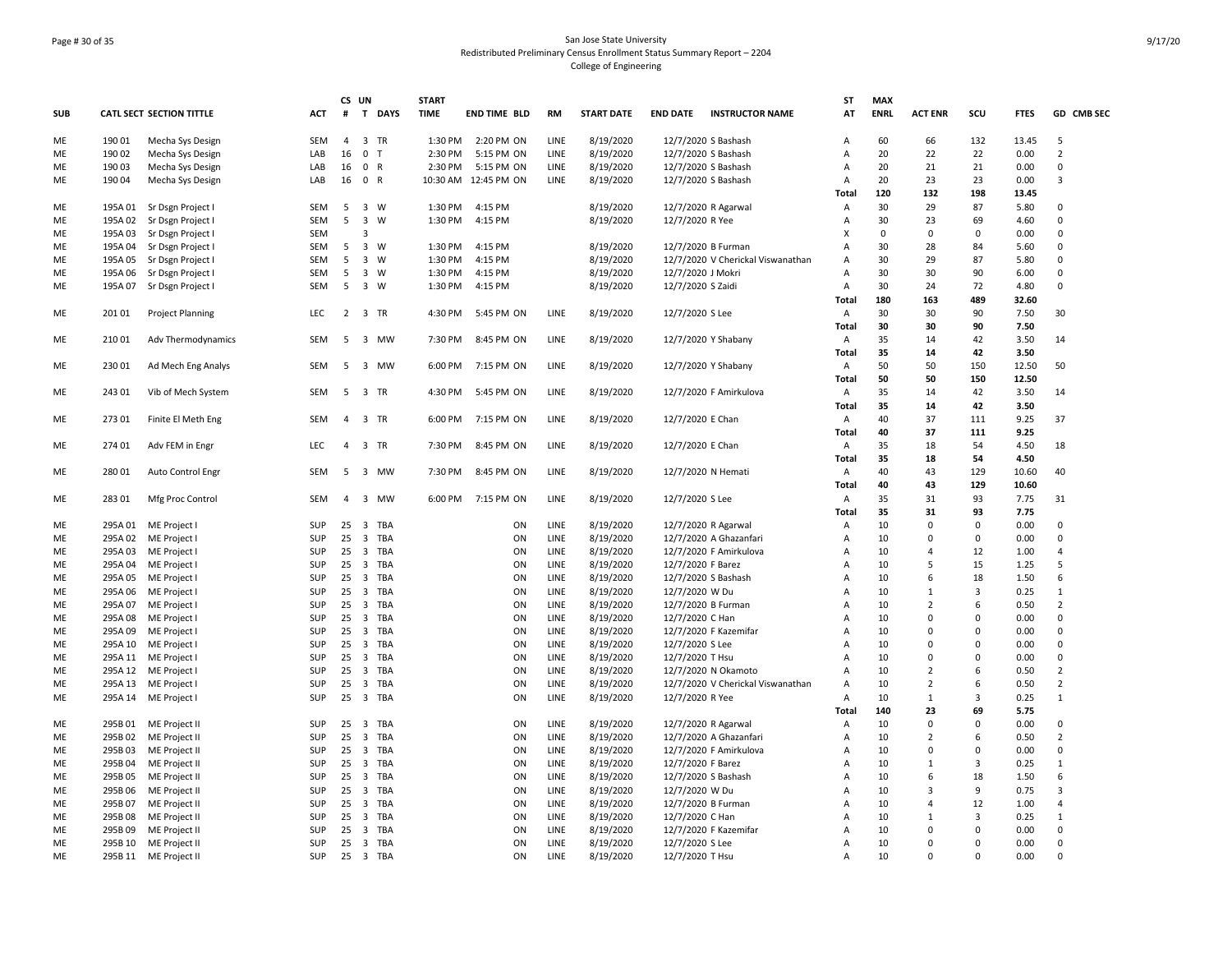San Jose State University
Redistributed Preliminary Census Enrollment Status Summary Report – 2204
College of Engineering

| SUB | CATL SECT | SECTION TITTLE | ACT | CS # | UN T | DAYS | START TIME | END TIME | BLD | RM | START DATE | END DATE | INSTRUCTOR NAME | ST AT | MAX ENRL | ACT ENR | SCU | FTES | GD | CMB SEC |
|---|---|---|---|---|---|---|---|---|---|---|---|---|---|---|---|---|---|---|---|---|
| ME | 190 01 | Mecha Sys Design | SEM | 4 | 3 | TR | 1:30 PM | 2:20 PM | ON | LINE | 8/19/2020 | 12/7/2020 | S Bashash | A | 60 | 66 | 132 | 13.45 | 5 | |
| ME | 190 02 | Mecha Sys Design | LAB | 16 | 0 | T | 2:30 PM | 5:15 PM | ON | LINE | 8/19/2020 | 12/7/2020 | S Bashash | A | 20 | 22 | 22 | 0.00 | 2 | |
| ME | 190 03 | Mecha Sys Design | LAB | 16 | 0 | R | 2:30 PM | 5:15 PM | ON | LINE | 8/19/2020 | 12/7/2020 | S Bashash | A | 20 | 21 | 21 | 0.00 | 0 | |
| ME | 190 04 | Mecha Sys Design | LAB | 16 | 0 | R | 10:30 AM | 12:45 PM | ON | LINE | 8/19/2020 | 12/7/2020 | S Bashash | A | 20 | 23 | 23 | 0.00 | 3 | |
| | | | | | | | | | | | | | | **Total** | **120** | **132** | **198** | **13.45** | | |
| ME | 195A 01 | Sr Dsgn Project I | SEM | 5 | 3 | W | 1:30 PM | 4:15 PM | | | 8/19/2020 | 12/7/2020 | R Agarwal | A | 30 | 29 | 87 | 5.80 | 0 | |
| ME | 195A 02 | Sr Dsgn Project I | SEM | 5 | 3 | W | 1:30 PM | 4:15 PM | | | 8/19/2020 | 12/7/2020 | R Yee | A | 30 | 23 | 69 | 4.60 | 0 | |
| ME | 195A 03 | Sr Dsgn Project I | SEM | | 3 | | | | | | | | | X | 0 | 0 | 0 | 0.00 | 0 | |
| ME | 195A 04 | Sr Dsgn Project I | SEM | 5 | 3 | W | 1:30 PM | 4:15 PM | | | 8/19/2020 | 12/7/2020 | B Furman | A | 30 | 28 | 84 | 5.60 | 0 | |
| ME | 195A 05 | Sr Dsgn Project I | SEM | 5 | 3 | W | 1:30 PM | 4:15 PM | | | 8/19/2020 | 12/7/2020 | V Cherickal Viswanathan | A | 30 | 29 | 87 | 5.80 | 0 | |
| ME | 195A 06 | Sr Dsgn Project I | SEM | 5 | 3 | W | 1:30 PM | 4:15 PM | | | 8/19/2020 | 12/7/2020 | J Mokri | A | 30 | 30 | 90 | 6.00 | 0 | |
| ME | 195A 07 | Sr Dsgn Project I | SEM | 5 | 3 | W | 1:30 PM | 4:15 PM | | | 8/19/2020 | 12/7/2020 | S Zaidi | A | 30 | 24 | 72 | 4.80 | 0 | |
| | | | | | | | | | | | | | | **Total** | **180** | **163** | **489** | **32.60** | | |
| ME | 201 01 | Project Planning | LEC | 2 | 3 | TR | 4:30 PM | 5:45 PM | ON | LINE | 8/19/2020 | 12/7/2020 | S Lee | A | 30 | 30 | 90 | 7.50 | 30 | |
| | | | | | | | | | | | | | | **Total** | **30** | **30** | **90** | **7.50** | | |
| ME | 210 01 | Adv Thermodynamics | SEM | 5 | 3 | MW | 7:30 PM | 8:45 PM | ON | LINE | 8/19/2020 | 12/7/2020 | Y Shabany | A | 35 | 14 | 42 | 3.50 | 14 | |
| | | | | | | | | | | | | | | **Total** | **35** | **14** | **42** | **3.50** | | |
| ME | 230 01 | Ad Mech Eng Analys | SEM | 5 | 3 | MW | 6:00 PM | 7:15 PM | ON | LINE | 8/19/2020 | 12/7/2020 | Y Shabany | A | 50 | 50 | 150 | 12.50 | 50 | |
| | | | | | | | | | | | | | | **Total** | **50** | **50** | **150** | **12.50** | | |
| ME | 243 01 | Vib of Mech System | SEM | 5 | 3 | TR | 4:30 PM | 5:45 PM | ON | LINE | 8/19/2020 | 12/7/2020 | F Amirkulova | A | 35 | 14 | 42 | 3.50 | 14 | |
| | | | | | | | | | | | | | | **Total** | **35** | **14** | **42** | **3.50** | | |
| ME | 273 01 | Finite El Meth Eng | SEM | 4 | 3 | TR | 6:00 PM | 7:15 PM | ON | LINE | 8/19/2020 | 12/7/2020 | E Chan | A | 40 | 37 | 111 | 9.25 | 37 | |
| | | | | | | | | | | | | | | **Total** | **40** | **37** | **111** | **9.25** | | |
| ME | 274 01 | Adv FEM in Engr | LEC | 4 | 3 | TR | 7:30 PM | 8:45 PM | ON | LINE | 8/19/2020 | 12/7/2020 | E Chan | A | 35 | 18 | 54 | 4.50 | 18 | |
| | | | | | | | | | | | | | | **Total** | **35** | **18** | **54** | **4.50** | | |
| ME | 280 01 | Auto Control Engr | SEM | 5 | 3 | MW | 7:30 PM | 8:45 PM | ON | LINE | 8/19/2020 | 12/7/2020 | N Hemati | A | 40 | 43 | 129 | 10.60 | 40 | |
| | | | | | | | | | | | | | | **Total** | **40** | **43** | **129** | **10.60** | | |
| ME | 283 01 | Mfg Proc Control | SEM | 4 | 3 | MW | 6:00 PM | 7:15 PM | ON | LINE | 8/19/2020 | 12/7/2020 | S Lee | A | 35 | 31 | 93 | 7.75 | 31 | |
| | | | | | | | | | | | | | | **Total** | **35** | **31** | **93** | **7.75** | | |
| ME | 295A 01 | ME Project I | SUP | 25 | 3 | TBA | | | ON | LINE | 8/19/2020 | 12/7/2020 | R Agarwal | A | 10 | 0 | 0 | 0.00 | 0 | |
| ME | 295A 02 | ME Project I | SUP | 25 | 3 | TBA | | | ON | LINE | 8/19/2020 | 12/7/2020 | A Ghazanfari | A | 10 | 0 | 0 | 0.00 | 0 | |
| ME | 295A 03 | ME Project I | SUP | 25 | 3 | TBA | | | ON | LINE | 8/19/2020 | 12/7/2020 | F Amirkulova | A | 10 | 4 | 12 | 1.00 | 4 | |
| ME | 295A 04 | ME Project I | SUP | 25 | 3 | TBA | | | ON | LINE | 8/19/2020 | 12/7/2020 | F Barez | A | 10 | 5 | 15 | 1.25 | 5 | |
| ME | 295A 05 | ME Project I | SUP | 25 | 3 | TBA | | | ON | LINE | 8/19/2020 | 12/7/2020 | S Bashash | A | 10 | 6 | 18 | 1.50 | 6 | |
| ME | 295A 06 | ME Project I | SUP | 25 | 3 | TBA | | | ON | LINE | 8/19/2020 | 12/7/2020 | W Du | A | 10 | 1 | 3 | 0.25 | 1 | |
| ME | 295A 07 | ME Project I | SUP | 25 | 3 | TBA | | | ON | LINE | 8/19/2020 | 12/7/2020 | B Furman | A | 10 | 2 | 6 | 0.50 | 2 | |
| ME | 295A 08 | ME Project I | SUP | 25 | 3 | TBA | | | ON | LINE | 8/19/2020 | 12/7/2020 | C Han | A | 10 | 0 | 0 | 0.00 | 0 | |
| ME | 295A 09 | ME Project I | SUP | 25 | 3 | TBA | | | ON | LINE | 8/19/2020 | 12/7/2020 | F Kazemifar | A | 10 | 0 | 0 | 0.00 | 0 | |
| ME | 295A 10 | ME Project I | SUP | 25 | 3 | TBA | | | ON | LINE | 8/19/2020 | 12/7/2020 | S Lee | A | 10 | 0 | 0 | 0.00 | 0 | |
| ME | 295A 11 | ME Project I | SUP | 25 | 3 | TBA | | | ON | LINE | 8/19/2020 | 12/7/2020 | T Hsu | A | 10 | 0 | 0 | 0.00 | 0 | |
| ME | 295A 12 | ME Project I | SUP | 25 | 3 | TBA | | | ON | LINE | 8/19/2020 | 12/7/2020 | N Okamoto | A | 10 | 2 | 6 | 0.50 | 2 | |
| ME | 295A 13 | ME Project I | SUP | 25 | 3 | TBA | | | ON | LINE | 8/19/2020 | 12/7/2020 | V Cherickal Viswanathan | A | 10 | 2 | 6 | 0.50 | 2 | |
| ME | 295A 14 | ME Project I | SUP | 25 | 3 | TBA | | | ON | LINE | 8/19/2020 | 12/7/2020 | R Yee | A | 10 | 1 | 3 | 0.25 | 1 | |
| | | | | | | | | | | | | | | **Total** | **140** | **23** | **69** | **5.75** | | |
| ME | 295B 01 | ME Project II | SUP | 25 | 3 | TBA | | | ON | LINE | 8/19/2020 | 12/7/2020 | R Agarwal | A | 10 | 0 | 0 | 0.00 | 0 | |
| ME | 295B 02 | ME Project II | SUP | 25 | 3 | TBA | | | ON | LINE | 8/19/2020 | 12/7/2020 | A Ghazanfari | A | 10 | 2 | 6 | 0.50 | 2 | |
| ME | 295B 03 | ME Project II | SUP | 25 | 3 | TBA | | | ON | LINE | 8/19/2020 | 12/7/2020 | F Amirkulova | A | 10 | 0 | 0 | 0.00 | 0 | |
| ME | 295B 04 | ME Project II | SUP | 25 | 3 | TBA | | | ON | LINE | 8/19/2020 | 12/7/2020 | F Barez | A | 10 | 1 | 3 | 0.25 | 1 | |
| ME | 295B 05 | ME Project II | SUP | 25 | 3 | TBA | | | ON | LINE | 8/19/2020 | 12/7/2020 | S Bashash | A | 10 | 6 | 18 | 1.50 | 6 | |
| ME | 295B 06 | ME Project II | SUP | 25 | 3 | TBA | | | ON | LINE | 8/19/2020 | 12/7/2020 | W Du | A | 10 | 3 | 9 | 0.75 | 3 | |
| ME | 295B 07 | ME Project II | SUP | 25 | 3 | TBA | | | ON | LINE | 8/19/2020 | 12/7/2020 | B Furman | A | 10 | 4 | 12 | 1.00 | 4 | |
| ME | 295B 08 | ME Project II | SUP | 25 | 3 | TBA | | | ON | LINE | 8/19/2020 | 12/7/2020 | C Han | A | 10 | 1 | 3 | 0.25 | 1 | |
| ME | 295B 09 | ME Project II | SUP | 25 | 3 | TBA | | | ON | LINE | 8/19/2020 | 12/7/2020 | F Kazemifar | A | 10 | 0 | 0 | 0.00 | 0 | |
| ME | 295B 10 | ME Project II | SUP | 25 | 3 | TBA | | | ON | LINE | 8/19/2020 | 12/7/2020 | S Lee | A | 10 | 0 | 0 | 0.00 | 0 | |
| ME | 295B 11 | ME Project II | SUP | 25 | 3 | TBA | | | ON | LINE | 8/19/2020 | 12/7/2020 | T Hsu | A | 10 | 0 | 0 | 0.00 | 0 | |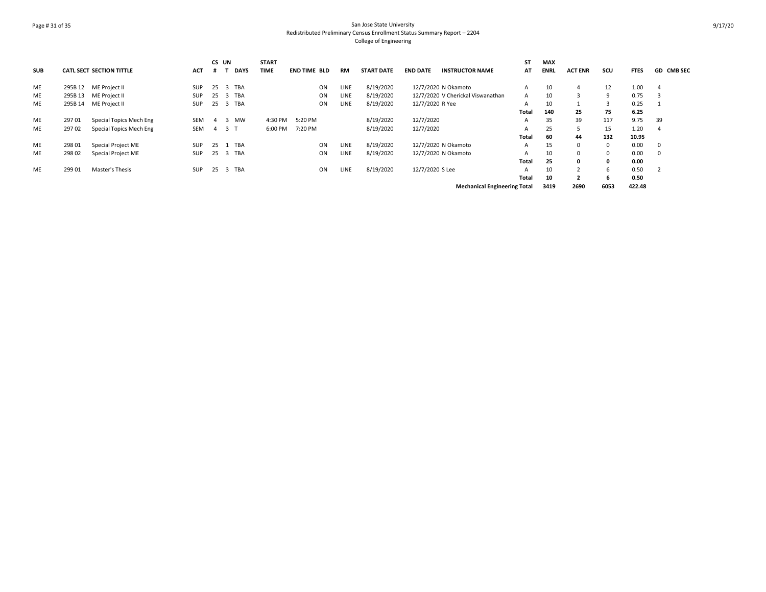San Jose State University
Redistributed Preliminary Census Enrollment Status Summary Report – 2204
College of Engineering

| SUB | CATL | SECT | SECTION TITTLE | ACT | CS # | UN T | DAYS | START TIME | END TIME | BLD | RM | START DATE | END DATE | INSTRUCTOR NAME | ST AT | MAX ENRL | ACT ENR | SCU | FTES | GD | CMB SEC |
|---|---|---|---|---|---|---|---|---|---|---|---|---|---|---|---|---|---|---|---|---|---|
| ME | 295B | 12 | ME Project II | SUP | 25 | 3 | TBA | | | ON | LINE | 8/19/2020 | 12/7/2020 | N Okamoto | A | 10 | 4 | 12 | 1.00 | 4 | |
| ME | 295B | 13 | ME Project II | SUP | 25 | 3 | TBA | | | ON | LINE | 8/19/2020 | 12/7/2020 | V Cherickal Viswanathan | A | 10 | 3 | 9 | 0.75 | 3 | |
| ME | 295B | 14 | ME Project II | SUP | 25 | 3 | TBA | | | ON | LINE | 8/19/2020 | 12/7/2020 | R Yee | A | 10 | 1 | 3 | 0.25 | 1 | |
| | | | | | | | | | | | | | | | **Total** | **140** | **25** | **75** | **6.25** | | |
| ME | 297 | 01 | Special Topics Mech Eng | SEM | 4 | 3 | MW | 4:30 PM | 5:20 PM | | | 8/19/2020 | 12/7/2020 | | A | 35 | 39 | 117 | 9.75 | 39 | |
| ME | 297 | 02 | Special Topics Mech Eng | SEM | 4 | 3 | T | 6:00 PM | 7:20 PM | | | 8/19/2020 | 12/7/2020 | | A | 25 | 5 | 15 | 1.20 | 4 | |
| | | | | | | | | | | | | | | | **Total** | **60** | **44** | **132** | **10.95** | | |
| ME | 298 | 01 | Special Project ME | SUP | 25 | 1 | TBA | | | ON | LINE | 8/19/2020 | 12/7/2020 | N Okamoto | A | 15 | 0 | 0 | 0.00 | 0 | |
| ME | 298 | 02 | Special Project ME | SUP | 25 | 3 | TBA | | | ON | LINE | 8/19/2020 | 12/7/2020 | N Okamoto | A | 10 | 0 | 0 | 0.00 | 0 | |
| | | | | | | | | | | | | | | | **Total** | **25** | **0** | **0** | **0.00** | | |
| ME | 299 | 01 | Master's Thesis | SUP | 25 | 3 | TBA | | | ON | LINE | 8/19/2020 | 12/7/2020 | S Lee | A | 10 | 2 | 6 | 0.50 | 2 | |
| | | | | | | | | | | | | | | | **Total** | **10** | **2** | **6** | **0.50** | | |
| | | | | | | | | | | | | | | **Mechanical Engineering Total** | | **3419** | **2690** | **6053** | **422.48** | | |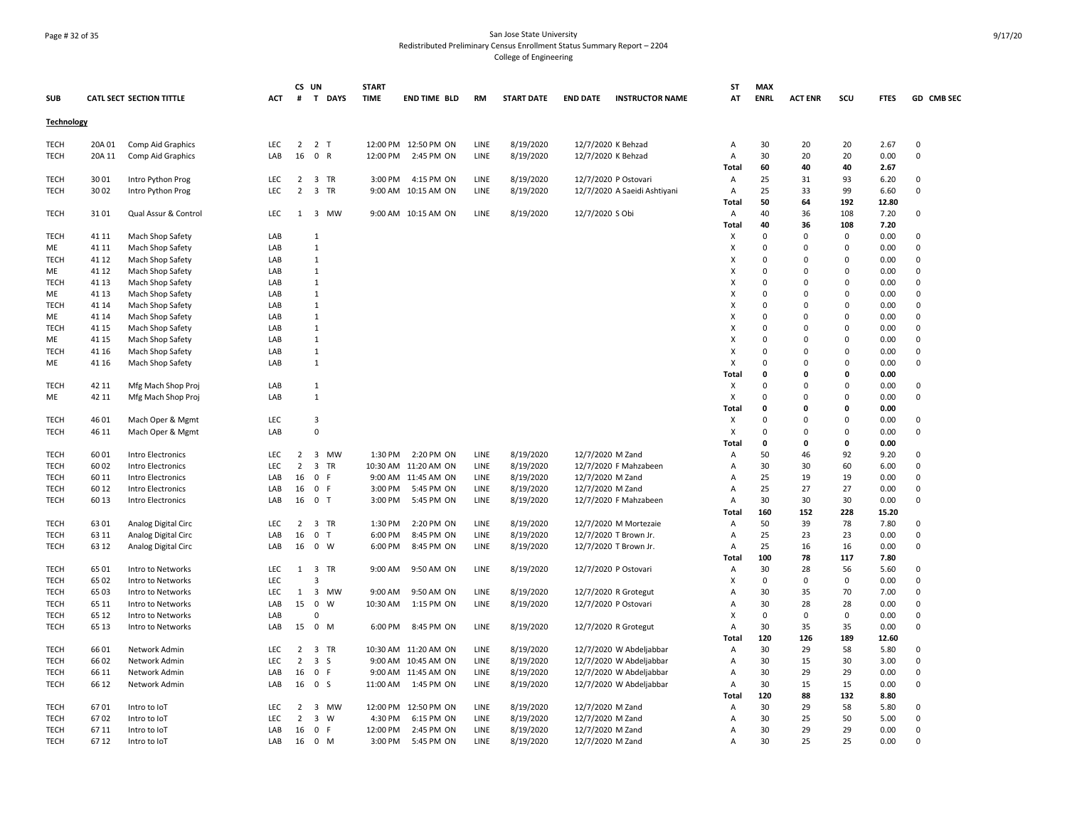San Jose State University
Redistributed Preliminary Census Enrollment Status Summary Report – 2204
College of Engineering

| SUB | CATL SECT | SECTION TITTLE | ACT | CS # | UN T | DAYS | START TIME | END TIME | BLD | RM | START DATE | END DATE | INSTRUCTOR NAME | ST AT | MAX ENRL | ACT ENR | SCU | FTES | GD | CMB SEC |
|---|---|---|---|---|---|---|---|---|---|---|---|---|---|---|---|---|---|---|---|---|
| **Technology** | | | | | | | | | | | | | | | | | | | | |
| TECH | 20A 01 | Comp Aid Graphics | LEC | 2 | 2 | T | 12:00 PM | 12:50 PM | ON | LINE | 8/19/2020 | 12/7/2020 | K Behzad | A | 30 | 20 | 20 | 2.67 | 0 | |
| TECH | 20A 11 | Comp Aid Graphics | LAB | 16 | 0 | R | 12:00 PM | 2:45 PM | ON | LINE | 8/19/2020 | 12/7/2020 | K Behzad | A | 30 | 20 | 20 | 0.00 | 0 | |
| | | | | | | | | | | | | | | Total | 60 | 40 | 40 | 2.67 | | |
| TECH | 30 01 | Intro Python Prog | LEC | 2 | 3 | TR | 3:00 PM | 4:15 PM | ON | LINE | 8/19/2020 | 12/7/2020 | P Ostovari | A | 25 | 31 | 93 | 6.20 | 0 | |
| TECH | 30 02 | Intro Python Prog | LEC | 2 | 3 | TR | 9:00 AM | 10:15 AM | ON | LINE | 8/19/2020 | 12/7/2020 | A Saeidi Ashtiyani | A | 25 | 33 | 99 | 6.60 | 0 | |
| | | | | | | | | | | | | | | Total | 50 | 64 | 192 | 12.80 | | |
| TECH | 31 01 | Qual Assur & Control | LEC | 1 | 3 | MW | 9:00 AM | 10:15 AM | ON | LINE | 8/19/2020 | 12/7/2020 | S Obi | A | 40 | 36 | 108 | 7.20 | 0 | |
| | | | | | | | | | | | | | | Total | 40 | 36 | 108 | 7.20 | | |
| TECH | 41 11 | Mach Shop Safety | LAB | | 1 | | | | | | | | | X | 0 | 0 | 0 | 0.00 | 0 | |
| ME | 41 11 | Mach Shop Safety | LAB | | 1 | | | | | | | | | X | 0 | 0 | 0 | 0.00 | 0 | |
| TECH | 41 12 | Mach Shop Safety | LAB | | 1 | | | | | | | | | X | 0 | 0 | 0 | 0.00 | 0 | |
| ME | 41 12 | Mach Shop Safety | LAB | | 1 | | | | | | | | | X | 0 | 0 | 0 | 0.00 | 0 | |
| TECH | 41 13 | Mach Shop Safety | LAB | | 1 | | | | | | | | | X | 0 | 0 | 0 | 0.00 | 0 | |
| ME | 41 13 | Mach Shop Safety | LAB | | 1 | | | | | | | | | X | 0 | 0 | 0 | 0.00 | 0 | |
| TECH | 41 14 | Mach Shop Safety | LAB | | 1 | | | | | | | | | X | 0 | 0 | 0 | 0.00 | 0 | |
| ME | 41 14 | Mach Shop Safety | LAB | | 1 | | | | | | | | | X | 0 | 0 | 0 | 0.00 | 0 | |
| TECH | 41 15 | Mach Shop Safety | LAB | | 1 | | | | | | | | | X | 0 | 0 | 0 | 0.00 | 0 | |
| ME | 41 15 | Mach Shop Safety | LAB | | 1 | | | | | | | | | X | 0 | 0 | 0 | 0.00 | 0 | |
| TECH | 41 16 | Mach Shop Safety | LAB | | 1 | | | | | | | | | X | 0 | 0 | 0 | 0.00 | 0 | |
| ME | 41 16 | Mach Shop Safety | LAB | | 1 | | | | | | | | | X | 0 | 0 | 0 | 0.00 | 0 | |
| | | | | | | | | | | | | | | Total | 0 | 0 | 0 | 0.00 | | |
| TECH | 42 11 | Mfg Mach Shop Proj | LAB | | 1 | | | | | | | | | X | 0 | 0 | 0 | 0.00 | 0 | |
| ME | 42 11 | Mfg Mach Shop Proj | LAB | | 1 | | | | | | | | | X | 0 | 0 | 0 | 0.00 | 0 | |
| | | | | | | | | | | | | | | Total | 0 | 0 | 0 | 0.00 | | |
| TECH | 46 01 | Mach Oper & Mgmt | LEC | | 3 | | | | | | | | | X | 0 | 0 | 0 | 0.00 | 0 | |
| TECH | 46 11 | Mach Oper & Mgmt | LAB | | 0 | | | | | | | | | X | 0 | 0 | 0 | 0.00 | 0 | |
| | | | | | | | | | | | | | | Total | 0 | 0 | 0 | 0.00 | | |
| TECH | 60 01 | Intro Electronics | LEC | 2 | 3 | MW | 1:30 PM | 2:20 PM | ON | LINE | 8/19/2020 | 12/7/2020 | M Zand | A | 50 | 46 | 92 | 9.20 | 0 | |
| TECH | 60 02 | Intro Electronics | LEC | 2 | 3 | TR | 10:30 AM | 11:20 AM | ON | LINE | 8/19/2020 | 12/7/2020 | F Mahzabeen | A | 30 | 30 | 60 | 6.00 | 0 | |
| TECH | 60 11 | Intro Electronics | LAB | 16 | 0 | F | 9:00 AM | 11:45 AM | ON | LINE | 8/19/2020 | 12/7/2020 | M Zand | A | 25 | 19 | 19 | 0.00 | 0 | |
| TECH | 60 12 | Intro Electronics | LAB | 16 | 0 | F | 3:00 PM | 5:45 PM | ON | LINE | 8/19/2020 | 12/7/2020 | M Zand | A | 25 | 27 | 27 | 0.00 | 0 | |
| TECH | 60 13 | Intro Electronics | LAB | 16 | 0 | T | 3:00 PM | 5:45 PM | ON | LINE | 8/19/2020 | 12/7/2020 | F Mahzabeen | A | 30 | 30 | 30 | 0.00 | 0 | |
| | | | | | | | | | | | | | | Total | 160 | 152 | 228 | 15.20 | | |
| TECH | 63 01 | Analog Digital Circ | LEC | 2 | 3 | TR | 1:30 PM | 2:20 PM | ON | LINE | 8/19/2020 | 12/7/2020 | M Mortezaie | A | 50 | 39 | 78 | 7.80 | 0 | |
| TECH | 63 11 | Analog Digital Circ | LAB | 16 | 0 | T | 6:00 PM | 8:45 PM | ON | LINE | 8/19/2020 | 12/7/2020 | T Brown Jr. | A | 25 | 23 | 23 | 0.00 | 0 | |
| TECH | 63 12 | Analog Digital Circ | LAB | 16 | 0 | W | 6:00 PM | 8:45 PM | ON | LINE | 8/19/2020 | 12/7/2020 | T Brown Jr. | A | 25 | 16 | 16 | 0.00 | 0 | |
| | | | | | | | | | | | | | | Total | 100 | 78 | 117 | 7.80 | | |
| TECH | 65 01 | Intro to Networks | LEC | 1 | 3 | TR | 9:00 AM | 9:50 AM | ON | LINE | 8/19/2020 | 12/7/2020 | P Ostovari | A | 30 | 28 | 56 | 5.60 | 0 | |
| TECH | 65 02 | Intro to Networks | LEC | | 3 | | | | | | | | | X | 0 | 0 | 0 | 0.00 | 0 | |
| TECH | 65 03 | Intro to Networks | LEC | 1 | 3 | MW | 9:00 AM | 9:50 AM | ON | LINE | 8/19/2020 | 12/7/2020 | R Grotegut | A | 30 | 35 | 70 | 7.00 | 0 | |
| TECH | 65 11 | Intro to Networks | LAB | 15 | 0 | W | 10:30 AM | 1:15 PM | ON | LINE | 8/19/2020 | 12/7/2020 | P Ostovari | A | 30 | 28 | 28 | 0.00 | 0 | |
| TECH | 65 12 | Intro to Networks | LAB | | 0 | | | | | | | | | X | 0 | 0 | 0 | 0.00 | 0 | |
| TECH | 65 13 | Intro to Networks | LAB | 15 | 0 | M | 6:00 PM | 8:45 PM | ON | LINE | 8/19/2020 | 12/7/2020 | R Grotegut | A | 30 | 35 | 35 | 0.00 | 0 | |
| | | | | | | | | | | | | | | Total | 120 | 126 | 189 | 12.60 | | |
| TECH | 66 01 | Network Admin | LEC | 2 | 3 | TR | 10:30 AM | 11:20 AM | ON | LINE | 8/19/2020 | 12/7/2020 | W Abdeljabbar | A | 30 | 29 | 58 | 5.80 | 0 | |
| TECH | 66 02 | Network Admin | LEC | 2 | 3 | S | 9:00 AM | 10:45 AM | ON | LINE | 8/19/2020 | 12/7/2020 | W Abdeljabbar | A | 30 | 15 | 30 | 3.00 | 0 | |
| TECH | 66 11 | Network Admin | LAB | 16 | 0 | F | 9:00 AM | 11:45 AM | ON | LINE | 8/19/2020 | 12/7/2020 | W Abdeljabbar | A | 30 | 29 | 29 | 0.00 | 0 | |
| TECH | 66 12 | Network Admin | LAB | 16 | 0 | S | 11:00 AM | 1:45 PM | ON | LINE | 8/19/2020 | 12/7/2020 | W Abdeljabbar | A | 30 | 15 | 15 | 0.00 | 0 | |
| | | | | | | | | | | | | | | Total | 120 | 88 | 132 | 8.80 | | |
| TECH | 67 01 | Intro to IoT | LEC | 2 | 3 | MW | 12:00 PM | 12:50 PM | ON | LINE | 8/19/2020 | 12/7/2020 | M Zand | A | 30 | 29 | 58 | 5.80 | 0 | |
| TECH | 67 02 | Intro to IoT | LEC | 2 | 3 | W | 4:30 PM | 6:15 PM | ON | LINE | 8/19/2020 | 12/7/2020 | M Zand | A | 30 | 25 | 50 | 5.00 | 0 | |
| TECH | 67 11 | Intro to IoT | LAB | 16 | 0 | F | 12:00 PM | 2:45 PM | ON | LINE | 8/19/2020 | 12/7/2020 | M Zand | A | 30 | 29 | 29 | 0.00 | 0 | |
| TECH | 67 12 | Intro to IoT | LAB | 16 | 0 | M | 3:00 PM | 5:45 PM | ON | LINE | 8/19/2020 | 12/7/2020 | M Zand | A | 30 | 25 | 25 | 0.00 | 0 | |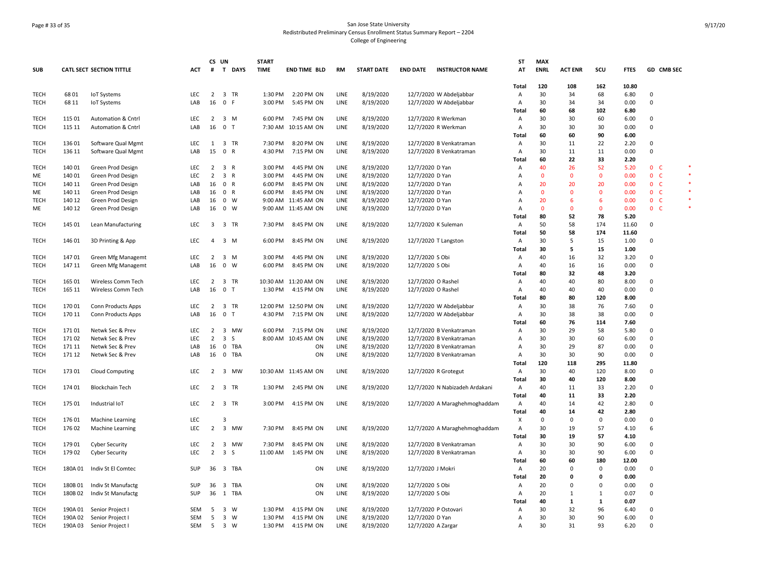San Jose State University
Redistributed Preliminary Census Enrollment Status Summary Report – 2204
College of Engineering

| SUB | CATL SECT | SECTION TITTLE | ACT | CS # | UN T | DAYS | START TIME | END TIME | BLD | RM | START DATE | END DATE | INSTRUCTOR NAME | ST AT | MAX ENRL | ACT ENR | SCU | FTES | GD | CMB SEC |
|---|---|---|---|---|---|---|---|---|---|---|---|---|---|---|---|---|---|---|---|---|
| | | | | | | | | | | | | | | Total | 120 | 108 | 162 | 10.80 | | |
| TECH | 68 01 | IoT Systems | LEC | 2 | 3 | TR | 1:30 PM | 2:20 PM | ON | LINE | 8/19/2020 | 12/7/2020 | W Abdeljabbar | A | 30 | 34 | 68 | 6.80 | 0 | |
| TECH | 68 11 | IoT Systems | LAB | 16 | 0 | F | 3:00 PM | 5:45 PM | ON | LINE | 8/19/2020 | 12/7/2020 | W Abdeljabbar | A | 30 | 34 | 34 | 0.00 | 0 | |
| | | | | | | | | | | | | | | Total | 60 | 68 | 102 | 6.80 | | |
| TECH | 115 01 | Automation & Cntrl | LEC | 2 | 3 | M | 6:00 PM | 7:45 PM | ON | LINE | 8/19/2020 | 12/7/2020 | R Werkman | A | 30 | 30 | 60 | 6.00 | 0 | |
| TECH | 115 11 | Automation & Cntrl | LAB | 16 | 0 | T | 7:30 AM | 10:15 AM | ON | LINE | 8/19/2020 | 12/7/2020 | R Werkman | A | 30 | 30 | 30 | 0.00 | 0 | |
| | | | | | | | | | | | | | | Total | 60 | 60 | 90 | 6.00 | | |
| TECH | 136 01 | Software Qual Mgmt | LEC | 1 | 3 | TR | 7:30 PM | 8:20 PM | ON | LINE | 8/19/2020 | 12/7/2020 | B Venkatraman | A | 30 | 11 | 22 | 2.20 | 0 | |
| TECH | 136 11 | Software Qual Mgmt | LAB | 15 | 0 | R | 4:30 PM | 7:15 PM | ON | LINE | 8/19/2020 | 12/7/2020 | B Venkatraman | A | 30 | 11 | 11 | 0.00 | 0 | |
| | | | | | | | | | | | | | | Total | 60 | 22 | 33 | 2.20 | | |
| TECH | 140 01 | Green Prod Design | LEC | 2 | 3 | R | 3:00 PM | 4:45 PM | ON | LINE | 8/19/2020 | 12/7/2020 | D Yan | A | 40 | 26 | 52 | 5.20 | 0 | C * |
| ME | 140 01 | Green Prod Design | LEC | 2 | 3 | R | 3:00 PM | 4:45 PM | ON | LINE | 8/19/2020 | 12/7/2020 | D Yan | A | 0 | 0 | 0 | 0.00 | 0 | C * |
| TECH | 140 11 | Green Prod Design | LAB | 16 | 0 | R | 6:00 PM | 8:45 PM | ON | LINE | 8/19/2020 | 12/7/2020 | D Yan | A | 20 | 20 | 20 | 0.00 | 0 | C * |
| ME | 140 11 | Green Prod Design | LAB | 16 | 0 | R | 6:00 PM | 8:45 PM | ON | LINE | 8/19/2020 | 12/7/2020 | D Yan | A | 0 | 0 | 0 | 0.00 | 0 | C * |
| TECH | 140 12 | Green Prod Design | LAB | 16 | 0 | W | 9:00 AM | 11:45 AM | ON | LINE | 8/19/2020 | 12/7/2020 | D Yan | A | 20 | 6 | 6 | 0.00 | 0 | C * |
| ME | 140 12 | Green Prod Design | LAB | 16 | 0 | W | 9:00 AM | 11:45 AM | ON | LINE | 8/19/2020 | 12/7/2020 | D Yan | A | 0 | 0 | 0 | 0.00 | 0 | C * |
| | | | | | | | | | | | | | | Total | 80 | 52 | 78 | 5.20 | | |
| TECH | 145 01 | Lean Manufacturing | LEC | 3 | 3 | TR | 7:30 PM | 8:45 PM | ON | LINE | 8/19/2020 | 12/7/2020 | K Suleman | A | 50 | 58 | 174 | 11.60 | 0 | |
| | | | | | | | | | | | | | | Total | 50 | 58 | 174 | 11.60 | | |
| TECH | 146 01 | 3D Printing & App | LEC | 4 | 3 | M | 6:00 PM | 8:45 PM | ON | LINE | 8/19/2020 | 12/7/2020 | T Langston | A | 30 | 5 | 15 | 1.00 | 0 | |
| | | | | | | | | | | | | | | Total | 30 | 5 | 15 | 1.00 | | |
| TECH | 147 01 | Green Mfg Managemt | LEC | 2 | 3 | M | 3:00 PM | 4:45 PM | ON | LINE | 8/19/2020 | 12/7/2020 | S Obi | A | 40 | 16 | 32 | 3.20 | 0 | |
| TECH | 147 11 | Green Mfg Managemt | LAB | 16 | 0 | W | 6:00 PM | 8:45 PM | ON | LINE | 8/19/2020 | 12/7/2020 | S Obi | A | 40 | 16 | 16 | 0.00 | 0 | |
| | | | | | | | | | | | | | | Total | 80 | 32 | 48 | 3.20 | | |
| TECH | 165 01 | Wireless Comm Tech | LEC | 2 | 3 | TR | 10:30 AM | 11:20 AM | ON | LINE | 8/19/2020 | 12/7/2020 | O Rashel | A | 40 | 40 | 80 | 8.00 | 0 | |
| TECH | 165 11 | Wireless Comm Tech | LAB | 16 | 0 | T | 1:30 PM | 4:15 PM | ON | LINE | 8/19/2020 | 12/7/2020 | O Rashel | A | 40 | 40 | 40 | 0.00 | 0 | |
| | | | | | | | | | | | | | | Total | 80 | 80 | 120 | 8.00 | | |
| TECH | 170 01 | Conn Products Apps | LEC | 2 | 3 | TR | 12:00 PM | 12:50 PM | ON | LINE | 8/19/2020 | 12/7/2020 | W Abdeljabbar | A | 30 | 38 | 76 | 7.60 | 0 | |
| TECH | 170 11 | Conn Products Apps | LAB | 16 | 0 | T | 4:30 PM | 7:15 PM | ON | LINE | 8/19/2020 | 12/7/2020 | W Abdeljabbar | A | 30 | 38 | 38 | 0.00 | 0 | |
| | | | | | | | | | | | | | | Total | 60 | 76 | 114 | 7.60 | | |
| TECH | 171 01 | Netwk Sec & Prev | LEC | 2 | 3 | MW | 6:00 PM | 7:15 PM | ON | LINE | 8/19/2020 | 12/7/2020 | B Venkatraman | A | 30 | 29 | 58 | 5.80 | 0 | |
| TECH | 171 02 | Netwk Sec & Prev | LEC | 2 | 3 | S | 8:00 AM | 10:45 AM | ON | LINE | 8/19/2020 | 12/7/2020 | B Venkatraman | A | 30 | 30 | 60 | 6.00 | 0 | |
| TECH | 171 11 | Netwk Sec & Prev | LAB | 16 | 0 | TBA | | | ON | LINE | 8/19/2020 | 12/7/2020 | B Venkatraman | A | 30 | 29 | 87 | 0.00 | 0 | |
| TECH | 171 12 | Netwk Sec & Prev | LAB | 16 | 0 | TBA | | | ON | LINE | 8/19/2020 | 12/7/2020 | B Venkatraman | A | 30 | 30 | 90 | 0.00 | 0 | |
| | | | | | | | | | | | | | | Total | 120 | 118 | 295 | 11.80 | | |
| TECH | 173 01 | Cloud Computing | LEC | 2 | 3 | MW | 10:30 AM | 11:45 AM | ON | LINE | 8/19/2020 | 12/7/2020 | R Grotegut | A | 30 | 40 | 120 | 8.00 | 0 | |
| | | | | | | | | | | | | | | Total | 30 | 40 | 120 | 8.00 | | |
| TECH | 174 01 | Blockchain Tech | LEC | 2 | 3 | TR | 1:30 PM | 2:45 PM | ON | LINE | 8/19/2020 | 12/7/2020 | N Nabizadeh Ardakani | A | 40 | 11 | 33 | 2.20 | 0 | |
| | | | | | | | | | | | | | | Total | 40 | 11 | 33 | 2.20 | | |
| TECH | 175 01 | Industrial IoT | LEC | 2 | 3 | TR | 3:00 PM | 4:15 PM | ON | LINE | 8/19/2020 | 12/7/2020 | A Maraghehmoghaddam | A | 40 | 14 | 42 | 2.80 | 0 | |
| | | | | | | | | | | | | | | Total | 40 | 14 | 42 | 2.80 | | |
| TECH | 176 01 | Machine Learning | LEC | | 3 | | | | | | | | | X | 0 | 0 | 0 | 0.00 | 0 | |
| TECH | 176 02 | Machine Learning | LEC | 2 | 3 | MW | 7:30 PM | 8:45 PM | ON | LINE | 8/19/2020 | 12/7/2020 | A Maraghehmoghaddam | A | 30 | 19 | 57 | 4.10 | 6 | |
| | | | | | | | | | | | | | | Total | 30 | 19 | 57 | 4.10 | | |
| TECH | 179 01 | Cyber Security | LEC | 2 | 3 | MW | 7:30 PM | 8:45 PM | ON | LINE | 8/19/2020 | 12/7/2020 | B Venkatraman | A | 30 | 30 | 90 | 6.00 | 0 | |
| TECH | 179 02 | Cyber Security | LEC | 2 | 3 | S | 11:00 AM | 1:45 PM | ON | LINE | 8/19/2020 | 12/7/2020 | B Venkatraman | A | 30 | 30 | 90 | 6.00 | 0 | |
| | | | | | | | | | | | | | | Total | 60 | 60 | 180 | 12.00 | | |
| TECH | 180A 01 | Indiv St El Comtec | SUP | 36 | 3 | TBA | | | ON | LINE | 8/19/2020 | 12/7/2020 | J Mokri | A | 20 | 0 | 0 | 0.00 | 0 | |
| | | | | | | | | | | | | | | Total | 20 | 0 | 0 | 0.00 | | |
| TECH | 180B 01 | Indiv St Manufactg | SUP | 36 | 3 | TBA | | | ON | LINE | 8/19/2020 | 12/7/2020 | S Obi | A | 20 | 0 | 0 | 0.00 | 0 | |
| TECH | 180B 02 | Indiv St Manufactg | SUP | 36 | 1 | TBA | | | ON | LINE | 8/19/2020 | 12/7/2020 | S Obi | A | 20 | 1 | 1 | 0.07 | 0 | |
| | | | | | | | | | | | | | | Total | 40 | 1 | 1 | 0.07 | | |
| TECH | 190A 01 | Senior Project I | SEM | 5 | 3 | W | 1:30 PM | 4:15 PM | ON | LINE | 8/19/2020 | 12/7/2020 | P Ostovari | A | 30 | 32 | 96 | 6.40 | 0 | |
| TECH | 190A 02 | Senior Project I | SEM | 5 | 3 | W | 1:30 PM | 4:15 PM | ON | LINE | 8/19/2020 | 12/7/2020 | D Yan | A | 30 | 30 | 90 | 6.00 | 0 | |
| TECH | 190A 03 | Senior Project I | SEM | 5 | 3 | W | 1:30 PM | 4:15 PM | ON | LINE | 8/19/2020 | 12/7/2020 | A Zargar | A | 30 | 31 | 93 | 6.20 | 0 | |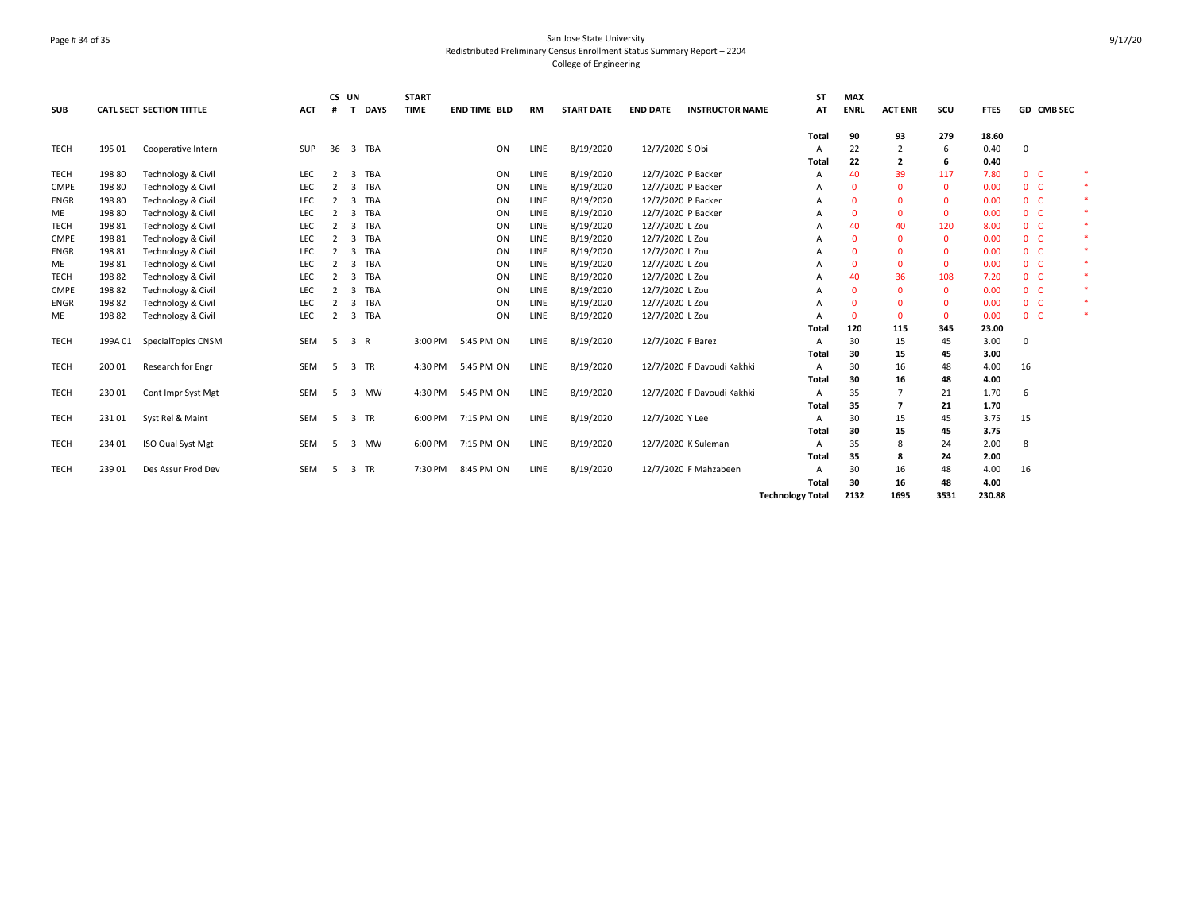San Jose State University
Redistributed Preliminary Census Enrollment Status Summary Report – 2204
College of Engineering

| SUB | CATL | SECT | SECTION TITTLE | ACT | CS # | UN T | DAYS | START TIME | END TIME | BLD | RM | START DATE | END DATE | INSTRUCTOR NAME | ST AT | MAX ENRL | ACT ENR | SCU | FTES | GD | CMB SEC | |
|---|---|---|---|---|---|---|---|---|---|---|---|---|---|---|---|---|---|---|---|---|---|---|
| | | | | | | | | | | | | | | | Total | 90 | 93 | 279 | 18.60 | | | |
| TECH | 195 | 01 | Cooperative Intern | SUP | 36 | 3 | TBA | | | ON | LINE | 8/19/2020 | 12/7/2020 | S Obi | A | 22 | 2 | 6 | 0.40 | 0 | | |
| | | | | | | | | | | | | | | | Total | 22 | 2 | 6 | 0.40 | | | |
| TECH | 198 | 80 | Technology & Civil | LEC | 2 | 3 | TBA | | | ON | LINE | 8/19/2020 | 12/7/2020 | P Backer | A | 40 | 39 | 117 | 7.80 | 0 | C | * |
| CMPE | 198 | 80 | Technology & Civil | LEC | 2 | 3 | TBA | | | ON | LINE | 8/19/2020 | 12/7/2020 | P Backer | A | 0 | 0 | 0 | 0.00 | 0 | C | * |
| ENGR | 198 | 80 | Technology & Civil | LEC | 2 | 3 | TBA | | | ON | LINE | 8/19/2020 | 12/7/2020 | P Backer | A | 0 | 0 | 0 | 0.00 | 0 | C | * |
| ME | 198 | 80 | Technology & Civil | LEC | 2 | 3 | TBA | | | ON | LINE | 8/19/2020 | 12/7/2020 | P Backer | A | 0 | 0 | 0 | 0.00 | 0 | C | * |
| TECH | 198 | 81 | Technology & Civil | LEC | 2 | 3 | TBA | | | ON | LINE | 8/19/2020 | 12/7/2020 | L Zou | A | 40 | 40 | 120 | 8.00 | 0 | C | * |
| CMPE | 198 | 81 | Technology & Civil | LEC | 2 | 3 | TBA | | | ON | LINE | 8/19/2020 | 12/7/2020 | L Zou | A | 0 | 0 | 0 | 0.00 | 0 | C | * |
| ENGR | 198 | 81 | Technology & Civil | LEC | 2 | 3 | TBA | | | ON | LINE | 8/19/2020 | 12/7/2020 | L Zou | A | 0 | 0 | 0 | 0.00 | 0 | C | * |
| ME | 198 | 81 | Technology & Civil | LEC | 2 | 3 | TBA | | | ON | LINE | 8/19/2020 | 12/7/2020 | L Zou | A | 0 | 0 | 0 | 0.00 | 0 | C | * |
| TECH | 198 | 82 | Technology & Civil | LEC | 2 | 3 | TBA | | | ON | LINE | 8/19/2020 | 12/7/2020 | L Zou | A | 40 | 36 | 108 | 7.20 | 0 | C | * |
| CMPE | 198 | 82 | Technology & Civil | LEC | 2 | 3 | TBA | | | ON | LINE | 8/19/2020 | 12/7/2020 | L Zou | A | 0 | 0 | 0 | 0.00 | 0 | C | * |
| ENGR | 198 | 82 | Technology & Civil | LEC | 2 | 3 | TBA | | | ON | LINE | 8/19/2020 | 12/7/2020 | L Zou | A | 0 | 0 | 0 | 0.00 | 0 | C | * |
| ME | 198 | 82 | Technology & Civil | LEC | 2 | 3 | TBA | | | ON | LINE | 8/19/2020 | 12/7/2020 | L Zou | A | 0 | 0 | 0 | 0.00 | 0 | C | * |
| | | | | | | | | | | | | | | | Total | 120 | 115 | 345 | 23.00 | | | |
| TECH | 199A | 01 | SpecialTopics CNSM | SEM | 5 | 3 | R | 3:00 PM | 5:45 PM | ON | LINE | 8/19/2020 | 12/7/2020 | F Barez | A | 30 | 15 | 45 | 3.00 | 0 | | |
| | | | | | | | | | | | | | | | Total | 30 | 15 | 45 | 3.00 | | | |
| TECH | 200 | 01 | Research for Engr | SEM | 5 | 3 | TR | 4:30 PM | 5:45 PM | ON | LINE | 8/19/2020 | 12/7/2020 | F Davoudi Kakhki | A | 30 | 16 | 48 | 4.00 | 16 | | |
| | | | | | | | | | | | | | | | Total | 30 | 16 | 48 | 4.00 | | | |
| TECH | 230 | 01 | Cont Impr Syst Mgt | SEM | 5 | 3 | MW | 4:30 PM | 5:45 PM | ON | LINE | 8/19/2020 | 12/7/2020 | F Davoudi Kakhki | A | 35 | 7 | 21 | 1.70 | 6 | | |
| | | | | | | | | | | | | | | | Total | 35 | 7 | 21 | 1.70 | | | |
| TECH | 231 | 01 | Syst Rel & Maint | SEM | 5 | 3 | TR | 6:00 PM | 7:15 PM | ON | LINE | 8/19/2020 | 12/7/2020 | Y Lee | A | 30 | 15 | 45 | 3.75 | 15 | | |
| | | | | | | | | | | | | | | | Total | 30 | 15 | 45 | 3.75 | | | |
| TECH | 234 | 01 | ISO Qual Syst Mgt | SEM | 5 | 3 | MW | 6:00 PM | 7:15 PM | ON | LINE | 8/19/2020 | 12/7/2020 | K Suleman | A | 35 | 8 | 24 | 2.00 | 8 | | |
| | | | | | | | | | | | | | | | Total | 35 | 8 | 24 | 2.00 | | | |
| TECH | 239 | 01 | Des Assur Prod Dev | SEM | 5 | 3 | TR | 7:30 PM | 8:45 PM | ON | LINE | 8/19/2020 | 12/7/2020 | F Mahzabeen | A | 30 | 16 | 48 | 4.00 | 16 | | |
| | | | | | | | | | | | | | | | Total | 30 | 16 | 48 | 4.00 | | | |
| | | | | | | | | | | | | | | | Technology Total | 2132 | 1695 | 3531 | 230.88 | | | |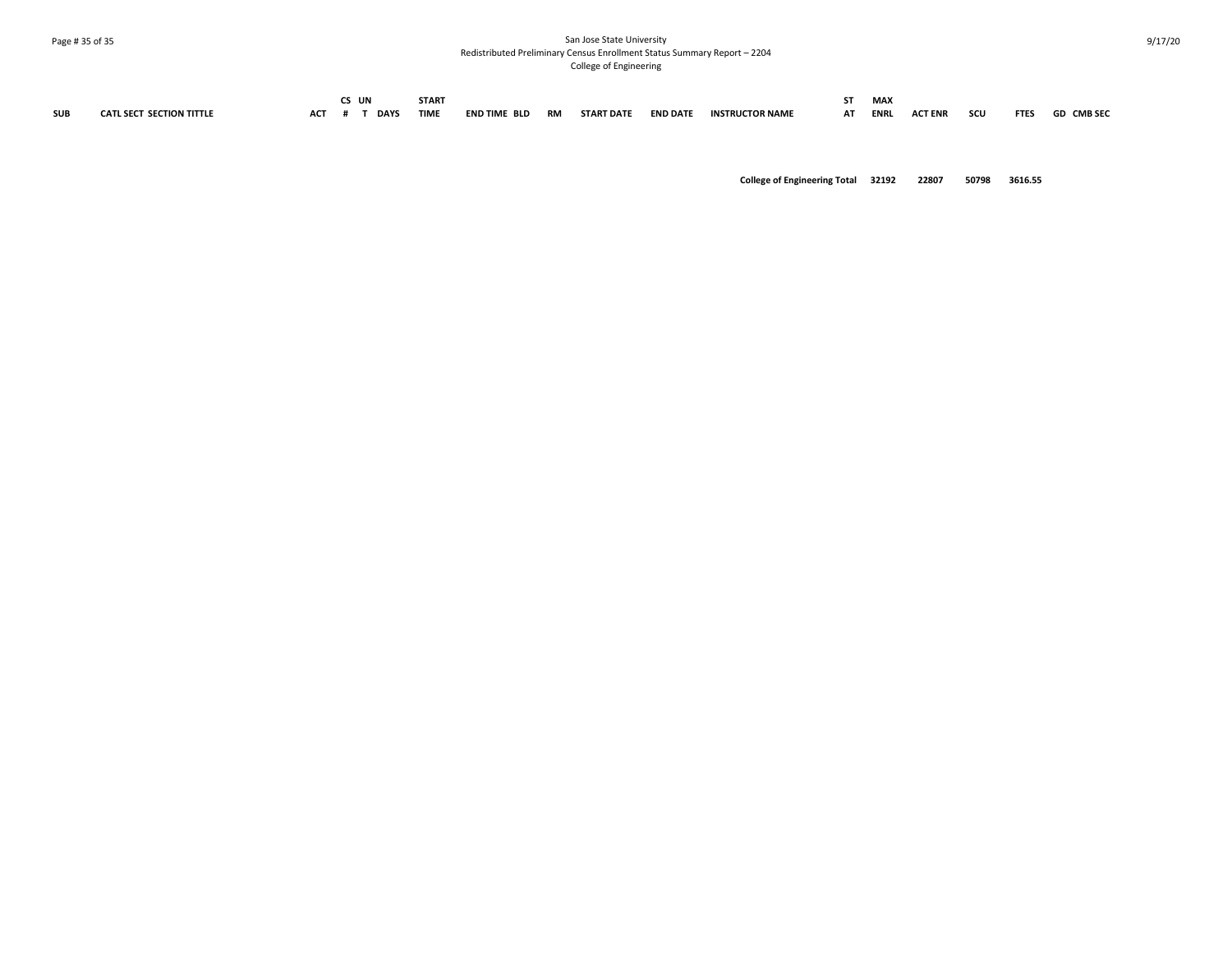| SUB | CATL | SECT | SECTION TITTLE | ACT | CS # | UN T | DAYS | START TIME | END TIME | BLD | RM | START DATE | END DATE | INSTRUCTOR NAME | ST AT | MAX ENRL | ACT ENR | SCU | FTES | GD | CMB SEC |
|---|---|---|---|---|---|---|---|---|---|---|---|---|---|---|---|---|---|---|---|---|---|
| | | | | | | | | | | | | | | **College of Engineering Total** | | **32192** | **22807** | **50798** | **3616.55** | | |